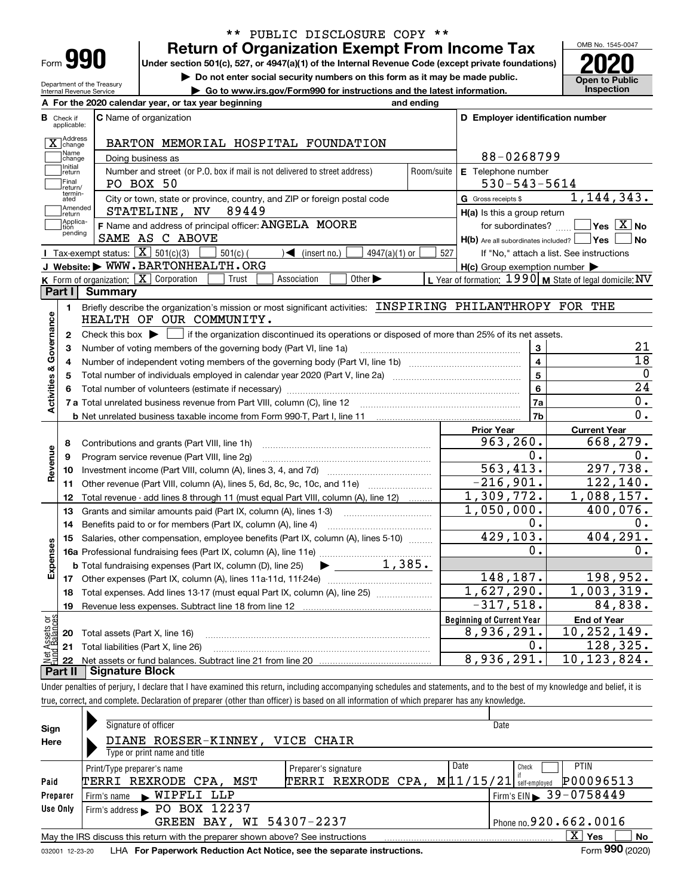\*\* PUBLIC DISCLOSURE COPY \*\*

Form **990**

# Return of Organization Exempt From Income Tax

**Under section 501(c), 527, or 4947(a)(1) of the Internal Revenue Code (except private foundations)**

▶ Do not enter social security numbers on this form as it may be made public.

▶ Go to www.irs.gov/Form990 for instructions and the latest information.

OMB No. 1545-0047

**2020**

**Open to Public Inspection**

Department of the Treasury
Internal Revenue Service

**A** For the 2020 calendar year, or tax year beginning and ending

**B** Check if applicable:
- [X] Address change
- [ ] Name change
- [ ] Initial return
- [ ] Final return/terminated
- [ ] Amended return
- [ ] Application pending

**C** Name of organization: BARTON MEMORIAL HOSPITAL FOUNDATION

Doing business as

Number and street (or P.O. box if mail is not delivered to street address): PO BOX 50 | Room/suite

City or town, state or province, country, and ZIP or foreign postal code: STATELINE, NV 89449

**F** Name and address of principal officer: ANGELA MOORE
SAME AS C ABOVE

**D** Employer identification number: 88-0268799

**E** Telephone number: 530-543-5614

**G** Gross receipts $ 1,144,343.

**H(a)** Is this a group return for subordinates? [ ] Yes [X] No

**H(b)** Are all subordinates included? [ ] Yes [ ] No
If "No," attach a list. See instructions

**H(c)** Group exemption number ▶

**I** Tax-exempt status: [X] 501(c)(3) [ ] 501(c) ( ) ◀ (insert no.) [ ] 4947(a)(1) or [ ] 527

**J** Website: ▶ WWW.BARTONHEALTH.ORG

**K** Form of organization: [X] Corporation [ ] Trust [ ] Association [ ] Other ▶

**L** Year of formation: 1990 **M** State of legal domicile: NV

## Part I Summary

**Activities & Governance**

1. Briefly describe the organization's mission or most significant activities: INSPIRING PHILANTHROPY FOR THE HEALTH OF OUR COMMUNITY.
2. Check this box ▶ [ ] if the organization discontinued its operations or disposed of more than 25% of its net assets.

| | | | |
|---|---|---|---|
| 3 | Number of voting members of the governing body (Part VI, line 1a) | 3 | 21 |
| 4 | Number of independent voting members of the governing body (Part VI, line 1b) | 4 | 18 |
| 5 | Total number of individuals employed in calendar year 2020 (Part V, line 2a) | 5 | 0 |
| 6 | Total number of volunteers (estimate if necessary) | 6 | 24 |
| 7a | Total unrelated business revenue from Part VIII, column (C), line 12 | 7a | 0. |
| b | Net unrelated business taxable income from Form 990-T, Part I, line 11 | 7b | 0. |

| | | | Prior Year | Current Year |
|---|---|---|---|---|
| **Revenue** | 8 | Contributions and grants (Part VIII, line 1h) | 963,260. | 668,279. |
| | 9 | Program service revenue (Part VIII, line 2g) | 0. | 0. |
| | 10 | Investment income (Part VIII, column (A), lines 3, 4, and 7d) | 563,413. | 297,738. |
| | 11 | Other revenue (Part VIII, column (A), lines 5, 6d, 8c, 9c, 10c, and 11e) | -216,901. | 122,140. |
| | 12 | Total revenue - add lines 8 through 11 (must equal Part VIII, column (A), line 12) | 1,309,772. | 1,088,157. |
| **Expenses** | 13 | Grants and similar amounts paid (Part IX, column (A), lines 1-3) | 1,050,000. | 400,076. |
| | 14 | Benefits paid to or for members (Part IX, column (A), line 4) | 0. | 0. |
| | 15 | Salaries, other compensation, employee benefits (Part IX, column (A), lines 5-10) | 429,103. | 404,291. |
| | 16a | Professional fundraising fees (Part IX, column (A), line 11e) | 0. | 0. |
| | b | Total fundraising expenses (Part IX, column (D), line 25) ▶ 1,385. | | |
| | 17 | Other expenses (Part IX, column (A), lines 11a-11d, 11f-24e) | 148,187. | 198,952. |
| | 18 | Total expenses. Add lines 13-17 (must equal Part IX, column (A), line 25) | 1,627,290. | 1,003,319. |
| | 19 | Revenue less expenses. Subtract line 18 from line 12 | -317,518. | 84,838. |
| | | | **Beginning of Current Year** | **End of Year** |
| **Net Assets or Fund Balances** | 20 | Total assets (Part X, line 16) | 8,936,291. | 10,252,149. |
| | 21 | Total liabilities (Part X, line 26) | 0. | 128,325. |
| | 22 | Net assets or fund balances. Subtract line 21 from line 20 | 8,936,291. | 10,123,824. |

## Part II Signature Block

Under penalties of perjury, I declare that I have examined this return, including accompanying schedules and statements, and to the best of my knowledge and belief, it is true, correct, and complete. Declaration of preparer (other than officer) is based on all information of which preparer has any knowledge.

**Sign Here**

Signature of officer | Date

DIANE ROESER-KINNEY, VICE CHAIR
Type or print name and title

**Paid Preparer Use Only**

| Print/Type preparer's name | Preparer's signature | Date | Check if self-employed | PTIN |
|---|---|---|---|---|
| TERRI REXRODE CPA, MST | TERRI REXRODE CPA, M | 11/15/21 | [ ] | P00096513 |

Firm's name ▶ WIPFLI LLP | Firm's EIN ▶ 39-0758449

Firm's address ▶ PO BOX 12237, GREEN BAY, WI 54307-2237 | Phone no. 920.662.0016

May the IRS discuss this return with the preparer shown above? See instructions [X] Yes [ ] No

032001 12-23-20 LHA **For Paperwork Reduction Act Notice, see the separate instructions.** Form **990** (2020)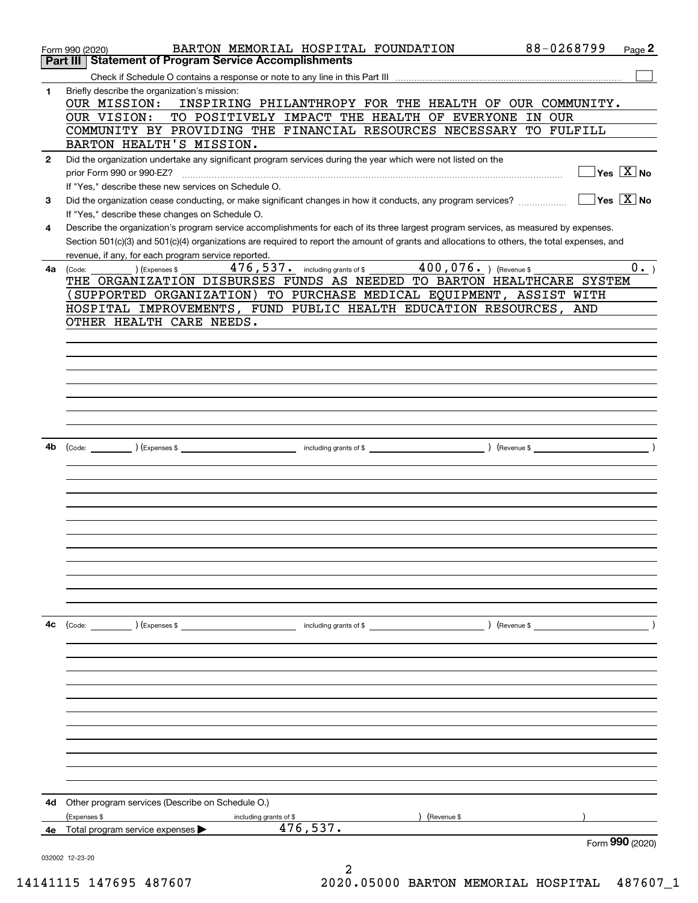Form 990 (2020) BARTON MEMORIAL HOSPITAL FOUNDATION 88-0268799

## Part III Statement of Program Service Accomplishments

Check if Schedule O contains a response or note to any line in this Part III ☐

**1** Briefly describe the organization's mission:

OUR MISSION: INSPIRING PHILANTHROPY FOR THE HEALTH OF OUR COMMUNITY. OUR VISION: TO POSITIVELY IMPACT THE HEALTH OF EVERYONE IN OUR COMMUNITY BY PROVIDING THE FINANCIAL RESOURCES NECESSARY TO FULFILL BARTON HEALTH'S MISSION.

**2** Did the organization undertake any significant program services during the year which were not listed on the prior Form 990 or 990-EZ? ☐ Yes ☒ No

If "Yes," describe these new services on Schedule O.

**3** Did the organization cease conducting, or make significant changes in how it conducts, any program services? ☐ Yes ☒ No

If "Yes," describe these changes on Schedule O.

**4** Describe the organization's program service accomplishments for each of its three largest program services, as measured by expenses. Section 501(c)(3) and 501(c)(4) organizations are required to report the amount of grants and allocations to others, the total expenses, and revenue, if any, for each program service reported.

**4a** (Code: ) (Expenses $ 476,537. including grants of $ 400,076. ) (Revenue $ 0. )

THE ORGANIZATION DISBURSES FUNDS AS NEEDED TO BARTON HEALTHCARE SYSTEM (SUPPORTED ORGANIZATION) TO PURCHASE MEDICAL EQUIPMENT, ASSIST WITH HOSPITAL IMPROVEMENTS, FUND PUBLIC HEALTH EDUCATION RESOURCES, AND OTHER HEALTH CARE NEEDS.

**4b** (Code: ) (Expenses $ including grants of $ ) (Revenue $ )

**4c** (Code: ) (Expenses $ including grants of $ ) (Revenue $ )

**4d** Other program services (Describe on Schedule O.)

(Expenses $ including grants of $ ) (Revenue $ )

**4e** Total program service expenses ▶ 476,537.

Form **990** (2020)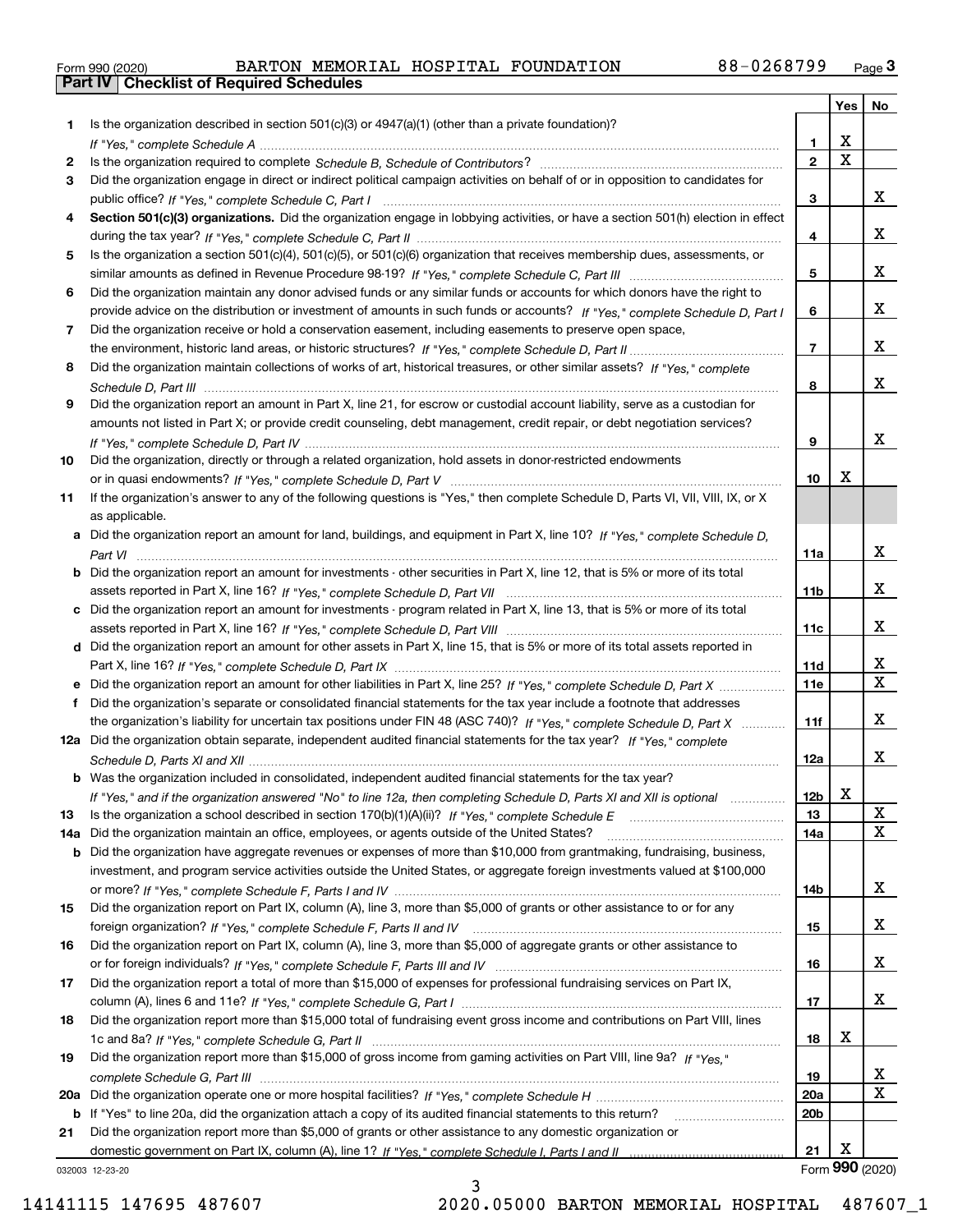Form 990 (2020) BARTON MEMORIAL HOSPITAL FOUNDATION 88-0268799

## Part IV Checklist of Required Schedules

| | | | Yes | No |
|---|---|---|---|---|
| 1 | Is the organization described in section 501(c)(3) or 4947(a)(1) (other than a private foundation)? *If "Yes," complete Schedule A* | 1 | X | |
| 2 | Is the organization required to complete *Schedule B, Schedule of Contributors*? | 2 | X | |
| 3 | Did the organization engage in direct or indirect political campaign activities on behalf of or in opposition to candidates for public office? *If "Yes," complete Schedule C, Part I* | 3 | | X |
| 4 | **Section 501(c)(3) organizations.** Did the organization engage in lobbying activities, or have a section 501(h) election in effect during the tax year? *If "Yes," complete Schedule C, Part II* | 4 | | X |
| 5 | Is the organization a section 501(c)(4), 501(c)(5), or 501(c)(6) organization that receives membership dues, assessments, or similar amounts as defined in Revenue Procedure 98-19? *If "Yes," complete Schedule C, Part III* | 5 | | X |
| 6 | Did the organization maintain any donor advised funds or any similar funds or accounts for which donors have the right to provide advice on the distribution or investment of amounts in such funds or accounts? *If "Yes," complete Schedule D, Part I* | 6 | | X |
| 7 | Did the organization receive or hold a conservation easement, including easements to preserve open space, the environment, historic land areas, or historic structures? *If "Yes," complete Schedule D, Part II* | 7 | | X |
| 8 | Did the organization maintain collections of works of art, historical treasures, or other similar assets? *If "Yes," complete Schedule D, Part III* | 8 | | X |
| 9 | Did the organization report an amount in Part X, line 21, for escrow or custodial account liability, serve as a custodian for amounts not listed in Part X; or provide credit counseling, debt management, credit repair, or debt negotiation services? *If "Yes," complete Schedule D, Part IV* | 9 | | X |
| 10 | Did the organization, directly or through a related organization, hold assets in donor-restricted endowments or in quasi endowments? *If "Yes," complete Schedule D, Part V* | 10 | X | |
| 11 | If the organization's answer to any of the following questions is "Yes," then complete Schedule D, Parts VI, VII, VIII, IX, or X as applicable. | | | |
| a | Did the organization report an amount for land, buildings, and equipment in Part X, line 10? *If "Yes," complete Schedule D, Part VI* | 11a | | X |
| b | Did the organization report an amount for investments - other securities in Part X, line 12, that is 5% or more of its total assets reported in Part X, line 16? *If "Yes," complete Schedule D, Part VII* | 11b | | X |
| c | Did the organization report an amount for investments - program related in Part X, line 13, that is 5% or more of its total assets reported in Part X, line 16? *If "Yes," complete Schedule D, Part VIII* | 11c | | X |
| d | Did the organization report an amount for other assets in Part X, line 15, that is 5% or more of its total assets reported in Part X, line 16? *If "Yes," complete Schedule D, Part IX* | 11d | | X |
| e | Did the organization report an amount for other liabilities in Part X, line 25? *If "Yes," complete Schedule D, Part X* | 11e | | X |
| f | Did the organization's separate or consolidated financial statements for the tax year include a footnote that addresses the organization's liability for uncertain tax positions under FIN 48 (ASC 740)? *If "Yes," complete Schedule D, Part X* | 11f | | X |
| 12a | Did the organization obtain separate, independent audited financial statements for the tax year? *If "Yes," complete Schedule D, Parts XI and XII* | 12a | | X |
| b | Was the organization included in consolidated, independent audited financial statements for the tax year? *If "Yes," and if the organization answered "No" to line 12a, then completing Schedule D, Parts XI and XII is optional* | 12b | X | |
| 13 | Is the organization a school described in section 170(b)(1)(A)(ii)? *If "Yes," complete Schedule E* | 13 | | X |
| 14a | Did the organization maintain an office, employees, or agents outside of the United States? | 14a | | X |
| b | Did the organization have aggregate revenues or expenses of more than $10,000 from grantmaking, fundraising, business, investment, and program service activities outside the United States, or aggregate foreign investments valued at $100,000 or more? *If "Yes," complete Schedule F, Parts I and IV* | 14b | | X |
| 15 | Did the organization report on Part IX, column (A), line 3, more than $5,000 of grants or other assistance to or for any foreign organization? *If "Yes," complete Schedule F, Parts II and IV* | 15 | | X |
| 16 | Did the organization report on Part IX, column (A), line 3, more than $5,000 of aggregate grants or other assistance to or for foreign individuals? *If "Yes," complete Schedule F, Parts III and IV* | 16 | | X |
| 17 | Did the organization report a total of more than $15,000 of expenses for professional fundraising services on Part IX, column (A), lines 6 and 11e? *If "Yes," complete Schedule G, Part I* | 17 | | X |
| 18 | Did the organization report more than $15,000 total of fundraising event gross income and contributions on Part VIII, lines 1c and 8a? *If "Yes," complete Schedule G, Part II* | 18 | X | |
| 19 | Did the organization report more than $15,000 of gross income from gaming activities on Part VIII, line 9a? *If "Yes," complete Schedule G, Part III* | 19 | | X |
| 20a | Did the organization operate one or more hospital facilities? *If "Yes," complete Schedule H* | 20a | | X |
| b | If "Yes" to line 20a, did the organization attach a copy of its audited financial statements to this return? | 20b | | |
| 21 | Did the organization report more than $5,000 of grants or other assistance to any domestic organization or domestic government on Part IX, column (A), line 1? *If "Yes," complete Schedule I, Parts I and II* | 21 | X | |

032003 12-23-20 Form **990** (2020)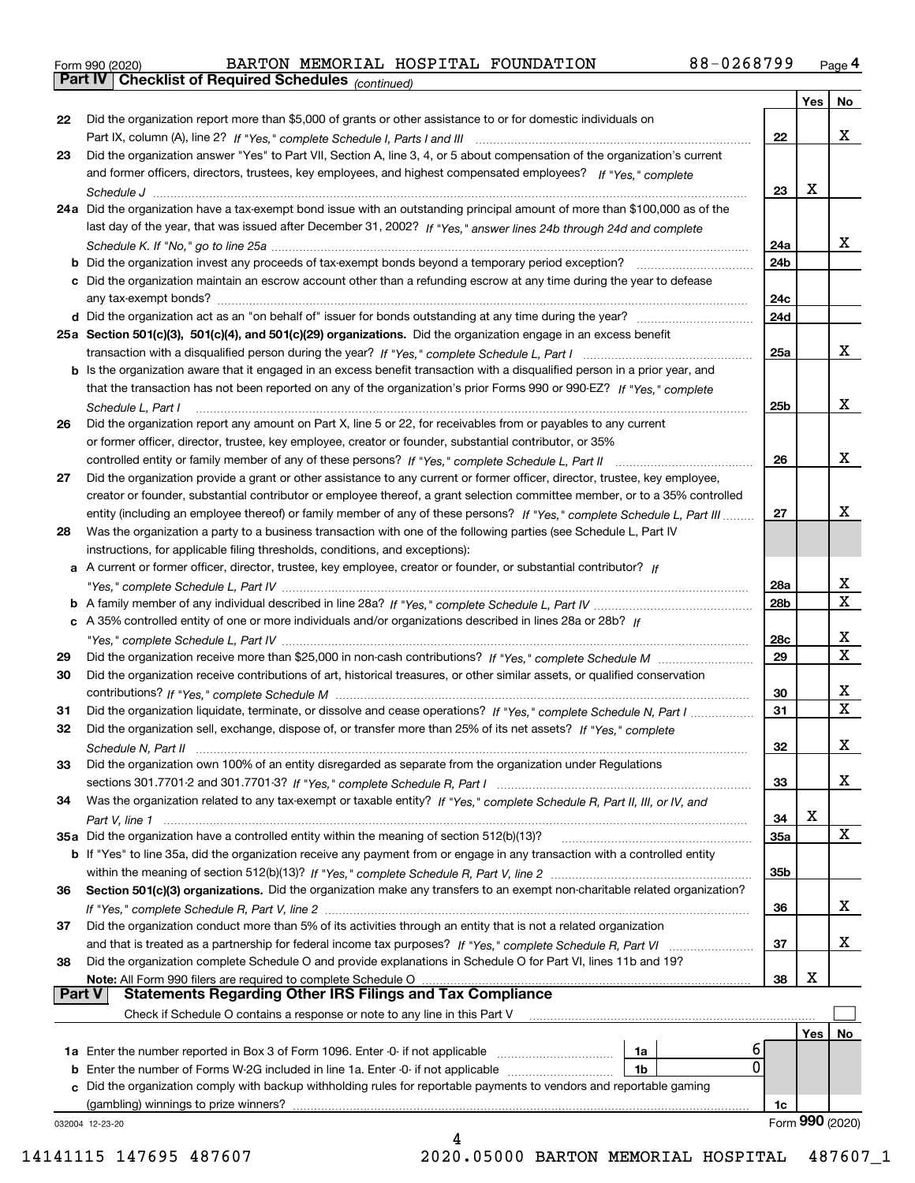Form 990 (2020) BARTON MEMORIAL HOSPITAL FOUNDATION 88-0268799 Page **4**

## Part IV Checklist of Required Schedules *(continued)*

| | | | Yes | No |
|---|---|---|---|---|
| 22 | Did the organization report more than $5,000 of grants or other assistance to or for domestic individuals on Part IX, column (A), line 2? *If "Yes," complete Schedule I, Parts I and III* | 22 | | X |
| 23 | Did the organization answer "Yes" to Part VII, Section A, line 3, 4, or 5 about compensation of the organization's current and former officers, directors, trustees, key employees, and highest compensated employees? *If "Yes," complete Schedule J* | 23 | X | |
| 24a | Did the organization have a tax-exempt bond issue with an outstanding principal amount of more than $100,000 as of the last day of the year, that was issued after December 31, 2002? *If "Yes," answer lines 24b through 24d and complete Schedule K. If "No," go to line 25a* | 24a | | X |
| b | Did the organization invest any proceeds of tax-exempt bonds beyond a temporary period exception? | 24b | | |
| c | Did the organization maintain an escrow account other than a refunding escrow at any time during the year to defease any tax-exempt bonds? | 24c | | |
| d | Did the organization act as an "on behalf of" issuer for bonds outstanding at any time during the year? | 24d | | |
| 25a | **Section 501(c)(3), 501(c)(4), and 501(c)(29) organizations.** Did the organization engage in an excess benefit transaction with a disqualified person during the year? *If "Yes," complete Schedule L, Part I* | 25a | | X |
| b | Is the organization aware that it engaged in an excess benefit transaction with a disqualified person in a prior year, and that the transaction has not been reported on any of the organization's prior Forms 990 or 990-EZ? *If "Yes," complete Schedule L, Part I* | 25b | | X |
| 26 | Did the organization report any amount on Part X, line 5 or 22, for receivables from or payables to any current or former officer, director, trustee, key employee, creator or founder, substantial contributor, or 35% controlled entity or family member of any of these persons? *If "Yes," complete Schedule L, Part II* | 26 | | X |
| 27 | Did the organization provide a grant or other assistance to any current or former officer, director, trustee, key employee, creator or founder, substantial contributor or employee thereof, a grant selection committee member, or to a 35% controlled entity (including an employee thereof) or family member of any of these persons? *If "Yes," complete Schedule L, Part III* | 27 | | X |
| 28 | Was the organization a party to a business transaction with one of the following parties (see Schedule L, Part IV instructions, for applicable filing thresholds, conditions, and exceptions): | | | |
| a | A current or former officer, director, trustee, key employee, creator or founder, or substantial contributor? *If "Yes," complete Schedule L, Part IV* | 28a | | X |
| b | A family member of any individual described in line 28a? *If "Yes," complete Schedule L, Part IV* | 28b | | X |
| c | A 35% controlled entity of one or more individuals and/or organizations described in lines 28a or 28b? *If "Yes," complete Schedule L, Part IV* | 28c | | X |
| 29 | Did the organization receive more than $25,000 in non-cash contributions? *If "Yes," complete Schedule M* | 29 | | X |
| 30 | Did the organization receive contributions of art, historical treasures, or other similar assets, or qualified conservation contributions? *If "Yes," complete Schedule M* | 30 | | X |
| 31 | Did the organization liquidate, terminate, or dissolve and cease operations? *If "Yes," complete Schedule N, Part I* | 31 | | X |
| 32 | Did the organization sell, exchange, dispose of, or transfer more than 25% of its net assets? *If "Yes," complete Schedule N, Part II* | 32 | | X |
| 33 | Did the organization own 100% of an entity disregarded as separate from the organization under Regulations sections 301.7701-2 and 301.7701-3? *If "Yes," complete Schedule R, Part I* | 33 | | X |
| 34 | Was the organization related to any tax-exempt or taxable entity? *If "Yes," complete Schedule R, Part II, III, or IV, and Part V, line 1* | 34 | X | |
| 35a | Did the organization have a controlled entity within the meaning of section 512(b)(13)? | 35a | | X |
| b | If "Yes" to line 35a, did the organization receive any payment from or engage in any transaction with a controlled entity within the meaning of section 512(b)(13)? *If "Yes," complete Schedule R, Part V, line 2* | 35b | | |
| 36 | **Section 501(c)(3) organizations.** Did the organization make any transfers to an exempt non-charitable related organization? *If "Yes," complete Schedule R, Part V, line 2* | 36 | | X |
| 37 | Did the organization conduct more than 5% of its activities through an entity that is not a related organization and that is treated as a partnership for federal income tax purposes? *If "Yes," complete Schedule R, Part VI* | 37 | | X |
| 38 | Did the organization complete Schedule O and provide explanations in Schedule O for Part VI, lines 11b and 19? **Note:** All Form 990 filers are required to complete Schedule O | 38 | X | |

## Part V Statements Regarding Other IRS Filings and Tax Compliance

Check if Schedule O contains a response or note to any line in this Part V ☐

| | | | | | Yes | No |
|---|---|---|---|---|---|---|
| 1a | Enter the number reported in Box 3 of Form 1096. Enter -0- if not applicable | 1a | 6 | | | |
| b | Enter the number of Forms W-2G included in line 1a. Enter -0- if not applicable | 1b | 0 | | | |
| c | Did the organization comply with backup withholding rules for reportable payments to vendors and reportable gaming (gambling) winnings to prize winners? | | | 1c | | |

032004 12-23-20 Form **990** (2020)

14141115 147695 487607 2020.05000 BARTON MEMORIAL HOSPITAL 487607_1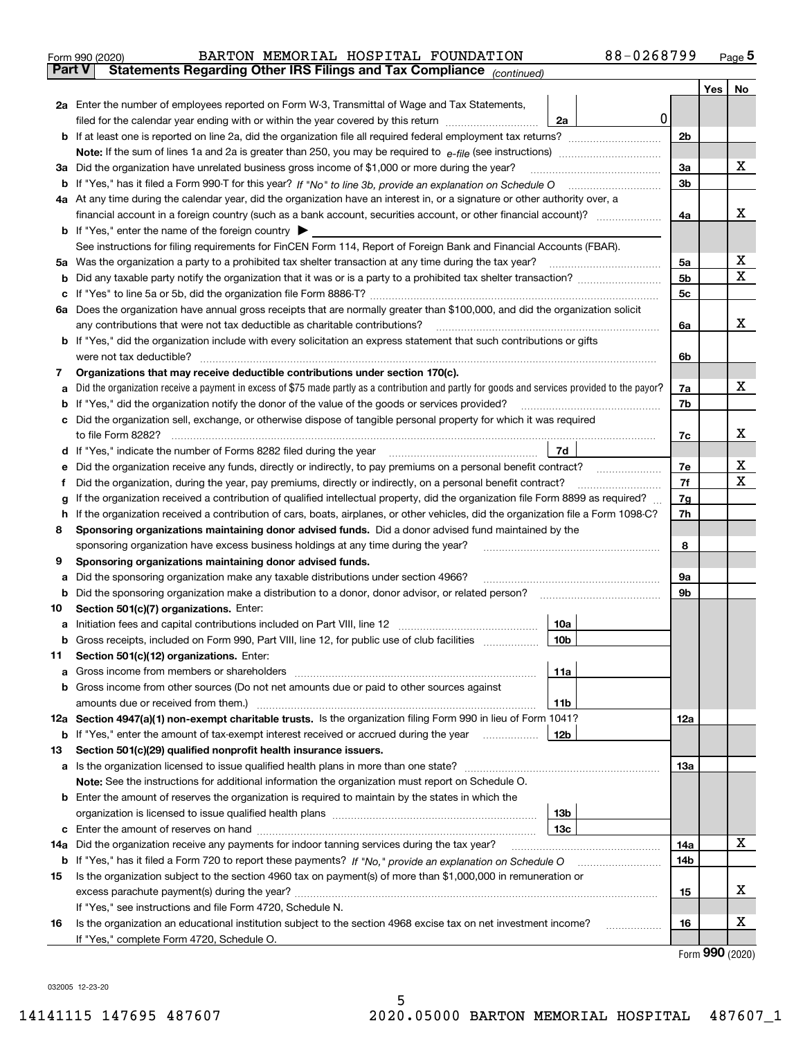Form 990 (2020) BARTON MEMORIAL HOSPITAL FOUNDATION 88-0268799 Page 5

**Part V Statements Regarding Other IRS Filings and Tax Compliance** *(continued)*

| | | | | | Yes | No |
|---|---|---|---|---|---|---|
| **2a** | Enter the number of employees reported on Form W-3, Transmittal of Wage and Tax Statements, filed for the calendar year ending with or within the year covered by this return | 2a | 0 | | | |
| **b** | If at least one is reported on line 2a, did the organization file all required federal employment tax returns? | | | 2b | | |
| | **Note:** If the sum of lines 1a and 2a is greater than 250, you may be required to *e-file* (see instructions) | | | | | |
| **3a** | Did the organization have unrelated business gross income of $1,000 or more during the year? | | | 3a | | X |
| **b** | If "Yes," has it filed a Form 990-T for this year? *If "No" to line 3b, provide an explanation on Schedule O* | | | 3b | | |
| **4a** | At any time during the calendar year, did the organization have an interest in, or a signature or other authority over, a financial account in a foreign country (such as a bank account, securities account, or other financial account)? | | | 4a | | X |
| **b** | If "Yes," enter the name of the foreign country ▶ | | | | | |
| | See instructions for filing requirements for FinCEN Form 114, Report of Foreign Bank and Financial Accounts (FBAR). | | | | | |
| **5a** | Was the organization a party to a prohibited tax shelter transaction at any time during the tax year? | | | 5a | | X |
| **b** | Did any taxable party notify the organization that it was or is a party to a prohibited tax shelter transaction? | | | 5b | | X |
| **c** | If "Yes" to line 5a or 5b, did the organization file Form 8886-T? | | | 5c | | |
| **6a** | Does the organization have annual gross receipts that are normally greater than $100,000, and did the organization solicit any contributions that were not tax deductible as charitable contributions? | | | 6a | | X |
| **b** | If "Yes," did the organization include with every solicitation an express statement that such contributions or gifts were not tax deductible? | | | 6b | | |
| **7** | **Organizations that may receive deductible contributions under section 170(c).** | | | | | |
| **a** | Did the organization receive a payment in excess of $75 made partly as a contribution and partly for goods and services provided to the payor? | | | 7a | | X |
| **b** | If "Yes," did the organization notify the donor of the value of the goods or services provided? | | | 7b | | |
| **c** | Did the organization sell, exchange, or otherwise dispose of tangible personal property for which it was required to file Form 8282? | | | 7c | | X |
| **d** | If "Yes," indicate the number of Forms 8282 filed during the year | 7d | | | | |
| **e** | Did the organization receive any funds, directly or indirectly, to pay premiums on a personal benefit contract? | | | 7e | | X |
| **f** | Did the organization, during the year, pay premiums, directly or indirectly, on a personal benefit contract? | | | 7f | | X |
| **g** | If the organization received a contribution of qualified intellectual property, did the organization file Form 8899 as required? | | | 7g | | |
| **h** | If the organization received a contribution of cars, boats, airplanes, or other vehicles, did the organization file a Form 1098-C? | | | 7h | | |
| **8** | **Sponsoring organizations maintaining donor advised funds.** Did a donor advised fund maintained by the sponsoring organization have excess business holdings at any time during the year? | | | 8 | | |
| **9** | **Sponsoring organizations maintaining donor advised funds.** | | | | | |
| **a** | Did the sponsoring organization make any taxable distributions under section 4966? | | | 9a | | |
| **b** | Did the sponsoring organization make a distribution to a donor, donor advisor, or related person? | | | 9b | | |
| **10** | **Section 501(c)(7) organizations.** Enter: | | | | | |
| **a** | Initiation fees and capital contributions included on Part VIII, line 12 | 10a | | | | |
| **b** | Gross receipts, included on Form 990, Part VIII, line 12, for public use of club facilities | 10b | | | | |
| **11** | **Section 501(c)(12) organizations.** Enter: | | | | | |
| **a** | Gross income from members or shareholders | 11a | | | | |
| **b** | Gross income from other sources (Do not net amounts due or paid to other sources against amounts due or received from them.) | 11b | | | | |
| **12a** | **Section 4947(a)(1) non-exempt charitable trusts.** Is the organization filing Form 990 in lieu of Form 1041? | | | 12a | | |
| **b** | If "Yes," enter the amount of tax-exempt interest received or accrued during the year | 12b | | | | |
| **13** | **Section 501(c)(29) qualified nonprofit health insurance issuers.** | | | | | |
| **a** | Is the organization licensed to issue qualified health plans in more than one state? | | | 13a | | |
| | **Note:** See the instructions for additional information the organization must report on Schedule O. | | | | | |
| **b** | Enter the amount of reserves the organization is required to maintain by the states in which the organization is licensed to issue qualified health plans | 13b | | | | |
| **c** | Enter the amount of reserves on hand | 13c | | | | |
| **14a** | Did the organization receive any payments for indoor tanning services during the tax year? | | | 14a | | X |
| **b** | If "Yes," has it filed a Form 720 to report these payments? *If "No," provide an explanation on Schedule O* | | | 14b | | |
| **15** | Is the organization subject to the section 4960 tax on payment(s) of more than $1,000,000 in remuneration or excess parachute payment(s) during the year? | | | 15 | | X |
| | If "Yes," see instructions and file Form 4720, Schedule N. | | | | | |
| **16** | Is the organization an educational institution subject to the section 4968 excise tax on net investment income? | | | 16 | | X |
| | If "Yes," complete Form 4720, Schedule O. | | | | | |

Form **990** (2020)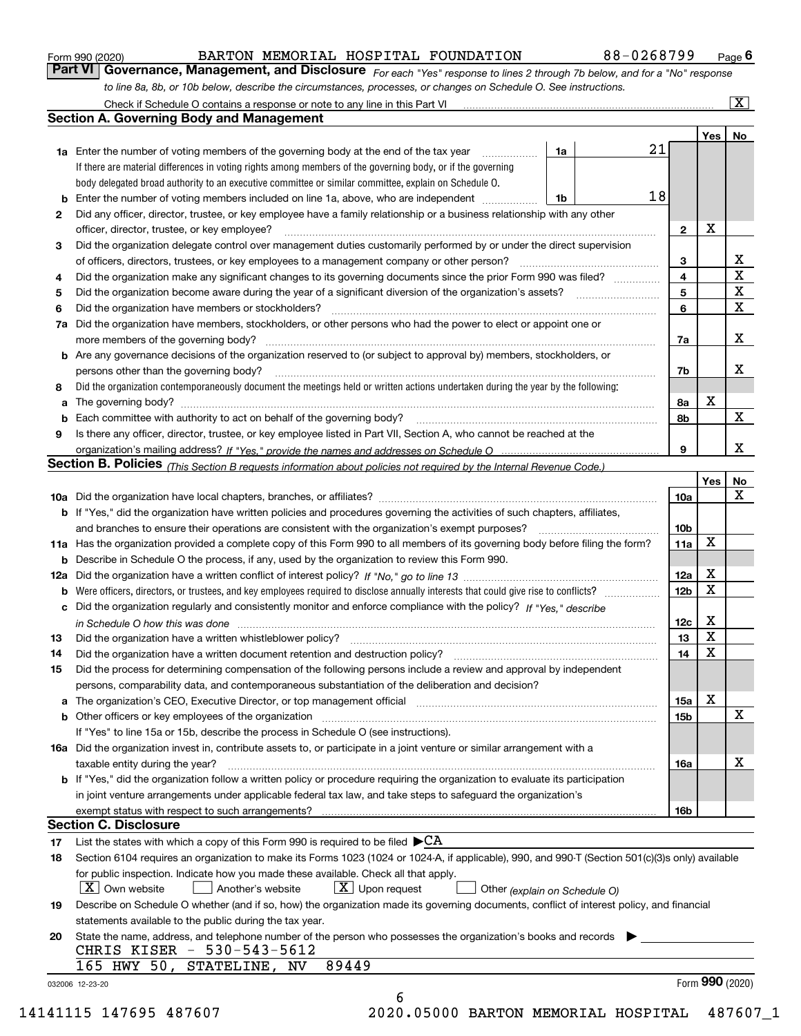Form 990 (2020) BARTON MEMORIAL HOSPITAL FOUNDATION 88-0268799 Page 6

**Part VI Governance, Management, and Disclosure** *For each "Yes" response to lines 2 through 7b below, and for a "No" response to line 8a, 8b, or 10b below, describe the circumstances, processes, or changes on Schedule O. See instructions.*

Check if Schedule O contains a response or note to any line in this Part VI .......... [X]

## Section A. Governing Body and Management

| | | | | Yes | No |
|---|---|---|---|---|---|
| **1a** | Enter the number of voting members of the governing body at the end of the tax year ... If there are material differences in voting rights among members of the governing body, or if the governing body delegated broad authority to an executive committee or similar committee, explain on Schedule O. | 1a: 21 | | | |
| **b** | Enter the number of voting members included on line 1a, above, who are independent ... | 1b: 18 | | | |
| **2** | Did any officer, director, trustee, or key employee have a family relationship or a business relationship with any other officer, director, trustee, or key employee? | | 2 | X | |
| **3** | Did the organization delegate control over management duties customarily performed by or under the direct supervision of officers, directors, trustees, or key employees to a management company or other person? | | 3 | | X |
| **4** | Did the organization make any significant changes to its governing documents since the prior Form 990 was filed? | | 4 | | X |
| **5** | Did the organization become aware during the year of a significant diversion of the organization's assets? | | 5 | | X |
| **6** | Did the organization have members or stockholders? | | 6 | | X |
| **7a** | Did the organization have members, stockholders, or other persons who had the power to elect or appoint one or more members of the governing body? | | 7a | | X |
| **b** | Are any governance decisions of the organization reserved to (or subject to approval by) members, stockholders, or persons other than the governing body? | | 7b | | X |
| **8** | Did the organization contemporaneously document the meetings held or written actions undertaken during the year by the following: | | | | |
| **a** | The governing body? | | 8a | X | |
| **b** | Each committee with authority to act on behalf of the governing body? | | 8b | | X |
| **9** | Is there any officer, director, trustee, or key employee listed in Part VII, Section A, who cannot be reached at the organization's mailing address? *If "Yes," provide the names and addresses on Schedule O* | | 9 | | X |

## Section B. Policies *(This Section B requests information about policies not required by the Internal Revenue Code.)*

| | | | Yes | No |
|---|---|---|---|---|
| **10a** | Did the organization have local chapters, branches, or affiliates? | 10a | | X |
| **b** | If "Yes," did the organization have written policies and procedures governing the activities of such chapters, affiliates, and branches to ensure their operations are consistent with the organization's exempt purposes? | 10b | | |
| **11a** | Has the organization provided a complete copy of this Form 990 to all members of its governing body before filing the form? | 11a | X | |
| **b** | Describe in Schedule O the process, if any, used by the organization to review this Form 990. | | | |
| **12a** | Did the organization have a written conflict of interest policy? *If "No," go to line 13* | 12a | X | |
| **b** | Were officers, directors, or trustees, and key employees required to disclose annually interests that could give rise to conflicts? | 12b | X | |
| **c** | Did the organization regularly and consistently monitor and enforce compliance with the policy? *If "Yes," describe in Schedule O how this was done* | 12c | X | |
| **13** | Did the organization have a written whistleblower policy? | 13 | X | |
| **14** | Did the organization have a written document retention and destruction policy? | 14 | X | |
| **15** | Did the process for determining compensation of the following persons include a review and approval by independent persons, comparability data, and contemporaneous substantiation of the deliberation and decision? | | | |
| **a** | The organization's CEO, Executive Director, or top management official | 15a | X | |
| **b** | Other officers or key employees of the organization | 15b | | X |
| | If "Yes" to line 15a or 15b, describe the process in Schedule O (see instructions). | | | |
| **16a** | Did the organization invest in, contribute assets to, or participate in a joint venture or similar arrangement with a taxable entity during the year? | 16a | | X |
| **b** | If "Yes," did the organization follow a written policy or procedure requiring the organization to evaluate its participation in joint venture arrangements under applicable federal tax law, and take steps to safeguard the organization's exempt status with respect to such arrangements? | 16b | | |

## Section C. Disclosure

**17** List the states with which a copy of this Form 990 is required to be filed ▶CA

**18** Section 6104 requires an organization to make its Forms 1023 (1024 or 1024-A, if applicable), 990, and 990-T (Section 501(c)(3)s only) available for public inspection. Indicate how you made these available. Check all that apply.

[X] Own website [ ] Another's website [X] Upon request [ ] Other *(explain on Schedule O)*

**19** Describe on Schedule O whether (and if so, how) the organization made its governing documents, conflict of interest policy, and financial statements available to the public during the tax year.

**20** State the name, address, and telephone number of the person who possesses the organization's books and records ▶

CHRIS KISER - 530-543-5612
165 HWY 50, STATELINE, NV 89449

032006 12-23-20 Form **990** (2020)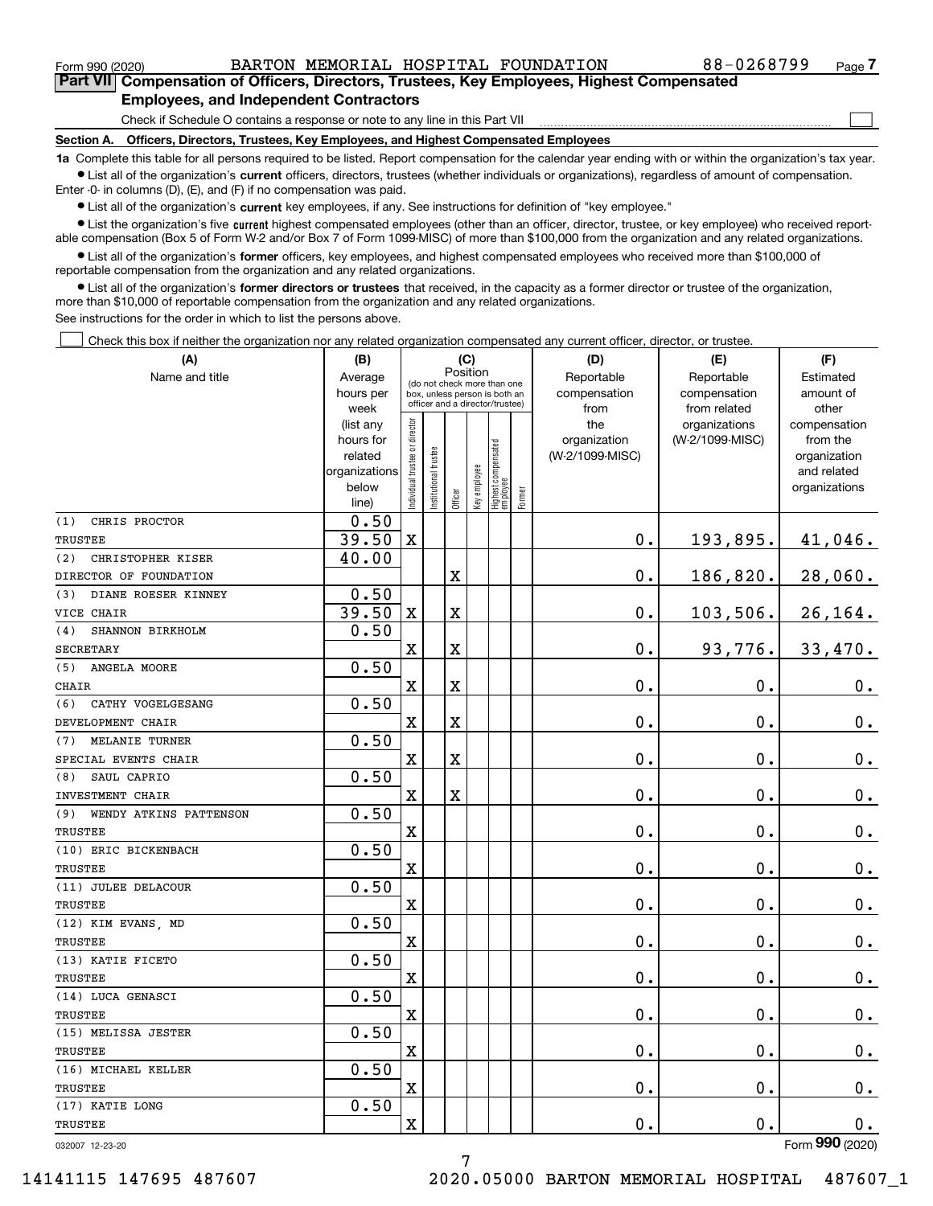Form 990 (2020) BARTON MEMORIAL HOSPITAL FOUNDATION 88-0268799 Page 7

**Part VII Compensation of Officers, Directors, Trustees, Key Employees, Highest Compensated Employees, and Independent Contractors**

Check if Schedule O contains a response or note to any line in this Part VII ☐

**Section A. Officers, Directors, Trustees, Key Employees, and Highest Compensated Employees**

**1a** Complete this table for all persons required to be listed. Report compensation for the calendar year ending with or within the organization's tax year.

- List all of the organization's **current** officers, directors, trustees (whether individuals or organizations), regardless of amount of compensation. Enter -0- in columns (D), (E), and (F) if no compensation was paid.
- List all of the organization's **current** key employees, if any. See instructions for definition of "key employee."
- List the organization's five **current** highest compensated employees (other than an officer, director, trustee, or key employee) who received reportable compensation (Box 5 of Form W-2 and/or Box 7 of Form 1099-MISC) of more than $100,000 from the organization and any related organizations.
- List all of the organization's **former** officers, key employees, and highest compensated employees who received more than $100,000 of reportable compensation from the organization and any related organizations.
- List all of the organization's **former directors or trustees** that received, in the capacity as a former director or trustee of the organization, more than $10,000 of reportable compensation from the organization and any related organizations.

See instructions for the order in which to list the persons above.

☐ Check this box if neither the organization nor any related organization compensated any current officer, director, or trustee.

| (A) Name and title | (B) Average hours per week (list any hours for related organizations below line) | (C) Position: Individual trustee or director | Institutional trustee | Officer | Key employee | Highest compensated employee | Former | (D) Reportable compensation from the organization (W-2/1099-MISC) | (E) Reportable compensation from related organizations (W-2/1099-MISC) | (F) Estimated amount of other compensation from the organization and related organizations |
|---|---|---|---|---|---|---|---|---|---|---|
| (1) CHRIS PROCTOR<br>TRUSTEE | 0.50<br>39.50 | X | | | | | | 0. | 193,895. | 41,046. |
| (2) CHRISTOPHER KISER<br>DIRECTOR OF FOUNDATION | 40.00 | | | X | | | | 0. | 186,820. | 28,060. |
| (3) DIANE ROESER KINNEY<br>VICE CHAIR | 0.50<br>39.50 | X | | X | | | | 0. | 103,506. | 26,164. |
| (4) SHANNON BIRKHOLM<br>SECRETARY | 0.50 | X | | X | | | | 0. | 93,776. | 33,470. |
| (5) ANGELA MOORE<br>CHAIR | 0.50 | X | | X | | | | 0. | 0. | 0. |
| (6) CATHY VOGELGESANG<br>DEVELOPMENT CHAIR | 0.50 | X | | X | | | | 0. | 0. | 0. |
| (7) MELANIE TURNER<br>SPECIAL EVENTS CHAIR | 0.50 | X | | X | | | | 0. | 0. | 0. |
| (8) SAUL CAPRIO<br>INVESTMENT CHAIR | 0.50 | X | | X | | | | 0. | 0. | 0. |
| (9) WENDY ATKINS PATTENSON<br>TRUSTEE | 0.50 | X | | | | | | 0. | 0. | 0. |
| (10) ERIC BICKENBACH<br>TRUSTEE | 0.50 | X | | | | | | 0. | 0. | 0. |
| (11) JULEE DELACOUR<br>TRUSTEE | 0.50 | X | | | | | | 0. | 0. | 0. |
| (12) KIM EVANS, MD<br>TRUSTEE | 0.50 | X | | | | | | 0. | 0. | 0. |
| (13) KATIE FICETO<br>TRUSTEE | 0.50 | X | | | | | | 0. | 0. | 0. |
| (14) LUCA GENASCI<br>TRUSTEE | 0.50 | X | | | | | | 0. | 0. | 0. |
| (15) MELISSA JESTER<br>TRUSTEE | 0.50 | X | | | | | | 0. | 0. | 0. |
| (16) MICHAEL KELLER<br>TRUSTEE | 0.50 | X | | | | | | 0. | 0. | 0. |
| (17) KATIE LONG<br>TRUSTEE | 0.50 | X | | | | | | 0. | 0. | 0. |

032007 12-23-20 Form 990 (2020)

14141115 147695 487607 2020.05000 BARTON MEMORIAL HOSPITAL 487607_1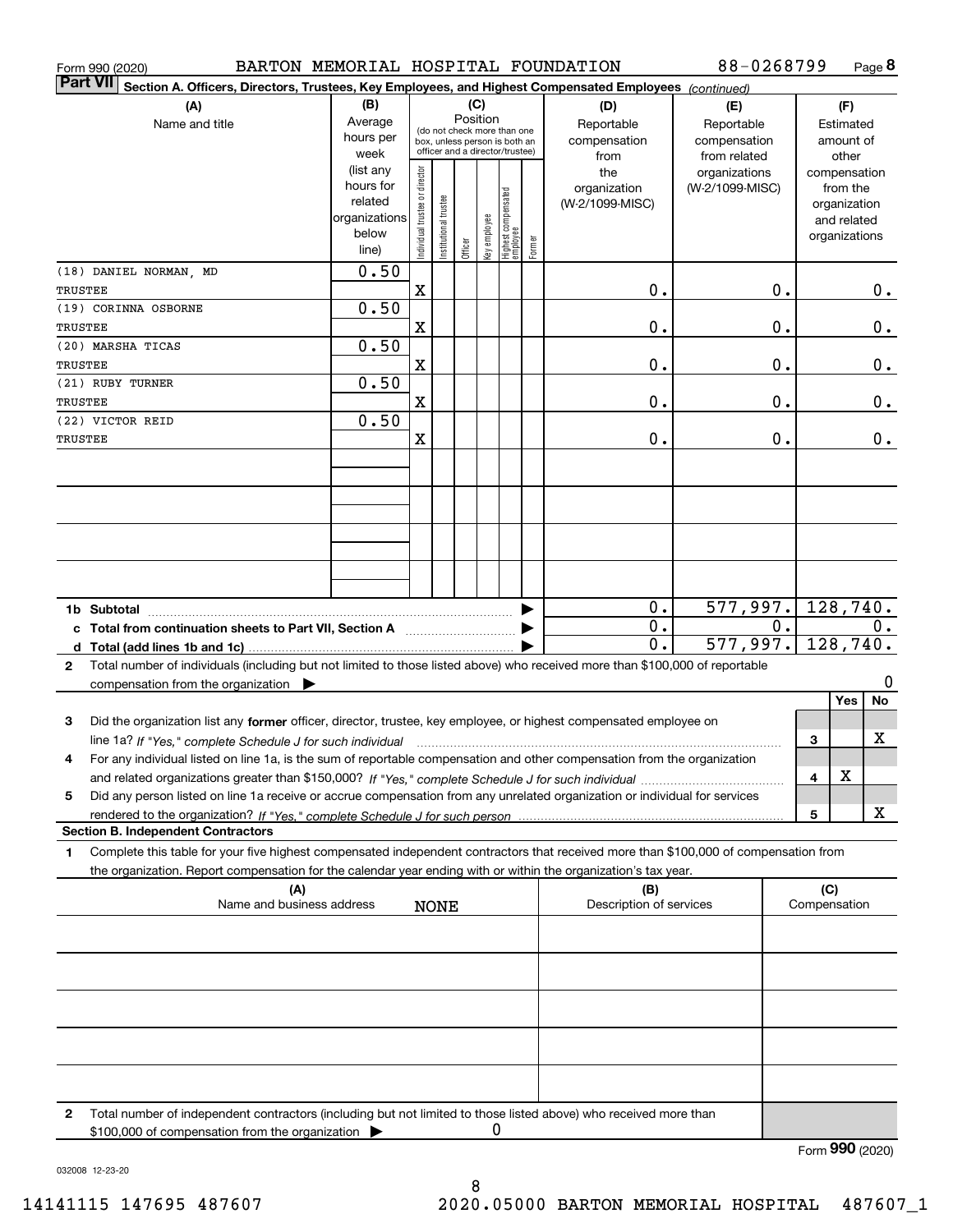Form 990 (2020) BARTON MEMORIAL HOSPITAL FOUNDATION 88-0268799 Page 8

**Part VII Section A. Officers, Directors, Trustees, Key Employees, and Highest Compensated Employees** *(continued)*

| (A) Name and title | (B) Average hours per week (list any hours for related organizations below line) | (C) Position: Individual trustee or director | Institutional trustee | Officer | Key employee | Highest compensated employee | Former | (D) Reportable compensation from the organization (W-2/1099-MISC) | (E) Reportable compensation from related organizations (W-2/1099-MISC) | (F) Estimated amount of other compensation from the organization and related organizations |
|---|---|---|---|---|---|---|---|---|---|---|
| (18) DANIEL NORMAN, MD TRUSTEE | 0.50 | X | | | | | | 0. | 0. | 0. |
| (19) CORINNA OSBORNE TRUSTEE | 0.50 | X | | | | | | 0. | 0. | 0. |
| (20) MARSHA TICAS TRUSTEE | 0.50 | X | | | | | | 0. | 0. | 0. |
| (21) RUBY TURNER TRUSTEE | 0.50 | X | | | | | | 0. | 0. | 0. |
| (22) VICTOR REID TRUSTEE | 0.50 | X | | | | | | 0. | 0. | 0. |

| | (D) | (E) | (F) |
|---|---|---|---|
| 1b Subtotal | 0. | 577,997. | 128,740. |
| c Total from continuation sheets to Part VII, Section A | 0. | 0. | 0. |
| d Total (add lines 1b and 1c) | 0. | 577,997. | 128,740. |

2 Total number of individuals (including but not limited to those listed above) who received more than $100,000 of reportable compensation from the organization ▶ 0

| | | Yes | No |
|---|---|---|---|
| 3 Did the organization list any **former** officer, director, trustee, key employee, or highest compensated employee on line 1a? *If "Yes," complete Schedule J for such individual* | 3 | | X |
| 4 For any individual listed on line 1a, is the sum of reportable compensation and other compensation from the organization and related organizations greater than $150,000? *If "Yes," complete Schedule J for such individual* | 4 | X | |
| 5 Did any person listed on line 1a receive or accrue compensation from any unrelated organization or individual for services rendered to the organization? *If "Yes," complete Schedule J for such person* | 5 | | X |

**Section B. Independent Contractors**

1 Complete this table for your five highest compensated independent contractors that received more than $100,000 of compensation from the organization. Report compensation for the calendar year ending with or within the organization's tax year.

| (A) Name and business address | (B) Description of services | (C) Compensation |
|---|---|---|
| NONE | | |
| | | |
| | | |
| | | |
| | | |

2 Total number of independent contractors (including but not limited to those listed above) who received more than $100,000 of compensation from the organization ▶ 0

Form **990** (2020)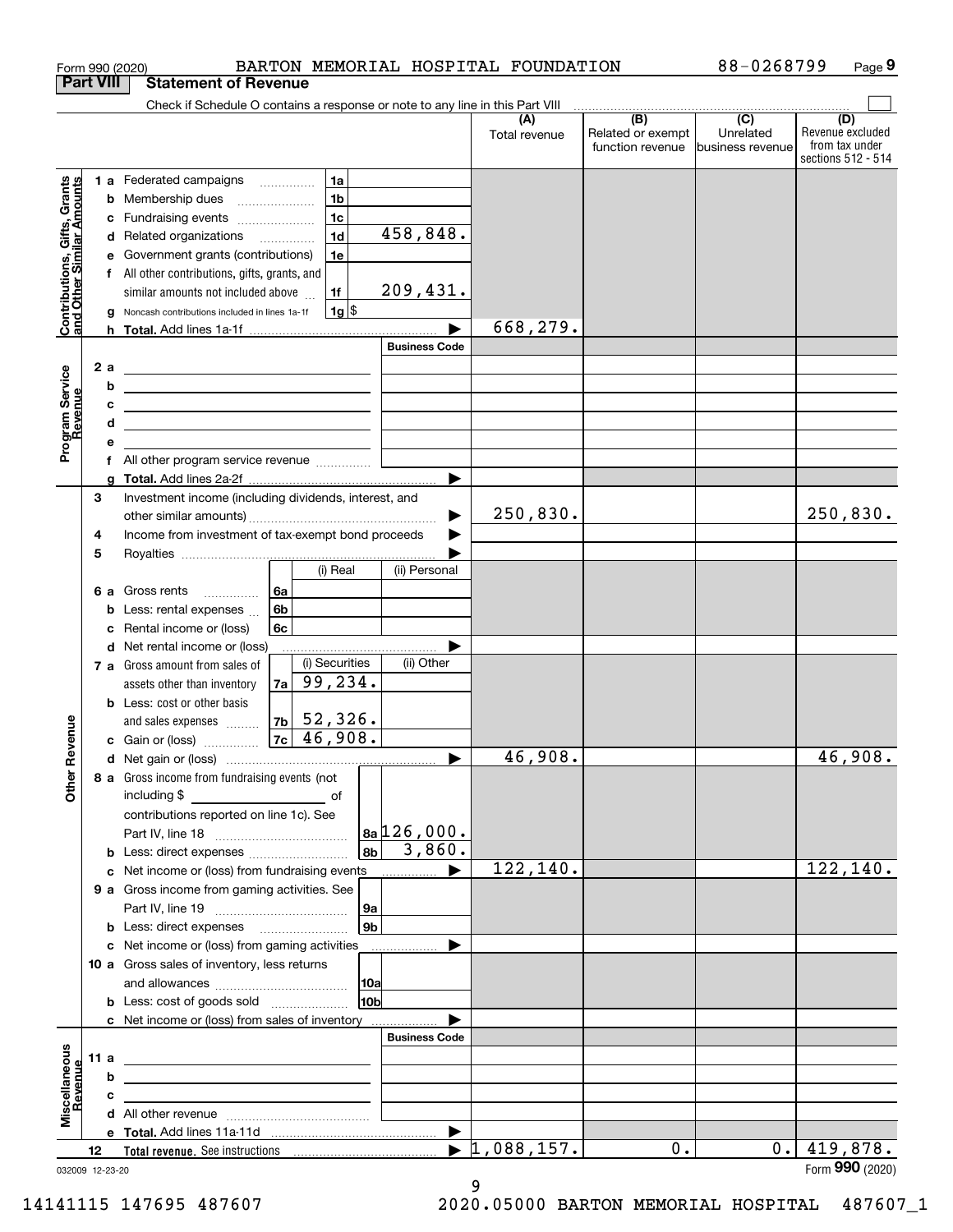Form 990 (2020) BARTON MEMORIAL HOSPITAL FOUNDATION 88-0268799

## Part VIII Statement of Revenue

Check if Schedule O contains a response or note to any line in this Part VIII

| | | | (A) Total revenue | (B) Related or exempt function revenue | (C) Unrelated business revenue | (D) Revenue excluded from tax under sections 512 - 514 |
|---|---|---|---|---|---|---|
| **Contributions, Gifts, Grants and Other Similar Amounts** | 1a Federated campaigns | 1a | | | | |
| | b Membership dues | 1b | | | | |
| | c Fundraising events | 1c | | | | |
| | d Related organizations | 1d 458,848. | | | | |
| | e Government grants (contributions) | 1e | | | | |
| | f All other contributions, gifts, grants, and similar amounts not included above | 1f 209,431. | | | | |
| | g Noncash contributions included in lines 1a-1f | 1g $ | | | | |
| | h **Total.** Add lines 1a-1f | | 668,279. | | | |
| **Program Service Revenue** | | Business Code | | | | |
| | 2a | | | | | |
| | b | | | | | |
| | c | | | | | |
| | d | | | | | |
| | e | | | | | |
| | f All other program service revenue | | | | | |
| | g **Total.** Add lines 2a-2f | | | | | |
| **Other Revenue** | 3 Investment income (including dividends, interest, and other similar amounts) | | 250,830. | | | 250,830. |
| | 4 Income from investment of tax-exempt bond proceeds | | | | | |
| | 5 Royalties | | | | | |
| | 6a Gross rents — 6a (i) Real / (ii) Personal | | | | | |
| | b Less: rental expenses — 6b | | | | | |
| | c Rental income or (loss) — 6c | | | | | |
| | d Net rental income or (loss) | | | | | |
| | 7a Gross amount from sales of assets other than inventory — 7a (i) Securities 99,234. / (ii) Other | | | | | |
| | b Less: cost or other basis and sales expenses — 7b (i) Securities 52,326. | | | | | |
| | c Gain or (loss) — 7c (i) Securities 46,908. | | | | | |
| | d Net gain or (loss) | | 46,908. | | | 46,908. |
| | 8a Gross income from fundraising events (not including $ \_\_\_ of contributions reported on line 1c). See Part IV, line 18 | 8a 126,000. | | | | |
| | b Less: direct expenses | 8b 3,860. | | | | |
| | c Net income or (loss) from fundraising events | | 122,140. | | | 122,140. |
| | 9a Gross income from gaming activities. See Part IV, line 19 | 9a | | | | |
| | b Less: direct expenses | 9b | | | | |
| | c Net income or (loss) from gaming activities | | | | | |
| | 10a Gross sales of inventory, less returns and allowances | 10a | | | | |
| | b Less: cost of goods sold | 10b | | | | |
| | c Net income or (loss) from sales of inventory | | | | | |
| **Miscellaneous Revenue** | | Business Code | | | | |
| | 11a | | | | | |
| | b | | | | | |
| | c | | | | | |
| | d All other revenue | | | | | |
| | e **Total.** Add lines 11a-11d | | | | | |
| | 12 **Total revenue.** See instructions | | 1,088,157. | 0. | 0. | 419,878. |

032009 12-23-20 Form **990** (2020)

14141115 147695 487607 2020.05000 BARTON MEMORIAL HOSPITAL 487607_1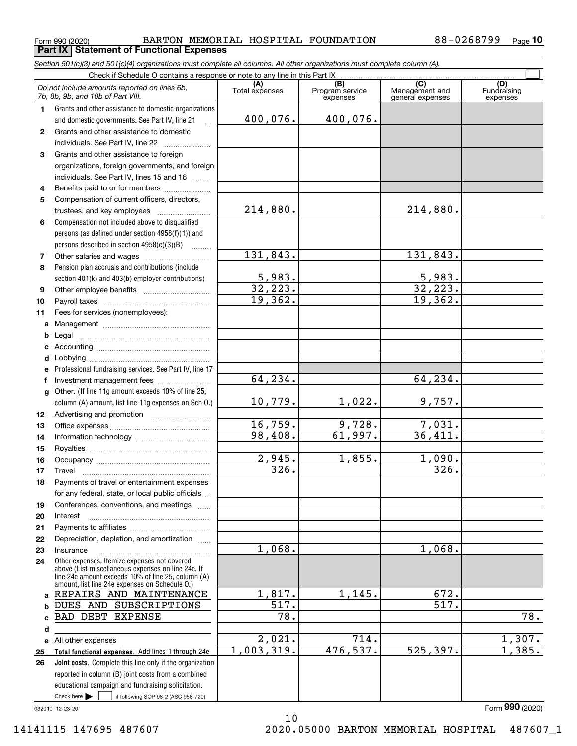Form 990 (2020) BARTON MEMORIAL HOSPITAL FOUNDATION 88-0268799 Page **10**

## Part IX Statement of Functional Expenses

*Section 501(c)(3) and 501(c)(4) organizations must complete all columns. All other organizations must complete column (A).*

Check if Schedule O contains a response or note to any line in this Part IX

| *Do not include amounts reported on lines 6b, 7b, 8b, 9b, and 10b of Part VIII.* | (A) Total expenses | (B) Program service expenses | (C) Management and general expenses | (D) Fundraising expenses |
|---|---|---|---|---|
| **1** Grants and other assistance to domestic organizations and domestic governments. See Part IV, line 21 | 400,076. | 400,076. | | |
| **2** Grants and other assistance to domestic individuals. See Part IV, line 22 | | | | |
| **3** Grants and other assistance to foreign organizations, foreign governments, and foreign individuals. See Part IV, lines 15 and 16 | | | | |
| **4** Benefits paid to or for members | | | | |
| **5** Compensation of current officers, directors, trustees, and key employees | 214,880. | | 214,880. | |
| **6** Compensation not included above to disqualified persons (as defined under section 4958(f)(1)) and persons described in section 4958(c)(3)(B) | | | | |
| **7** Other salaries and wages | 131,843. | | 131,843. | |
| **8** Pension plan accruals and contributions (include section 401(k) and 403(b) employer contributions) | 5,983. | | 5,983. | |
| **9** Other employee benefits | 32,223. | | 32,223. | |
| **10** Payroll taxes | 19,362. | | 19,362. | |
| **11** Fees for services (nonemployees): | | | | |
| **a** Management | | | | |
| **b** Legal | | | | |
| **c** Accounting | | | | |
| **d** Lobbying | | | | |
| **e** Professional fundraising services. See Part IV, line 17 | | | | |
| **f** Investment management fees | 64,234. | | 64,234. | |
| **g** Other. (If line 11g amount exceeds 10% of line 25, column (A) amount, list line 11g expenses on Sch O.) | 10,779. | 1,022. | 9,757. | |
| **12** Advertising and promotion | | | | |
| **13** Office expenses | 16,759. | 9,728. | 7,031. | |
| **14** Information technology | 98,408. | 61,997. | 36,411. | |
| **15** Royalties | | | | |
| **16** Occupancy | 2,945. | 1,855. | 1,090. | |
| **17** Travel | 326. | | 326. | |
| **18** Payments of travel or entertainment expenses for any federal, state, or local public officials | | | | |
| **19** Conferences, conventions, and meetings | | | | |
| **20** Interest | | | | |
| **21** Payments to affiliates | | | | |
| **22** Depreciation, depletion, and amortization | | | | |
| **23** Insurance | 1,068. | | 1,068. | |
| **24** Other expenses. Itemize expenses not covered above (List miscellaneous expenses on line 24e. If line 24e amount exceeds 10% of line 25, column (A) amount, list line 24e expenses on Schedule O.) | | | | |
| **a** REPAIRS AND MAINTENANCE | 1,817. | 1,145. | 672. | |
| **b** DUES AND SUBSCRIPTIONS | 517. | | 517. | |
| **c** BAD DEBT EXPENSE | 78. | | | 78. |
| **d** | | | | |
| **e** All other expenses | 2,021. | 714. | | 1,307. |
| **25 Total functional expenses.** Add lines 1 through 24e | 1,003,319. | 476,537. | 525,397. | 1,385. |
| **26 Joint costs.** Complete this line only if the organization reported in column (B) joint costs from a combined educational campaign and fundraising solicitation. Check here ☐ if following SOP 98-2 (ASC 958-720) | | | | |

032010 12-23-20

Form **990** (2020)

14141115 147695 487607 2020.05000 BARTON MEMORIAL HOSPITAL 487607_1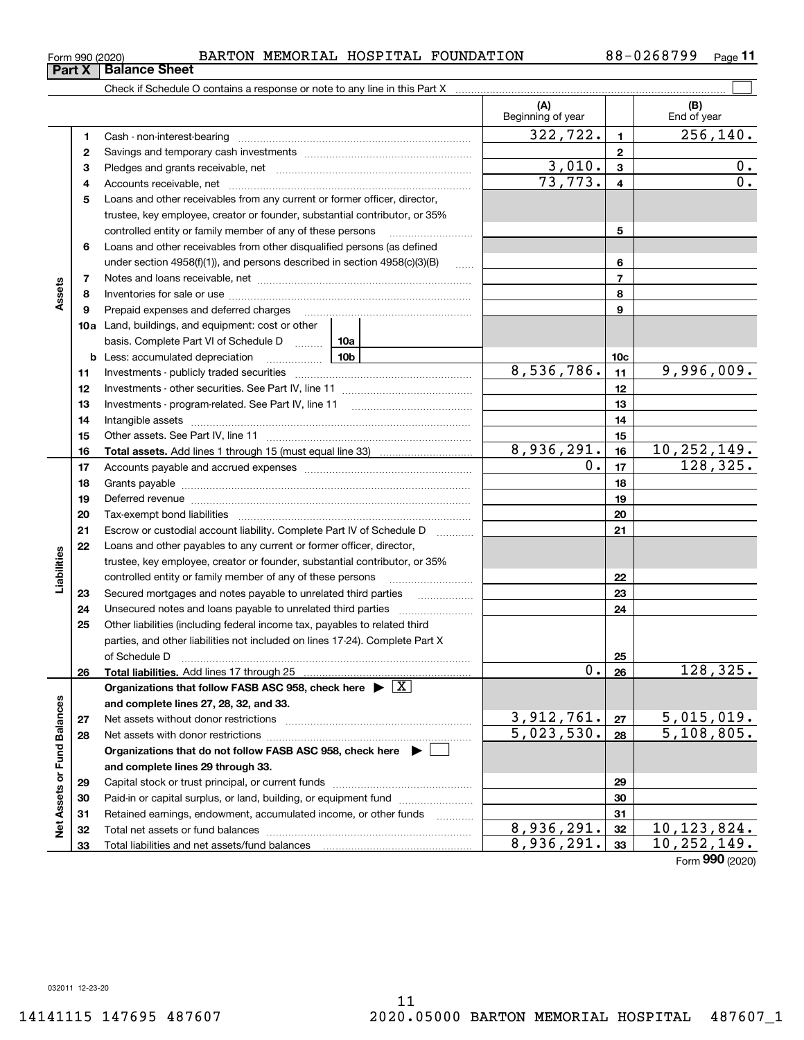Form 990 (2020) BARTON MEMORIAL HOSPITAL FOUNDATION 88-0268799

## Part X Balance Sheet

Check if Schedule O contains a response or note to any line in this Part X ☐

| | | | (A) Beginning of year | | (B) End of year |
|---|---|---|---|---|---|
| Assets | 1 | Cash - non-interest-bearing | 322,722. | 1 | 256,140. |
| | 2 | Savings and temporary cash investments | | 2 | |
| | 3 | Pledges and grants receivable, net | 3,010. | 3 | 0. |
| | 4 | Accounts receivable, net | 73,773. | 4 | 0. |
| | 5 | Loans and other receivables from any current or former officer, director, trustee, key employee, creator or founder, substantial contributor, or 35% controlled entity or family member of any of these persons | | 5 | |
| | 6 | Loans and other receivables from other disqualified persons (as defined under section 4958(f)(1)), and persons described in section 4958(c)(3)(B) | | 6 | |
| | 7 | Notes and loans receivable, net | | 7 | |
| | 8 | Inventories for sale or use | | 8 | |
| | 9 | Prepaid expenses and deferred charges | | 9 | |
| | 10a | Land, buildings, and equipment: cost or other basis. Complete Part VI of Schedule D 10a | | | |
| | b | Less: accumulated depreciation 10b | | 10c | |
| | 11 | Investments - publicly traded securities | 8,536,786. | 11 | 9,996,009. |
| | 12 | Investments - other securities. See Part IV, line 11 | | 12 | |
| | 13 | Investments - program-related. See Part IV, line 11 | | 13 | |
| | 14 | Intangible assets | | 14 | |
| | 15 | Other assets. See Part IV, line 11 | | 15 | |
| | 16 | **Total assets.** Add lines 1 through 15 (must equal line 33) | 8,936,291. | 16 | 10,252,149. |
| Liabilities | 17 | Accounts payable and accrued expenses | 0. | 17 | 128,325. |
| | 18 | Grants payable | | 18 | |
| | 19 | Deferred revenue | | 19 | |
| | 20 | Tax-exempt bond liabilities | | 20 | |
| | 21 | Escrow or custodial account liability. Complete Part IV of Schedule D | | 21 | |
| | 22 | Loans and other payables to any current or former officer, director, trustee, key employee, creator or founder, substantial contributor, or 35% controlled entity or family member of any of these persons | | 22 | |
| | 23 | Secured mortgages and notes payable to unrelated third parties | | 23 | |
| | 24 | Unsecured notes and loans payable to unrelated third parties | | 24 | |
| | 25 | Other liabilities (including federal income tax, payables to related third parties, and other liabilities not included on lines 17-24). Complete Part X of Schedule D | | 25 | |
| | 26 | **Total liabilities.** Add lines 17 through 25 | 0. | 26 | 128,325. |
| Net Assets or Fund Balances | | **Organizations that follow FASB ASC 958, check here** ▶ ☒ **and complete lines 27, 28, 32, and 33.** | | | |
| | 27 | Net assets without donor restrictions | 3,912,761. | 27 | 5,015,019. |
| | 28 | Net assets with donor restrictions | 5,023,530. | 28 | 5,108,805. |
| | | **Organizations that do not follow FASB ASC 958, check here** ▶ ☐ **and complete lines 29 through 33.** | | | |
| | 29 | Capital stock or trust principal, or current funds | | 29 | |
| | 30 | Paid-in or capital surplus, or land, building, or equipment fund | | 30 | |
| | 31 | Retained earnings, endowment, accumulated income, or other funds | | 31 | |
| | 32 | Total net assets or fund balances | 8,936,291. | 32 | 10,123,824. |
| | 33 | Total liabilities and net assets/fund balances | 8,936,291. | 33 | 10,252,149. |

Form **990** (2020)

032011 12-23-20

14141115 147695 487607 2020.05000 BARTON MEMORIAL HOSPITAL 487607_1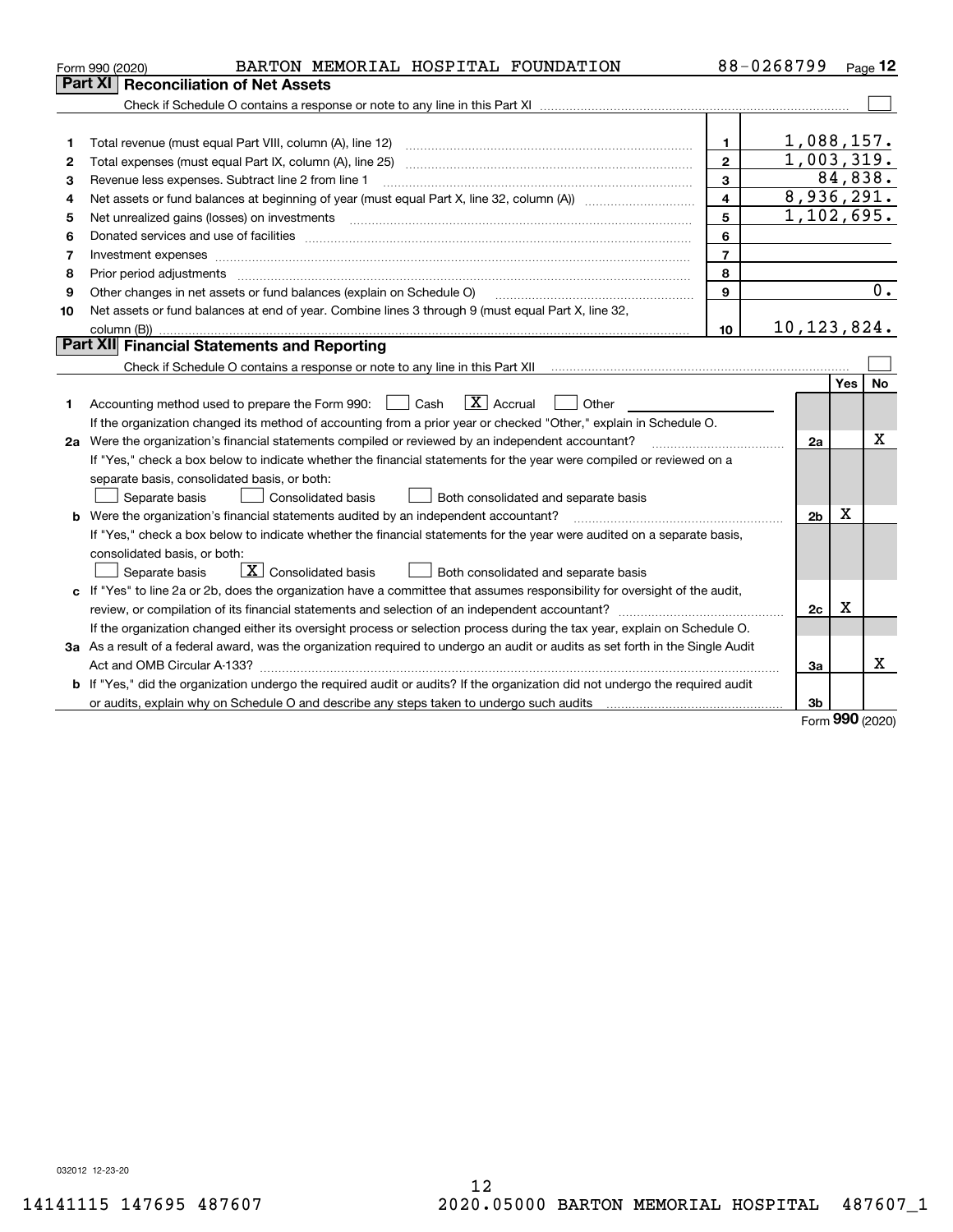Form 990 (2020) BARTON MEMORIAL HOSPITAL FOUNDATION 88-0268799 Page 12

## Part XI Reconciliation of Net Assets

Check if Schedule O contains a response or note to any line in this Part XI ☐

| | | | |
|---|---|---|---|
| 1 | Total revenue (must equal Part VIII, column (A), line 12) | 1 | 1,088,157. |
| 2 | Total expenses (must equal Part IX, column (A), line 25) | 2 | 1,003,319. |
| 3 | Revenue less expenses. Subtract line 2 from line 1 | 3 | 84,838. |
| 4 | Net assets or fund balances at beginning of year (must equal Part X, line 32, column (A)) | 4 | 8,936,291. |
| 5 | Net unrealized gains (losses) on investments | 5 | 1,102,695. |
| 6 | Donated services and use of facilities | 6 | |
| 7 | Investment expenses | 7 | |
| 8 | Prior period adjustments | 8 | |
| 9 | Other changes in net assets or fund balances (explain on Schedule O) | 9 | 0. |
| 10 | Net assets or fund balances at end of year. Combine lines 3 through 9 (must equal Part X, line 32, column (B)) | 10 | 10,123,824. |

## Part XII Financial Statements and Reporting

Check if Schedule O contains a response or note to any line in this Part XII ☐

| | | | Yes | No |
|---|---|---|---|---|
| 1 | Accounting method used to prepare the Form 990: ☐ Cash ☒ Accrual ☐ Other<br>If the organization changed its method of accounting from a prior year or checked "Other," explain in Schedule O. | | | |
| 2a | Were the organization's financial statements compiled or reviewed by an independent accountant? | 2a | | X |
| | If "Yes," check a box below to indicate whether the financial statements for the year were compiled or reviewed on a separate basis, consolidated basis, or both:<br>☐ Separate basis ☐ Consolidated basis ☐ Both consolidated and separate basis | | | |
| b | Were the organization's financial statements audited by an independent accountant? | 2b | X | |
| | If "Yes," check a box below to indicate whether the financial statements for the year were audited on a separate basis, consolidated basis, or both:<br>☐ Separate basis ☒ Consolidated basis ☐ Both consolidated and separate basis | | | |
| c | If "Yes" to line 2a or 2b, does the organization have a committee that assumes responsibility for oversight of the audit, review, or compilation of its financial statements and selection of an independent accountant? | 2c | X | |
| | If the organization changed either its oversight process or selection process during the tax year, explain on Schedule O. | | | |
| 3a | As a result of a federal award, was the organization required to undergo an audit or audits as set forth in the Single Audit Act and OMB Circular A-133? | 3a | | X |
| b | If "Yes," did the organization undergo the required audit or audits? If the organization did not undergo the required audit or audits, explain why on Schedule O and describe any steps taken to undergo such audits | 3b | | |

Form 990 (2020)

032012 12-23-20

14141115 147695 487607 2020.05000 BARTON MEMORIAL HOSPITAL 487607_1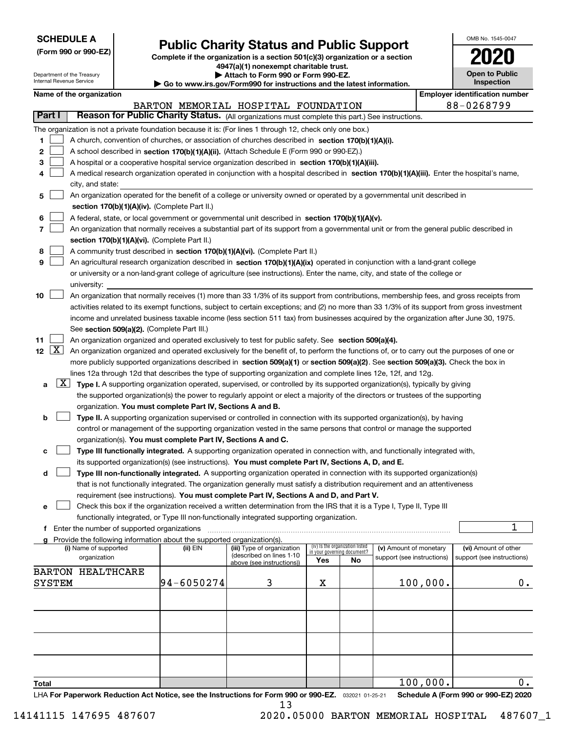**SCHEDULE A**
**(Form 990 or 990-EZ)**

Department of the Treasury
Internal Revenue Service

# Public Charity Status and Public Support

**Complete if the organization is a section 501(c)(3) organization or a section 4947(a)(1) nonexempt charitable trust.**
**▶ Attach to Form 990 or Form 990-EZ.**
**▶ Go to www.irs.gov/Form990 for instructions and the latest information.**

OMB No. 1545-0047
**2020**
**Open to Public Inspection**

**Name of the organization:** BARTON MEMORIAL HOSPITAL FOUNDATION
**Employer identification number:** 88-0268799

## Part I — Reason for Public Charity Status. (All organizations must complete this part.) See instructions.

The organization is not a private foundation because it is: (For lines 1 through 12, check only one box.)

1. ☐ A church, convention of churches, or association of churches described in **section 170(b)(1)(A)(i).**
2. ☐ A school described in **section 170(b)(1)(A)(ii).** (Attach Schedule E (Form 990 or 990-EZ).)
3. ☐ A hospital or a cooperative hospital service organization described in **section 170(b)(1)(A)(iii).**
4. ☐ A medical research organization operated in conjunction with a hospital described in **section 170(b)(1)(A)(iii).** Enter the hospital's name, city, and state:
5. ☐ An organization operated for the benefit of a college or university owned or operated by a governmental unit described in **section 170(b)(1)(A)(iv).** (Complete Part II.)
6. ☐ A federal, state, or local government or governmental unit described in **section 170(b)(1)(A)(v).**
7. ☐ An organization that normally receives a substantial part of its support from a governmental unit or from the general public described in **section 170(b)(1)(A)(vi).** (Complete Part II.)
8. ☐ A community trust described in **section 170(b)(1)(A)(vi).** (Complete Part II.)
9. ☐ An agricultural research organization described in **section 170(b)(1)(A)(ix)** operated in conjunction with a land-grant college or university or a non-land-grant college of agriculture (see instructions). Enter the name, city, and state of the college or university:
10. ☐ An organization that normally receives (1) more than 33 1/3% of its support from contributions, membership fees, and gross receipts from activities related to its exempt functions, subject to certain exceptions; and (2) no more than 33 1/3% of its support from gross investment income and unrelated business taxable income (less section 511 tax) from businesses acquired by the organization after June 30, 1975. See **section 509(a)(2).** (Complete Part III.)
11. ☐ An organization organized and operated exclusively to test for public safety. See **section 509(a)(4).**
12. ☒ An organization organized and operated exclusively for the benefit of, to perform the functions of, or to carry out the purposes of one or more publicly supported organizations described in **section 509(a)(1)** or **section 509(a)(2)**. See **section 509(a)(3).** Check the box in lines 12a through 12d that describes the type of supporting organization and complete lines 12e, 12f, and 12g.

   a. ☒ **Type I.** A supporting organization operated, supervised, or controlled by its supported organization(s), typically by giving the supported organization(s) the power to regularly appoint or elect a majority of the directors or trustees of the supporting organization. **You must complete Part IV, Sections A and B.**

   b. ☐ **Type II.** A supporting organization supervised or controlled in connection with its supported organization(s), by having control or management of the supporting organization vested in the same persons that control or manage the supported organization(s). **You must complete Part IV, Sections A and C.**

   c. ☐ **Type III functionally integrated.** A supporting organization operated in connection with, and functionally integrated with, its supported organization(s) (see instructions). **You must complete Part IV, Sections A, D, and E.**

   d. ☐ **Type III non-functionally integrated.** A supporting organization operated in connection with its supported organization(s) that is not functionally integrated. The organization generally must satisfy a distribution requirement and an attentiveness requirement (see instructions). **You must complete Part IV, Sections A and D, and Part V.**

   e. ☐ Check this box if the organization received a written determination from the IRS that it is a Type I, Type II, Type III functionally integrated, or Type III non-functionally integrated supporting organization.

   f. Enter the number of supported organizations: 1

   g. Provide the following information about the supported organization(s).

| (i) Name of supported organization | (ii) EIN | (iii) Type of organization (described on lines 1-10 above (see instructions)) | (iv) Is the organization listed in your governing document? Yes | No | (v) Amount of monetary support (see instructions) | (vi) Amount of other support (see instructions) |
|---|---|---|---|---|---|---|
| BARTON HEALTHCARE SYSTEM | 94-6050274 | 3 | X | | 100,000. | 0. |
| | | | | | | |
| | | | | | | |
| | | | | | | |
| | | | | | | |
| **Total** | | | | | 100,000. | 0. |

LHA **For Paperwork Reduction Act Notice, see the Instructions for Form 990 or 990-EZ.** 032021 01-25-21 **Schedule A (Form 990 or 990-EZ) 2020**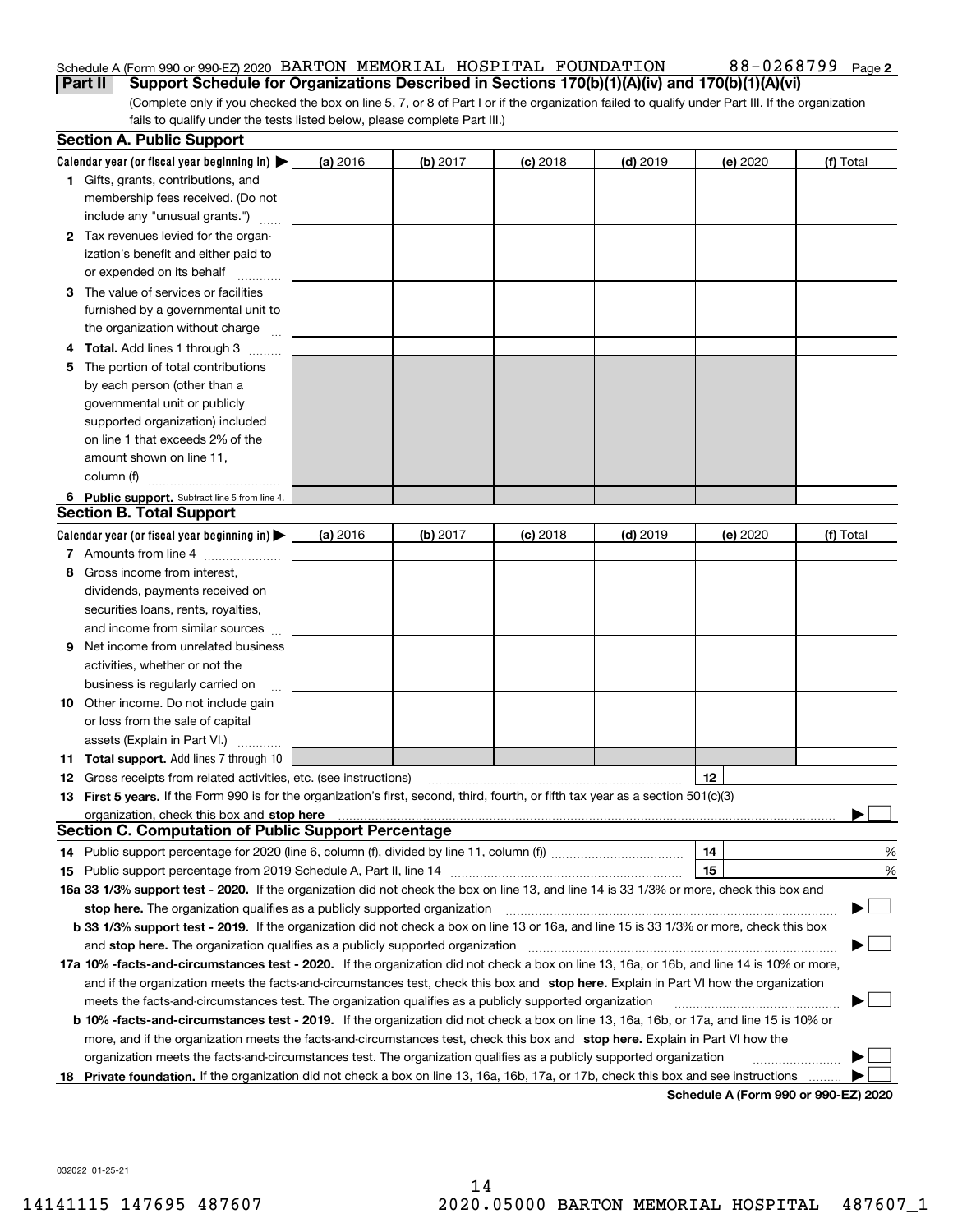Schedule A (Form 990 or 990-EZ) 2020 BARTON MEMORIAL HOSPITAL FOUNDATION 88-0268799 Page 2

**Part II Support Schedule for Organizations Described in Sections 170(b)(1)(A)(iv) and 170(b)(1)(A)(vi)**

(Complete only if you checked the box on line 5, 7, or 8 of Part I or if the organization failed to qualify under Part III. If the organization fails to qualify under the tests listed below, please complete Part III.)

## Section A. Public Support

| Calendar year (or fiscal year beginning in) ▶ | (a) 2016 | (b) 2017 | (c) 2018 | (d) 2019 | (e) 2020 | (f) Total |
|---|---|---|---|---|---|---|
| 1 Gifts, grants, contributions, and membership fees received. (Do not include any "unusual grants.") | | | | | | |
| 2 Tax revenues levied for the organization's benefit and either paid to or expended on its behalf | | | | | | |
| 3 The value of services or facilities furnished by a governmental unit to the organization without charge | | | | | | |
| 4 **Total.** Add lines 1 through 3 | | | | | | |
| 5 The portion of total contributions by each person (other than a governmental unit or publicly supported organization) included on line 1 that exceeds 2% of the amount shown on line 11, column (f) | | | | | | |
| 6 **Public support.** Subtract line 5 from line 4. | | | | | | |

## Section B. Total Support

| Calendar year (or fiscal year beginning in) ▶ | (a) 2016 | (b) 2017 | (c) 2018 | (d) 2019 | (e) 2020 | (f) Total |
|---|---|---|---|---|---|---|
| 7 Amounts from line 4 | | | | | | |
| 8 Gross income from interest, dividends, payments received on securities loans, rents, royalties, and income from similar sources | | | | | | |
| 9 Net income from unrelated business activities, whether or not the business is regularly carried on | | | | | | |
| 10 Other income. Do not include gain or loss from the sale of capital assets (Explain in Part VI.) | | | | | | |
| 11 **Total support.** Add lines 7 through 10 | | | | | | |

12 Gross receipts from related activities, etc. (see instructions) 12

13 **First 5 years.** If the Form 990 is for the organization's first, second, third, fourth, or fifth tax year as a section 501(c)(3) organization, check this box and **stop here** ▶ ☐

## Section C. Computation of Public Support Percentage

14 Public support percentage for 2020 (line 6, column (f), divided by line 11, column (f)) 14 %

15 Public support percentage from 2019 Schedule A, Part II, line 14 15 %

**16a 33 1/3% support test - 2020.** If the organization did not check the box on line 13, and line 14 is 33 1/3% or more, check this box and **stop here.** The organization qualifies as a publicly supported organization ▶ ☐

**b 33 1/3% support test - 2019.** If the organization did not check a box on line 13 or 16a, and line 15 is 33 1/3% or more, check this box and **stop here.** The organization qualifies as a publicly supported organization ▶ ☐

**17a 10% -facts-and-circumstances test - 2020.** If the organization did not check a box on line 13, 16a, or 16b, and line 14 is 10% or more, and if the organization meets the facts-and-circumstances test, check this box and **stop here.** Explain in Part VI how the organization meets the facts-and-circumstances test. The organization qualifies as a publicly supported organization ▶ ☐

**b 10% -facts-and-circumstances test - 2019.** If the organization did not check a box on line 13, 16a, 16b, or 17a, and line 15 is 10% or more, and if the organization meets the facts-and-circumstances test, check this box and **stop here.** Explain in Part VI how the organization meets the facts-and-circumstances test. The organization qualifies as a publicly supported organization ▶ ☐

**18 Private foundation.** If the organization did not check a box on line 13, 16a, 16b, 17a, or 17b, check this box and see instructions ▶ ☐

**Schedule A (Form 990 or 990-EZ) 2020**

032022 01-25-21

14141115 147695 487607 2020.05000 BARTON MEMORIAL HOSPITAL 487607_1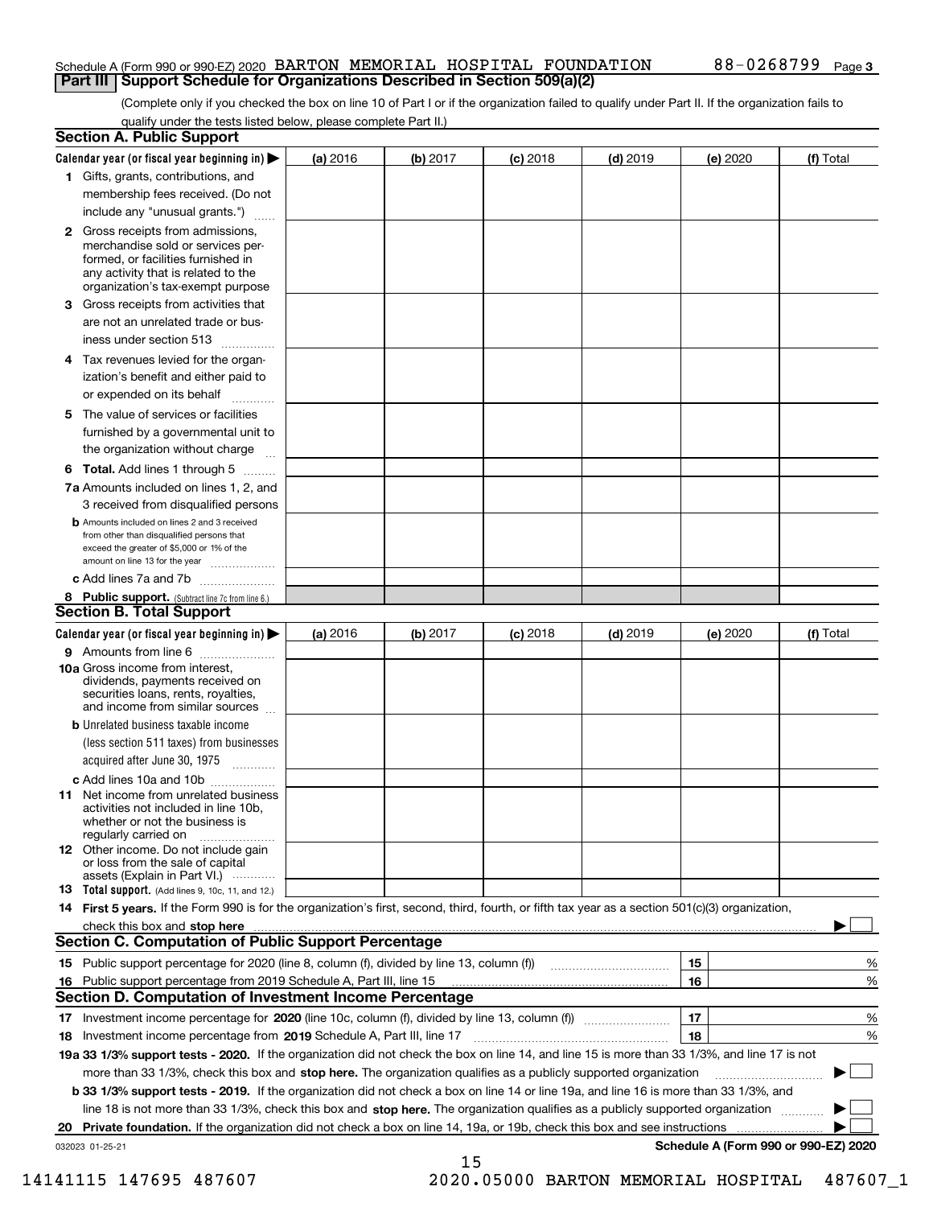Schedule A (Form 990 or 990-EZ) 2020 BARTON MEMORIAL HOSPITAL FOUNDATION 88-0268799 Page 3

## Part III Support Schedule for Organizations Described in Section 509(a)(2)

(Complete only if you checked the box on line 10 of Part I or if the organization failed to qualify under Part II. If the organization fails to qualify under the tests listed below, please complete Part II.)

### Section A. Public Support

| Calendar year (or fiscal year beginning in) ▶ | (a) 2016 | (b) 2017 | (c) 2018 | (d) 2019 | (e) 2020 | (f) Total |
|---|---|---|---|---|---|---|
| 1 Gifts, grants, contributions, and membership fees received. (Do not include any "unusual grants.") | | | | | | |
| 2 Gross receipts from admissions, merchandise sold or services performed, or facilities furnished in any activity that is related to the organization's tax-exempt purpose | | | | | | |
| 3 Gross receipts from activities that are not an unrelated trade or business under section 513 | | | | | | |
| 4 Tax revenues levied for the organization's benefit and either paid to or expended on its behalf | | | | | | |
| 5 The value of services or facilities furnished by a governmental unit to the organization without charge | | | | | | |
| 6 Total. Add lines 1 through 5 | | | | | | |
| 7a Amounts included on lines 1, 2, and 3 received from disqualified persons | | | | | | |
| b Amounts included on lines 2 and 3 received from other than disqualified persons that exceed the greater of $5,000 or 1% of the amount on line 13 for the year | | | | | | |
| c Add lines 7a and 7b | | | | | | |
| 8 Public support. (Subtract line 7c from line 6.) | | | | | | |

### Section B. Total Support

| Calendar year (or fiscal year beginning in) ▶ | (a) 2016 | (b) 2017 | (c) 2018 | (d) 2019 | (e) 2020 | (f) Total |
|---|---|---|---|---|---|---|
| 9 Amounts from line 6 | | | | | | |
| 10a Gross income from interest, dividends, payments received on securities loans, rents, royalties, and income from similar sources | | | | | | |
| b Unrelated business taxable income (less section 511 taxes) from businesses acquired after June 30, 1975 | | | | | | |
| c Add lines 10a and 10b | | | | | | |
| 11 Net income from unrelated business activities not included in line 10b, whether or not the business is regularly carried on | | | | | | |
| 12 Other income. Do not include gain or loss from the sale of capital assets (Explain in Part VI.) | | | | | | |
| 13 Total support. (Add lines 9, 10c, 11, and 12.) | | | | | | |

14 First 5 years. If the Form 990 is for the organization's first, second, third, fourth, or fifth tax year as a section 501(c)(3) organization, check this box and stop here ▶ ☐

### Section C. Computation of Public Support Percentage

| | | | |
|---|---|---|---|
| 15 | Public support percentage for 2020 (line 8, column (f), divided by line 13, column (f)) | 15 | % |
| 16 | Public support percentage from 2019 Schedule A, Part III, line 15 | 16 | % |

### Section D. Computation of Investment Income Percentage

| | | | |
|---|---|---|---|
| 17 | Investment income percentage for 2020 (line 10c, column (f), divided by line 13, column (f)) | 17 | % |
| 18 | Investment income percentage from 2019 Schedule A, Part III, line 17 | 18 | % |

19a 33 1/3% support tests - 2020. If the organization did not check the box on line 14, and line 15 is more than 33 1/3%, and line 17 is not more than 33 1/3%, check this box and stop here. The organization qualifies as a publicly supported organization ▶ ☐

b 33 1/3% support tests - 2019. If the organization did not check a box on line 14 or line 19a, and line 16 is more than 33 1/3%, and line 18 is not more than 33 1/3%, check this box and stop here. The organization qualifies as a publicly supported organization ▶ ☐

20 Private foundation. If the organization did not check a box on line 14, 19a, or 19b, check this box and see instructions ▶ ☐

032023 01-25-21

Schedule A (Form 990 or 990-EZ) 2020

14141115 147695 487607 2020.05000 BARTON MEMORIAL HOSPITAL 487607_1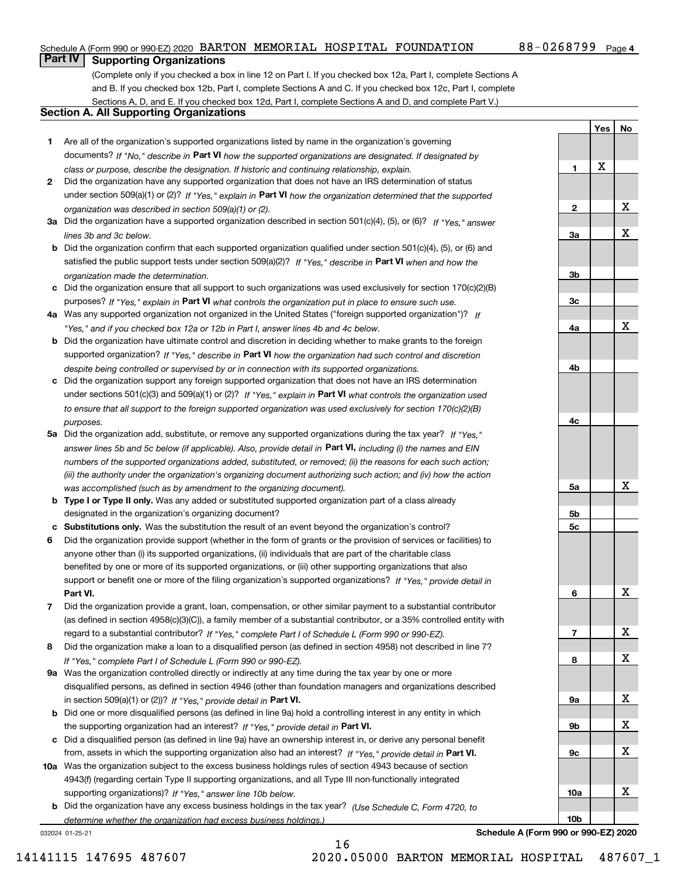Schedule A (Form 990 or 990-EZ) 2020 BARTON MEMORIAL HOSPITAL FOUNDATION 88-0268799 Page 4

## Part IV Supporting Organizations

(Complete only if you checked a box in line 12 on Part I. If you checked box 12a, Part I, complete Sections A and B. If you checked box 12b, Part I, complete Sections A and C. If you checked box 12c, Part I, complete Sections A, D, and E. If you checked box 12d, Part I, complete Sections A and D, and complete Part V.)

### Section A. All Supporting Organizations

| | | Line | Yes | No |
|---|---|---|---|---|
| **1** | Are all of the organization's supported organizations listed by name in the organization's governing documents? *If "No," describe in* **Part VI** *how the supported organizations are designated. If designated by class or purpose, describe the designation. If historic and continuing relationship, explain.* | **1** | X | |
| **2** | Did the organization have any supported organization that does not have an IRS determination of status under section 509(a)(1) or (2)? *If "Yes," explain in* **Part VI** *how the organization determined that the supported organization was described in section 509(a)(1) or (2).* | **2** | | X |
| **3a** | Did the organization have a supported organization described in section 501(c)(4), (5), or (6)? *If "Yes," answer lines 3b and 3c below.* | **3a** | | X |
| **b** | Did the organization confirm that each supported organization qualified under section 501(c)(4), (5), or (6) and satisfied the public support tests under section 509(a)(2)? *If "Yes," describe in* **Part VI** *when and how the organization made the determination.* | **3b** | | |
| **c** | Did the organization ensure that all support to such organizations was used exclusively for section 170(c)(2)(B) purposes? *If "Yes," explain in* **Part VI** *what controls the organization put in place to ensure such use.* | **3c** | | |
| **4a** | Was any supported organization not organized in the United States ("foreign supported organization")? *If "Yes," and if you checked box 12a or 12b in Part I, answer lines 4b and 4c below.* | **4a** | | X |
| **b** | Did the organization have ultimate control and discretion in deciding whether to make grants to the foreign supported organization? *If "Yes," describe in* **Part VI** *how the organization had such control and discretion despite being controlled or supervised by or in connection with its supported organizations.* | **4b** | | |
| **c** | Did the organization support any foreign supported organization that does not have an IRS determination under sections 501(c)(3) and 509(a)(1) or (2)? *If "Yes," explain in* **Part VI** *what controls the organization used to ensure that all support to the foreign supported organization was used exclusively for section 170(c)(2)(B) purposes.* | **4c** | | |
| **5a** | Did the organization add, substitute, or remove any supported organizations during the tax year? *If "Yes," answer lines 5b and 5c below (if applicable). Also, provide detail in* **Part VI,** *including (i) the names and EIN numbers of the supported organizations added, substituted, or removed; (ii) the reasons for each such action; (iii) the authority under the organization's organizing document authorizing such action; and (iv) how the action was accomplished (such as by amendment to the organizing document).* | **5a** | | X |
| **b** | **Type I or Type II only.** Was any added or substituted supported organization part of a class already designated in the organization's organizing document? | **5b** | | |
| **c** | **Substitutions only.** Was the substitution the result of an event beyond the organization's control? | **5c** | | |
| **6** | Did the organization provide support (whether in the form of grants or the provision of services or facilities) to anyone other than (i) its supported organizations, (ii) individuals that are part of the charitable class benefited by one or more of its supported organizations, or (iii) other supporting organizations that also support or benefit one or more of the filing organization's supported organizations? *If "Yes," provide detail in* **Part VI.** | **6** | | X |
| **7** | Did the organization provide a grant, loan, compensation, or other similar payment to a substantial contributor (as defined in section 4958(c)(3)(C)), a family member of a substantial contributor, or a 35% controlled entity with regard to a substantial contributor? *If "Yes," complete Part I of Schedule L (Form 990 or 990-EZ).* | **7** | | X |
| **8** | Did the organization make a loan to a disqualified person (as defined in section 4958) not described in line 7? *If "Yes," complete Part I of Schedule L (Form 990 or 990-EZ).* | **8** | | X |
| **9a** | Was the organization controlled directly or indirectly at any time during the tax year by one or more disqualified persons, as defined in section 4946 (other than foundation managers and organizations described in section 509(a)(1) or (2))? *If "Yes," provide detail in* **Part VI.** | **9a** | | X |
| **b** | Did one or more disqualified persons (as defined in line 9a) hold a controlling interest in any entity in which the supporting organization had an interest? *If "Yes," provide detail in* **Part VI.** | **9b** | | X |
| **c** | Did a disqualified person (as defined in line 9a) have an ownership interest in, or derive any personal benefit from, assets in which the supporting organization also had an interest? *If "Yes," provide detail in* **Part VI.** | **9c** | | X |
| **10a** | Was the organization subject to the excess business holdings rules of section 4943 because of section 4943(f) (regarding certain Type II supporting organizations, and all Type III non-functionally integrated supporting organizations)? *If "Yes," answer line 10b below.* | **10a** | | X |
| **b** | Did the organization have any excess business holdings in the tax year? *(Use Schedule C, Form 4720, to determine whether the organization had excess business holdings.)* | **10b** | | |

032024 01-25-21 **Schedule A (Form 990 or 990-EZ) 2020**

14141115 147695 487607 2020.05000 BARTON MEMORIAL HOSPITAL 487607_1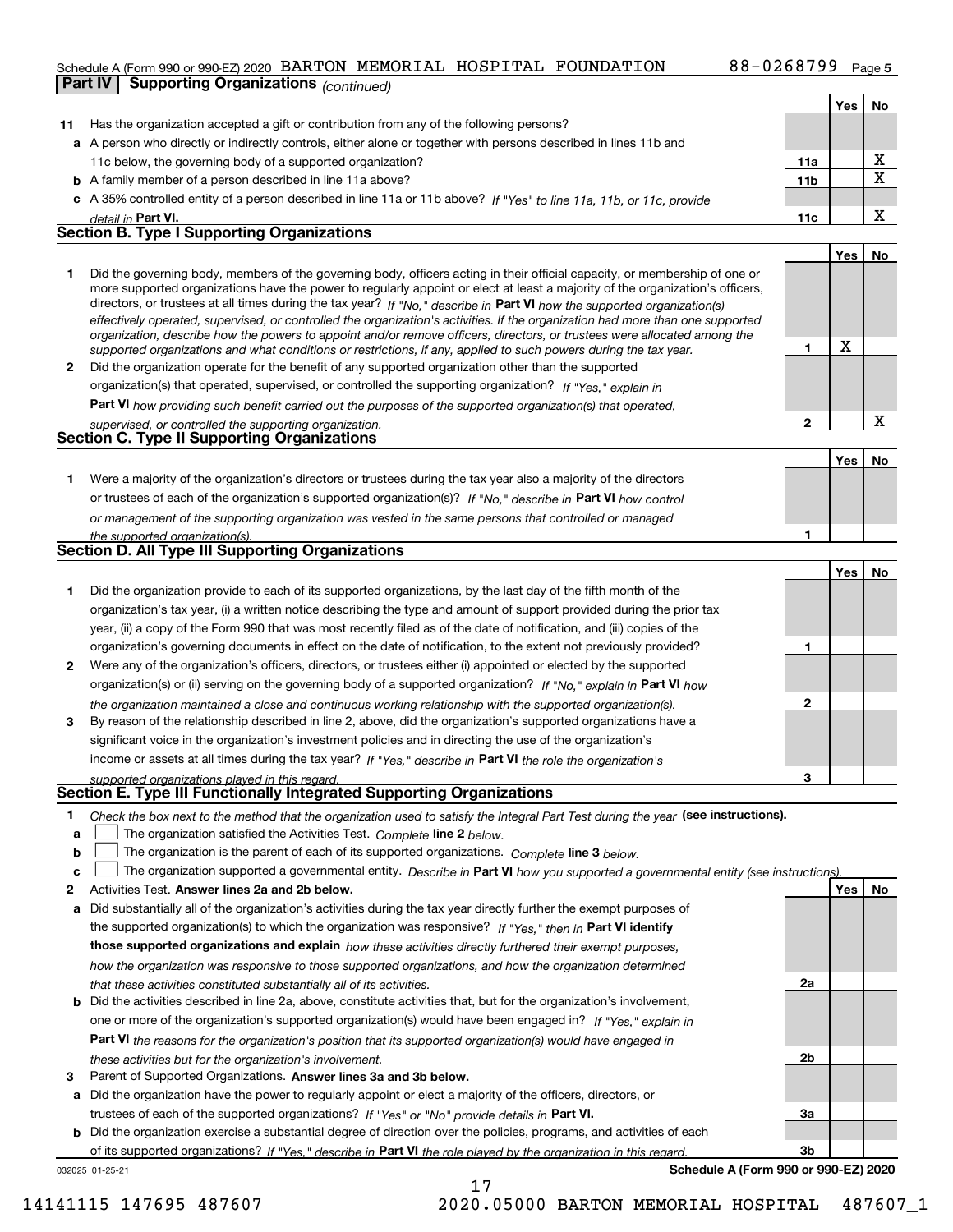Schedule A (Form 990 or 990-EZ) 2020 BARTON MEMORIAL HOSPITAL FOUNDATION 88-0268799 Page 5

**Part IV Supporting Organizations** *(continued)*

| | | | Yes | No |
|---|---|---|---|---|
| **11** | Has the organization accepted a gift or contribution from any of the following persons? | | | |
| **a** | A person who directly or indirectly controls, either alone or together with persons described in lines 11b and 11c below, the governing body of a supported organization? | 11a | | X |
| **b** | A family member of a person described in line 11a above? | 11b | | X |
| **c** | A 35% controlled entity of a person described in line 11a or 11b above? *If "Yes" to line 11a, 11b, or 11c, provide detail in* **Part VI.** | 11c | | X |

**Section B. Type I Supporting Organizations**

| | | | Yes | No |
|---|---|---|---|---|
| **1** | Did the governing body, members of the governing body, officers acting in their official capacity, or membership of one or more supported organizations have the power to regularly appoint or elect at least a majority of the organization's officers, directors, or trustees at all times during the tax year? *If "No," describe in* **Part VI** *how the supported organization(s) effectively operated, supervised, or controlled the organization's activities. If the organization had more than one supported organization, describe how the powers to appoint and/or remove officers, directors, or trustees were allocated among the supported organizations and what conditions or restrictions, if any, applied to such powers during the tax year.* | 1 | X | |
| **2** | Did the organization operate for the benefit of any supported organization other than the supported organization(s) that operated, supervised, or controlled the supporting organization? *If "Yes," explain in* **Part VI** *how providing such benefit carried out the purposes of the supported organization(s) that operated, supervised, or controlled the supporting organization.* | 2 | | X |

**Section C. Type II Supporting Organizations**

| | | | Yes | No |
|---|---|---|---|---|
| **1** | Were a majority of the organization's directors or trustees during the tax year also a majority of the directors or trustees of each of the organization's supported organization(s)? *If "No," describe in* **Part VI** *how control or management of the supporting organization was vested in the same persons that controlled or managed the supported organization(s).* | 1 | | |

**Section D. All Type III Supporting Organizations**

| | | | Yes | No |
|---|---|---|---|---|
| **1** | Did the organization provide to each of its supported organizations, by the last day of the fifth month of the organization's tax year, (i) a written notice describing the type and amount of support provided during the prior tax year, (ii) a copy of the Form 990 that was most recently filed as of the date of notification, and (iii) copies of the organization's governing documents in effect on the date of notification, to the extent not previously provided? | 1 | | |
| **2** | Were any of the organization's officers, directors, or trustees either (i) appointed or elected by the supported organization(s) or (ii) serving on the governing body of a supported organization? *If "No," explain in* **Part VI** *how the organization maintained a close and continuous working relationship with the supported organization(s).* | 2 | | |
| **3** | By reason of the relationship described in line 2, above, did the organization's supported organizations have a significant voice in the organization's investment policies and in directing the use of the organization's income or assets at all times during the tax year? *If "Yes," describe in* **Part VI** *the role the organization's supported organizations played in this regard.* | 3 | | |

**Section E. Type III Functionally Integrated Supporting Organizations**

**1** *Check the box next to the method that the organization used to satisfy the Integral Part Test during the year* **(see instructions).**

- **a** ☐ The organization satisfied the Activities Test. *Complete* **line 2** *below.*
- **b** ☐ The organization is the parent of each of its supported organizations. *Complete* **line 3** *below.*
- **c** ☐ The organization supported a governmental entity. *Describe in* **Part VI** *how you supported a governmental entity (see instructions).*

| | | | Yes | No |
|---|---|---|---|---|
| **2** | Activities Test. **Answer lines 2a and 2b below.** | | | |
| **a** | Did substantially all of the organization's activities during the tax year directly further the exempt purposes of the supported organization(s) to which the organization was responsive? *If "Yes," then in* **Part VI identify those supported organizations and explain** *how these activities directly furthered their exempt purposes, how the organization was responsive to those supported organizations, and how the organization determined that these activities constituted substantially all of its activities.* | 2a | | |
| **b** | Did the activities described in line 2a, above, constitute activities that, but for the organization's involvement, one or more of the organization's supported organization(s) would have been engaged in? *If "Yes," explain in* **Part VI** *the reasons for the organization's position that its supported organization(s) would have engaged in these activities but for the organization's involvement.* | 2b | | |
| **3** | Parent of Supported Organizations. **Answer lines 3a and 3b below.** | | | |
| **a** | Did the organization have the power to regularly appoint or elect a majority of the officers, directors, or trustees of each of the supported organizations? *If "Yes" or "No" provide details in* **Part VI.** | 3a | | |
| **b** | Did the organization exercise a substantial degree of direction over the policies, programs, and activities of each of its supported organizations? *If "Yes," describe in* **Part VI** *the role played by the organization in this regard.* | 3b | | |

032025 01-25-21 **Schedule A (Form 990 or 990-EZ) 2020**

14141115 147695 487607 2020.05000 BARTON MEMORIAL HOSPITAL 487607_1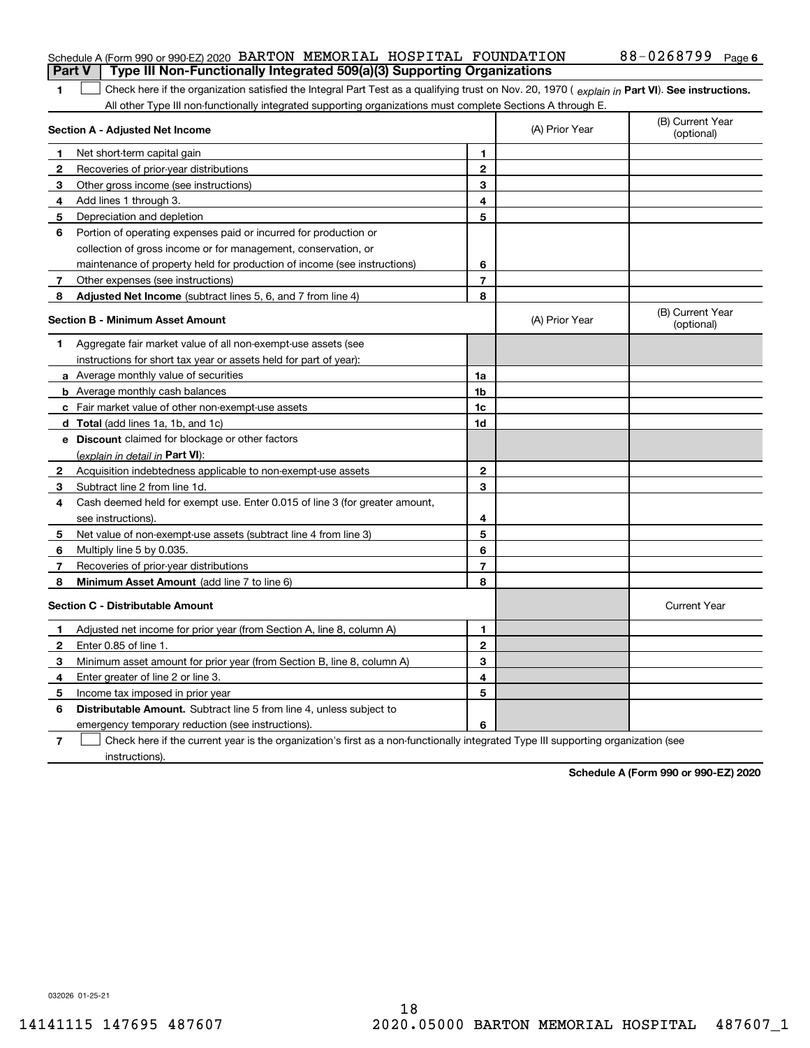Schedule A (Form 990 or 990-EZ) 2020 BARTON MEMORIAL HOSPITAL FOUNDATION 88-0268799 Page 6

## Part V Type III Non-Functionally Integrated 509(a)(3) Supporting Organizations

**1** ☐ Check here if the organization satisfied the Integral Part Test as a qualifying trust on Nov. 20, 1970 ( *explain in* **Part VI**). **See instructions.** All other Type III non-functionally integrated supporting organizations must complete Sections A through E.

| **Section A - Adjusted Net Income** | | | (A) Prior Year | (B) Current Year (optional) |
|---|---|---|---|---|
| 1 | Net short-term capital gain | 1 | | |
| 2 | Recoveries of prior-year distributions | 2 | | |
| 3 | Other gross income (see instructions) | 3 | | |
| 4 | Add lines 1 through 3. | 4 | | |
| 5 | Depreciation and depletion | 5 | | |
| 6 | Portion of operating expenses paid or incurred for production or collection of gross income or for management, conservation, or maintenance of property held for production of income (see instructions) | 6 | | |
| 7 | Other expenses (see instructions) | 7 | | |
| 8 | **Adjusted Net Income** (subtract lines 5, 6, and 7 from line 4) | 8 | | |

| **Section B - Minimum Asset Amount** | | | (A) Prior Year | (B) Current Year (optional) |
|---|---|---|---|---|
| 1 | Aggregate fair market value of all non-exempt-use assets (see instructions for short tax year or assets held for part of year): | | | |
| a | Average monthly value of securities | 1a | | |
| b | Average monthly cash balances | 1b | | |
| c | Fair market value of other non-exempt-use assets | 1c | | |
| d | **Total** (add lines 1a, 1b, and 1c) | 1d | | |
| e | **Discount** claimed for blockage or other factors (*explain in detail in* **Part VI**): | | | |
| 2 | Acquisition indebtedness applicable to non-exempt-use assets | 2 | | |
| 3 | Subtract line 2 from line 1d. | 3 | | |
| 4 | Cash deemed held for exempt use. Enter 0.015 of line 3 (for greater amount, see instructions). | 4 | | |
| 5 | Net value of non-exempt-use assets (subtract line 4 from line 3) | 5 | | |
| 6 | Multiply line 5 by 0.035. | 6 | | |
| 7 | Recoveries of prior-year distributions | 7 | | |
| 8 | **Minimum Asset Amount** (add line 7 to line 6) | 8 | | |

| **Section C - Distributable Amount** | | | | Current Year |
|---|---|---|---|---|
| 1 | Adjusted net income for prior year (from Section A, line 8, column A) | 1 | | |
| 2 | Enter 0.85 of line 1. | 2 | | |
| 3 | Minimum asset amount for prior year (from Section B, line 8, column A) | 3 | | |
| 4 | Enter greater of line 2 or line 3. | 4 | | |
| 5 | Income tax imposed in prior year | 5 | | |
| 6 | **Distributable Amount.** Subtract line 5 from line 4, unless subject to emergency temporary reduction (see instructions). | 6 | | |

**7** ☐ Check here if the current year is the organization's first as a non-functionally integrated Type III supporting organization (see instructions).

**Schedule A (Form 990 or 990-EZ) 2020**

032026 01-25-21

14141115 147695 487607 2020.05000 BARTON MEMORIAL HOSPITAL 487607_1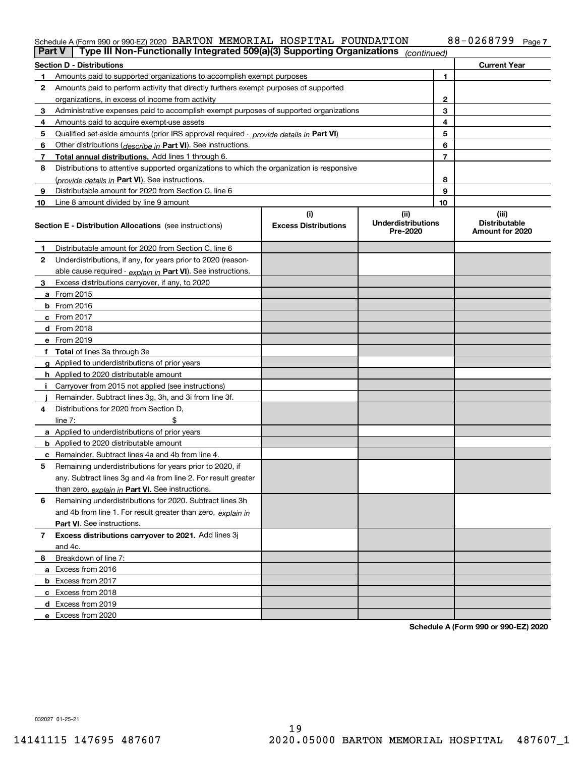Schedule A (Form 990 or 990-EZ) 2020 BARTON MEMORIAL HOSPITAL FOUNDATION 88-0268799 Page 7

**Part V | Type III Non-Functionally Integrated 509(a)(3) Supporting Organizations** *(continued)*

| Section D - Distributions | | Current Year |
|---|---|---|
| 1 Amounts paid to supported organizations to accomplish exempt purposes | 1 | |
| 2 Amounts paid to perform activity that directly furthers exempt purposes of supported organizations, in excess of income from activity | 2 | |
| 3 Administrative expenses paid to accomplish exempt purposes of supported organizations | 3 | |
| 4 Amounts paid to acquire exempt-use assets | 4 | |
| 5 Qualified set-aside amounts (prior IRS approval required - *provide details in* **Part VI**) | 5 | |
| 6 Other distributions (*describe in* **Part VI**). See instructions. | 6 | |
| 7 **Total annual distributions.** Add lines 1 through 6. | 7 | |
| 8 Distributions to attentive supported organizations to which the organization is responsive (*provide details in* **Part VI**). See instructions. | 8 | |
| 9 Distributable amount for 2020 from Section C, line 6 | 9 | |
| 10 Line 8 amount divided by line 9 amount | 10 | |

| Section E - Distribution Allocations (see instructions) | (i) Excess Distributions | (ii) Underdistributions Pre-2020 | (iii) Distributable Amount for 2020 |
|---|---|---|---|
| 1 Distributable amount for 2020 from Section C, line 6 | | | |
| 2 Underdistributions, if any, for years prior to 2020 (reasonable cause required - *explain in* **Part VI**). See instructions. | | | |
| 3 Excess distributions carryover, if any, to 2020 | | | |
| a From 2015 | | | |
| b From 2016 | | | |
| c From 2017 | | | |
| d From 2018 | | | |
| e From 2019 | | | |
| f **Total** of lines 3a through 3e | | | |
| g Applied to underdistributions of prior years | | | |
| h Applied to 2020 distributable amount | | | |
| i Carryover from 2015 not applied (see instructions) | | | |
| j Remainder. Subtract lines 3g, 3h, and 3i from line 3f. | | | |
| 4 Distributions for 2020 from Section D, line 7: $ | | | |
| a Applied to underdistributions of prior years | | | |
| b Applied to 2020 distributable amount | | | |
| c Remainder. Subtract lines 4a and 4b from line 4. | | | |
| 5 Remaining underdistributions for years prior to 2020, if any. Subtract lines 3g and 4a from line 2. For result greater than zero, *explain in* **Part VI.** See instructions. | | | |
| 6 Remaining underdistributions for 2020. Subtract lines 3h and 4b from line 1. For result greater than zero, *explain in* **Part VI**. See instructions. | | | |
| 7 **Excess distributions carryover to 2021.** Add lines 3j and 4c. | | | |
| 8 Breakdown of line 7: | | | |
| a Excess from 2016 | | | |
| b Excess from 2017 | | | |
| c Excess from 2018 | | | |
| d Excess from 2019 | | | |
| e Excess from 2020 | | | |

**Schedule A (Form 990 or 990-EZ) 2020**

032027 01-25-21

14141115 147695 487607 2020.05000 BARTON MEMORIAL HOSPITAL 487607_1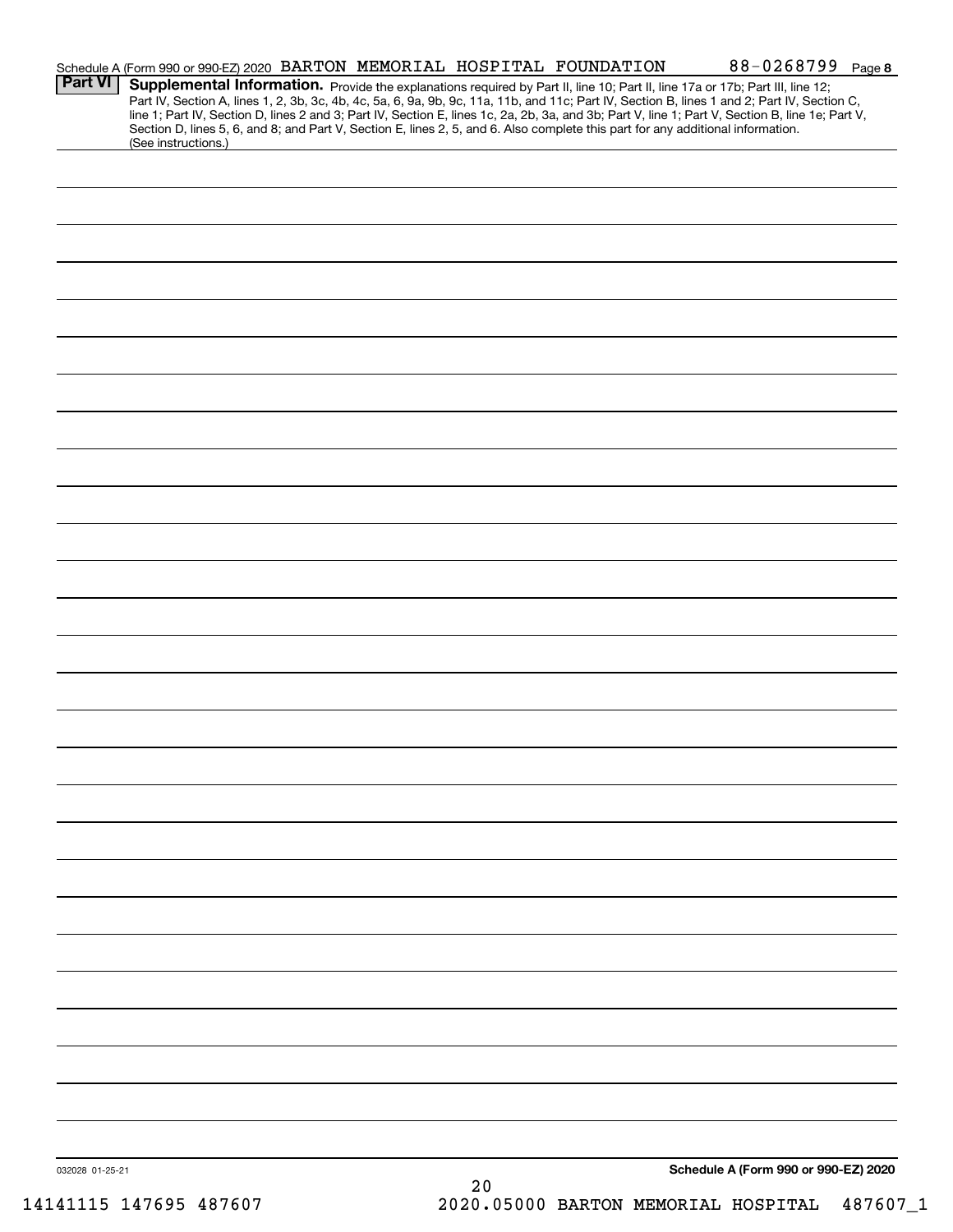Schedule A (Form 990 or 990-EZ) 2020 BARTON MEMORIAL HOSPITAL FOUNDATION 88-0268799 Page 8

**Part VI** **Supplemental Information.** Provide the explanations required by Part II, line 10; Part II, line 17a or 17b; Part III, line 12; Part IV, Section A, lines 1, 2, 3b, 3c, 4b, 4c, 5a, 6, 9a, 9b, 9c, 11a, 11b, and 11c; Part IV, Section B, lines 1 and 2; Part IV, Section C, line 1; Part IV, Section D, lines 2 and 3; Part IV, Section E, lines 1c, 2a, 2b, 3a, and 3b; Part V, line 1; Part V, Section B, line 1e; Part V, Section D, lines 5, 6, and 8; and Part V, Section E, lines 2, 5, and 6. Also complete this part for any additional information. (See instructions.)

032028 01-25-21

**Schedule A (Form 990 or 990-EZ) 2020**

14141115 147695 487607 2020.05000 BARTON MEMORIAL HOSPITAL 487607_1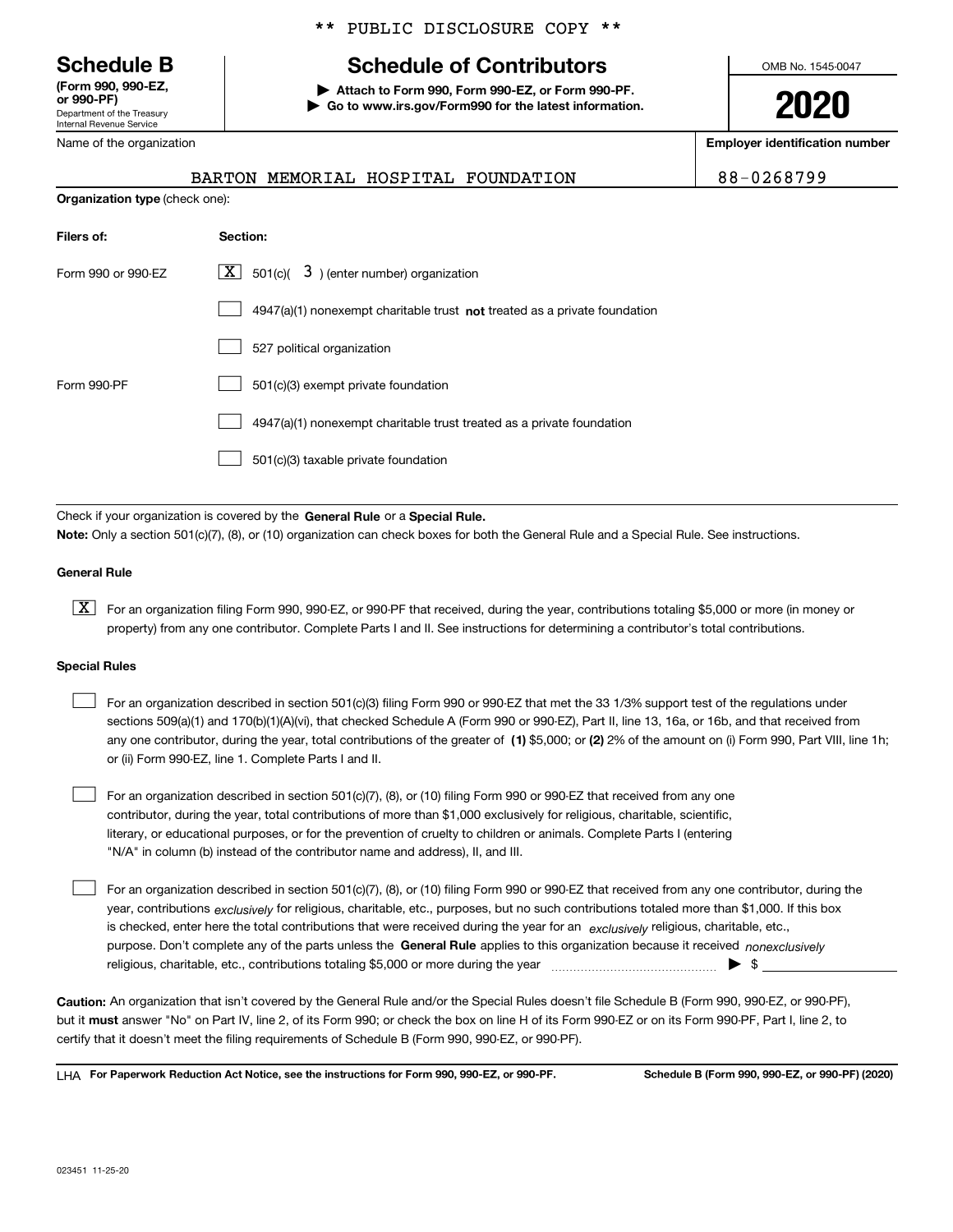** PUBLIC DISCLOSURE COPY **

# Schedule B

**(Form 990, 990-EZ, or 990-PF)**
Department of the Treasury
Internal Revenue Service

## Schedule of Contributors

▶ **Attach to Form 990, Form 990-EZ, or Form 990-PF.**
▶ **Go to www.irs.gov/Form990 for the latest information.**

OMB No. 1545-0047

**2020**

Name of the organization: BARTON MEMORIAL HOSPITAL FOUNDATION

**Employer identification number:** 88-0268799

**Organization type** (check one):

| **Filers of:** | **Section:** |
|---|---|
| Form 990 or 990-EZ | [X] 501(c)( 3 ) (enter number) organization |
| | [ ] 4947(a)(1) nonexempt charitable trust **not** treated as a private foundation |
| | [ ] 527 political organization |
| Form 990-PF | [ ] 501(c)(3) exempt private foundation |
| | [ ] 4947(a)(1) nonexempt charitable trust treated as a private foundation |
| | [ ] 501(c)(3) taxable private foundation |

Check if your organization is covered by the **General Rule** or a **Special Rule.**

**Note:** Only a section 501(c)(7), (8), or (10) organization can check boxes for both the General Rule and a Special Rule. See instructions.

### General Rule

[X] For an organization filing Form 990, 990-EZ, or 990-PF that received, during the year, contributions totaling $5,000 or more (in money or property) from any one contributor. Complete Parts I and II. See instructions for determining a contributor's total contributions.

### Special Rules

[ ] For an organization described in section 501(c)(3) filing Form 990 or 990-EZ that met the 33 1/3% support test of the regulations under sections 509(a)(1) and 170(b)(1)(A)(vi), that checked Schedule A (Form 990 or 990-EZ), Part II, line 13, 16a, or 16b, and that received from any one contributor, during the year, total contributions of the greater of **(1)** $5,000; or **(2)** 2% of the amount on (i) Form 990, Part VIII, line 1h; or (ii) Form 990-EZ, line 1. Complete Parts I and II.

[ ] For an organization described in section 501(c)(7), (8), or (10) filing Form 990 or 990-EZ that received from any one contributor, during the year, total contributions of more than $1,000 exclusively for religious, charitable, scientific, literary, or educational purposes, or for the prevention of cruelty to children or animals. Complete Parts I (entering "N/A" in column (b) instead of the contributor name and address), II, and III.

[ ] For an organization described in section 501(c)(7), (8), or (10) filing Form 990 or 990-EZ that received from any one contributor, during the year, contributions *exclusively* for religious, charitable, etc., purposes, but no such contributions totaled more than $1,000. If this box is checked, enter here the total contributions that were received during the year for an *exclusively* religious, charitable, etc., purpose. Don't complete any of the parts unless the **General Rule** applies to this organization because it received *nonexclusively* religious, charitable, etc., contributions totaling $5,000 or more during the year ▶ $ ______

**Caution:** An organization that isn't covered by the General Rule and/or the Special Rules doesn't file Schedule B (Form 990, 990-EZ, or 990-PF), but it **must** answer "No" on Part IV, line 2, of its Form 990; or check the box on line H of its Form 990-EZ or on its Form 990-PF, Part I, line 2, to certify that it doesn't meet the filing requirements of Schedule B (Form 990, 990-EZ, or 990-PF).

LHA **For Paperwork Reduction Act Notice, see the instructions for Form 990, 990-EZ, or 990-PF.** **Schedule B (Form 990, 990-EZ, or 990-PF) (2020)**

023451 11-25-20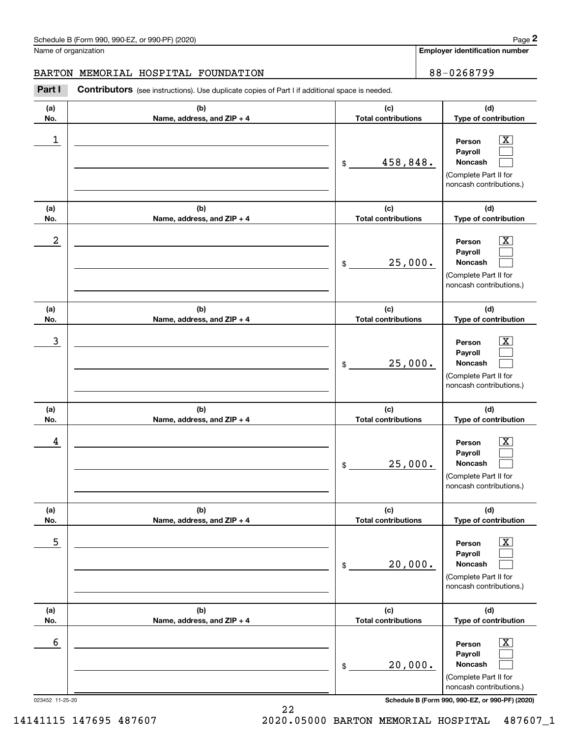Schedule B (Form 990, 990-EZ, or 990-PF) (2020)

Name of organization: BARTON MEMORIAL HOSPITAL FOUNDATION

Employer identification number: 88-0268799

**Part I** **Contributors** (see instructions). Use duplicate copies of Part I if additional space is needed.

| (a) No. | (b) Name, address, and ZIP + 4 | (c) Total contributions | (d) Type of contribution |
|---|---|---|---|
| 1 | | $ 458,848. | Person [X] Payroll [ ] Noncash [ ] (Complete Part II for noncash contributions.) |
| 2 | | $ 25,000. | Person [X] Payroll [ ] Noncash [ ] (Complete Part II for noncash contributions.) |
| 3 | | $ 25,000. | Person [X] Payroll [ ] Noncash [ ] (Complete Part II for noncash contributions.) |
| 4 | | $ 25,000. | Person [X] Payroll [ ] Noncash [ ] (Complete Part II for noncash contributions.) |
| 5 | | $ 20,000. | Person [X] Payroll [ ] Noncash [ ] (Complete Part II for noncash contributions.) |
| 6 | | $ 20,000. | Person [X] Payroll [ ] Noncash [ ] (Complete Part II for noncash contributions.) |

023452 11-25-20

Schedule B (Form 990, 990-EZ, or 990-PF) (2020)

14141115 147695 487607 2020.05000 BARTON MEMORIAL HOSPITAL 487607_1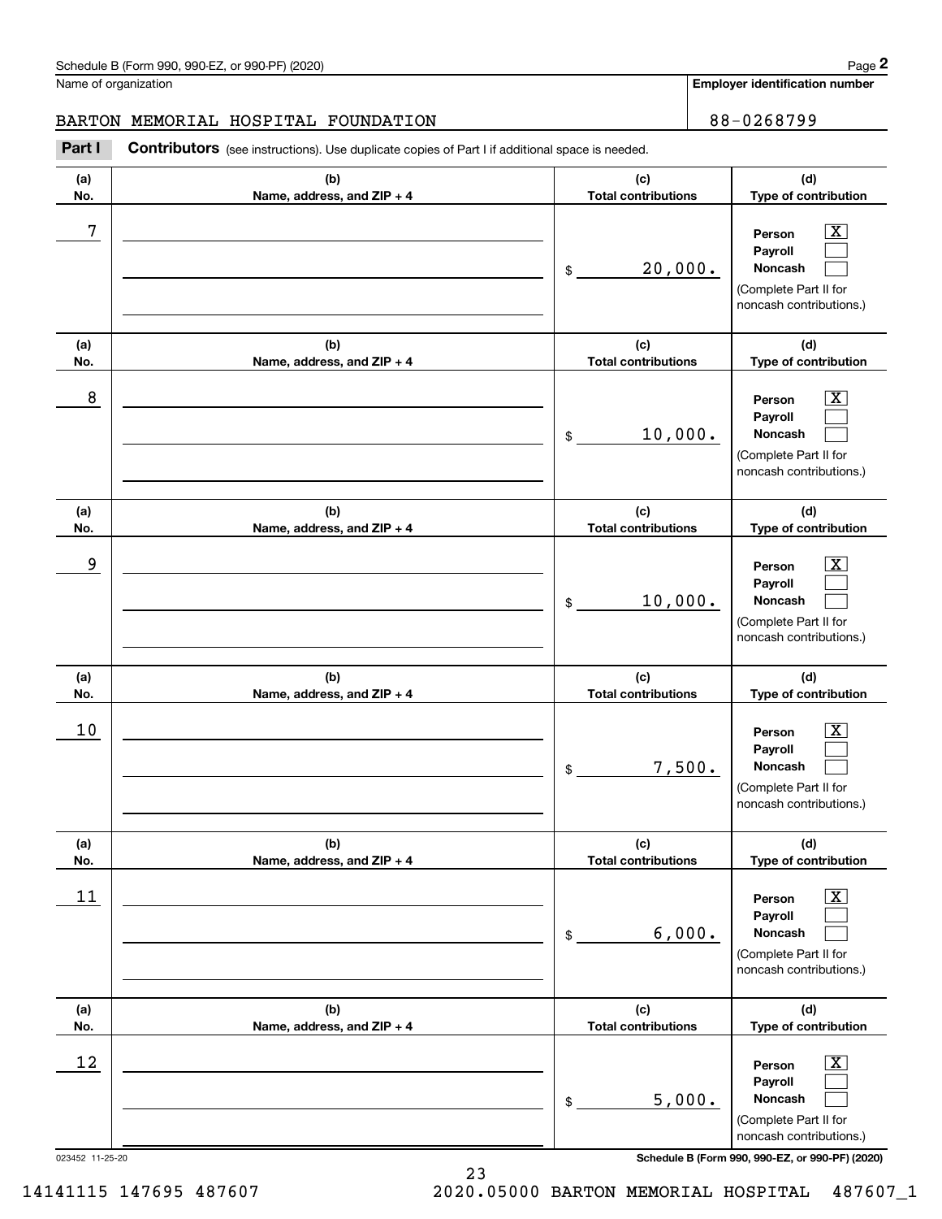Schedule B (Form 990, 990-EZ, or 990-PF) (2020)

Name of organization: BARTON MEMORIAL HOSPITAL FOUNDATION

Employer identification number: 88-0268799

**Part I** **Contributors** (see instructions). Use duplicate copies of Part I if additional space is needed.

| (a) No. | (b) Name, address, and ZIP + 4 | (c) Total contributions | (d) Type of contribution |
|---|---|---|---|
| 7 | | $ 20,000. | Person [X] Payroll [ ] Noncash [ ] (Complete Part II for noncash contributions.) |
| 8 | | $ 10,000. | Person [X] Payroll [ ] Noncash [ ] (Complete Part II for noncash contributions.) |
| 9 | | $ 10,000. | Person [X] Payroll [ ] Noncash [ ] (Complete Part II for noncash contributions.) |
| 10 | | $ 7,500. | Person [X] Payroll [ ] Noncash [ ] (Complete Part II for noncash contributions.) |
| 11 | | $ 6,000. | Person [X] Payroll [ ] Noncash [ ] (Complete Part II for noncash contributions.) |
| 12 | | $ 5,000. | Person [X] Payroll [ ] Noncash [ ] (Complete Part II for noncash contributions.) |

023452 11-25-20

Schedule B (Form 990, 990-EZ, or 990-PF) (2020)

14141115 147695 487607 2020.05000 BARTON MEMORIAL HOSPITAL 487607_1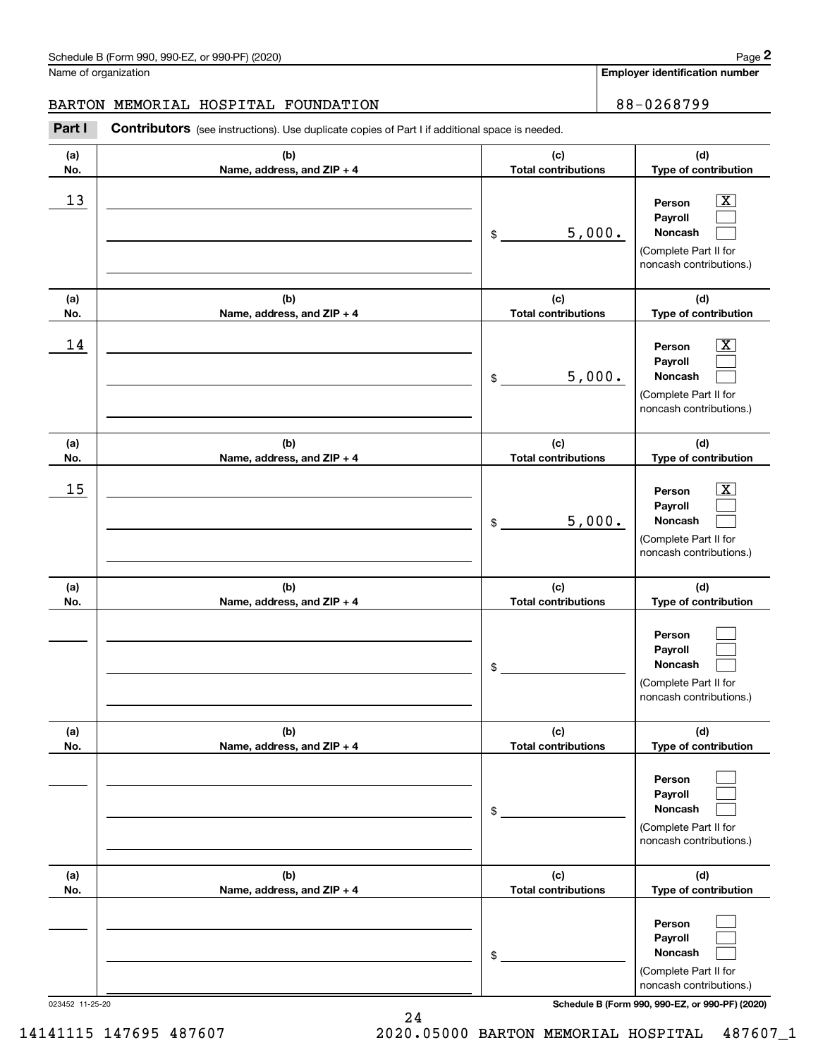Schedule B (Form 990, 990-EZ, or 990-PF) (2020)

Name of organization: BARTON MEMORIAL HOSPITAL FOUNDATION

Employer identification number: 88-0268799

**Part I** **Contributors** (see instructions). Use duplicate copies of Part I if additional space is needed.

| (a) No. | (b) Name, address, and ZIP + 4 | (c) Total contributions | (d) Type of contribution |
|---|---|---|---|
| 13 | | $ 5,000. | Person [X] Payroll [ ] Noncash [ ] (Complete Part II for noncash contributions.) |
| 14 | | $ 5,000. | Person [X] Payroll [ ] Noncash [ ] (Complete Part II for noncash contributions.) |
| 15 | | $ 5,000. | Person [X] Payroll [ ] Noncash [ ] (Complete Part II for noncash contributions.) |
| | | $ | Person [ ] Payroll [ ] Noncash [ ] (Complete Part II for noncash contributions.) |
| | | $ | Person [ ] Payroll [ ] Noncash [ ] (Complete Part II for noncash contributions.) |
| | | $ | Person [ ] Payroll [ ] Noncash [ ] (Complete Part II for noncash contributions.) |

023452 11-25-20

Schedule B (Form 990, 990-EZ, or 990-PF) (2020)

14141115 147695 487607 2020.05000 BARTON MEMORIAL HOSPITAL 487607_1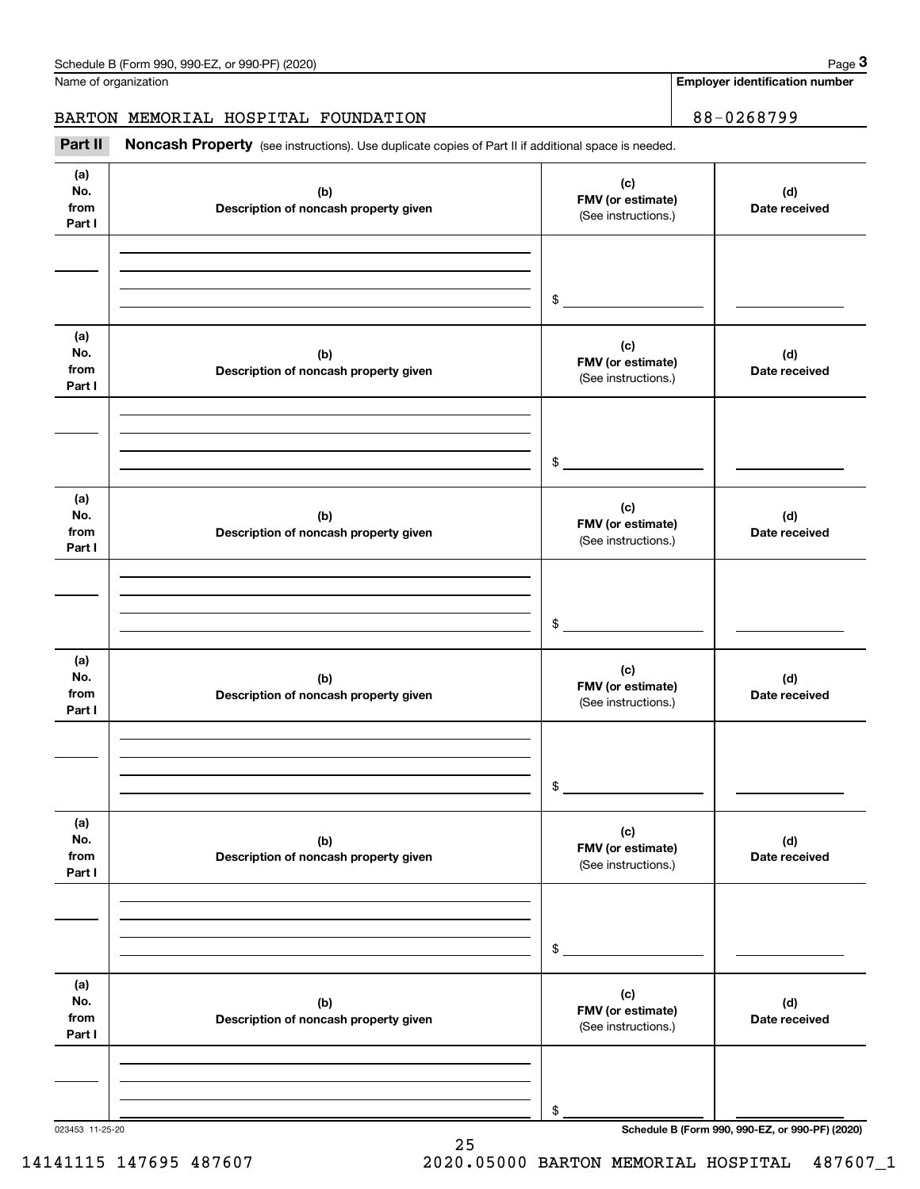Schedule B (Form 990, 990-EZ, or 990-PF) (2020) Page **3**

Name of organization | **Employer identification number**

BARTON MEMORIAL HOSPITAL FOUNDATION | 88-0268799

**Part II** **Noncash Property** (see instructions). Use duplicate copies of Part II if additional space is needed.

| (a) No. from Part I | (b) Description of noncash property given | (c) FMV (or estimate) (See instructions.) | (d) Date received |
|---|---|---|---|
| | | $ | |

| (a) No. from Part I | (b) Description of noncash property given | (c) FMV (or estimate) (See instructions.) | (d) Date received |
|---|---|---|---|
| | | $ | |

| (a) No. from Part I | (b) Description of noncash property given | (c) FMV (or estimate) (See instructions.) | (d) Date received |
|---|---|---|---|
| | | $ | |

| (a) No. from Part I | (b) Description of noncash property given | (c) FMV (or estimate) (See instructions.) | (d) Date received |
|---|---|---|---|
| | | $ | |

| (a) No. from Part I | (b) Description of noncash property given | (c) FMV (or estimate) (See instructions.) | (d) Date received |
|---|---|---|---|
| | | $ | |

| (a) No. from Part I | (b) Description of noncash property given | (c) FMV (or estimate) (See instructions.) | (d) Date received |
|---|---|---|---|
| | | $ | |

023453 11-25-20 **Schedule B (Form 990, 990-EZ, or 990-PF) (2020)**

14141115 147695 487607 2020.05000 BARTON MEMORIAL HOSPITAL 487607_1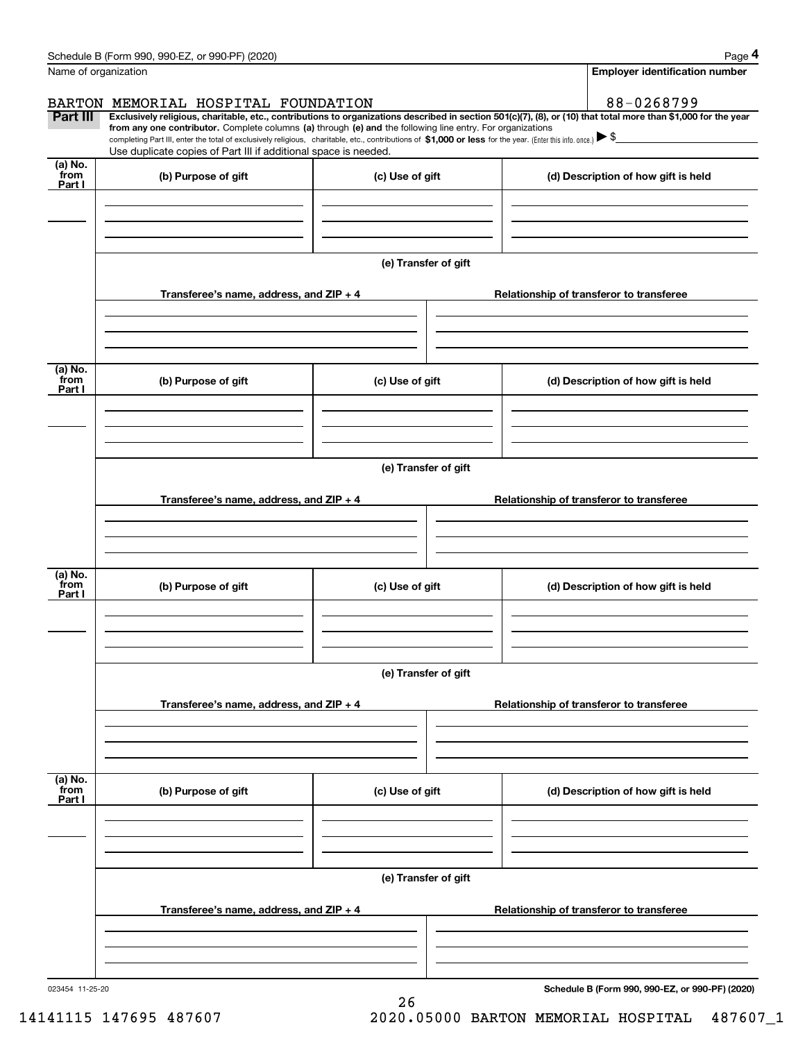Name of organization

**Employer identification number**

BARTON MEMORIAL HOSPITAL FOUNDATION

88-0268799

**Part III** **Exclusively religious, charitable, etc., contributions to organizations described in section 501(c)(7), (8), or (10) that total more than $1,000 for the year from any one contributor.** Complete columns **(a)** through **(e) and** the following line entry. For organizations completing Part III, enter the total of exclusively religious, charitable, etc., contributions of **$1,000 or less** for the year. (Enter this info. once.) ▶ $

Use duplicate copies of Part III if additional space is needed.

| (a) No. from Part I | (b) Purpose of gift | (c) Use of gift | (d) Description of how gift is held |
|---|---|---|---|
| | | | |

**(e) Transfer of gift**

| Transferee's name, address, and ZIP + 4 | Relationship of transferor to transferee |
|---|---|
| | |

| (a) No. from Part I | (b) Purpose of gift | (c) Use of gift | (d) Description of how gift is held |
|---|---|---|---|
| | | | |

**(e) Transfer of gift**

| Transferee's name, address, and ZIP + 4 | Relationship of transferor to transferee |
|---|---|
| | |

| (a) No. from Part I | (b) Purpose of gift | (c) Use of gift | (d) Description of how gift is held |
|---|---|---|---|
| | | | |

**(e) Transfer of gift**

| Transferee's name, address, and ZIP + 4 | Relationship of transferor to transferee |
|---|---|
| | |

| (a) No. from Part I | (b) Purpose of gift | (c) Use of gift | (d) Description of how gift is held |
|---|---|---|---|
| | | | |

**(e) Transfer of gift**

| Transferee's name, address, and ZIP + 4 | Relationship of transferor to transferee |
|---|---|
| | |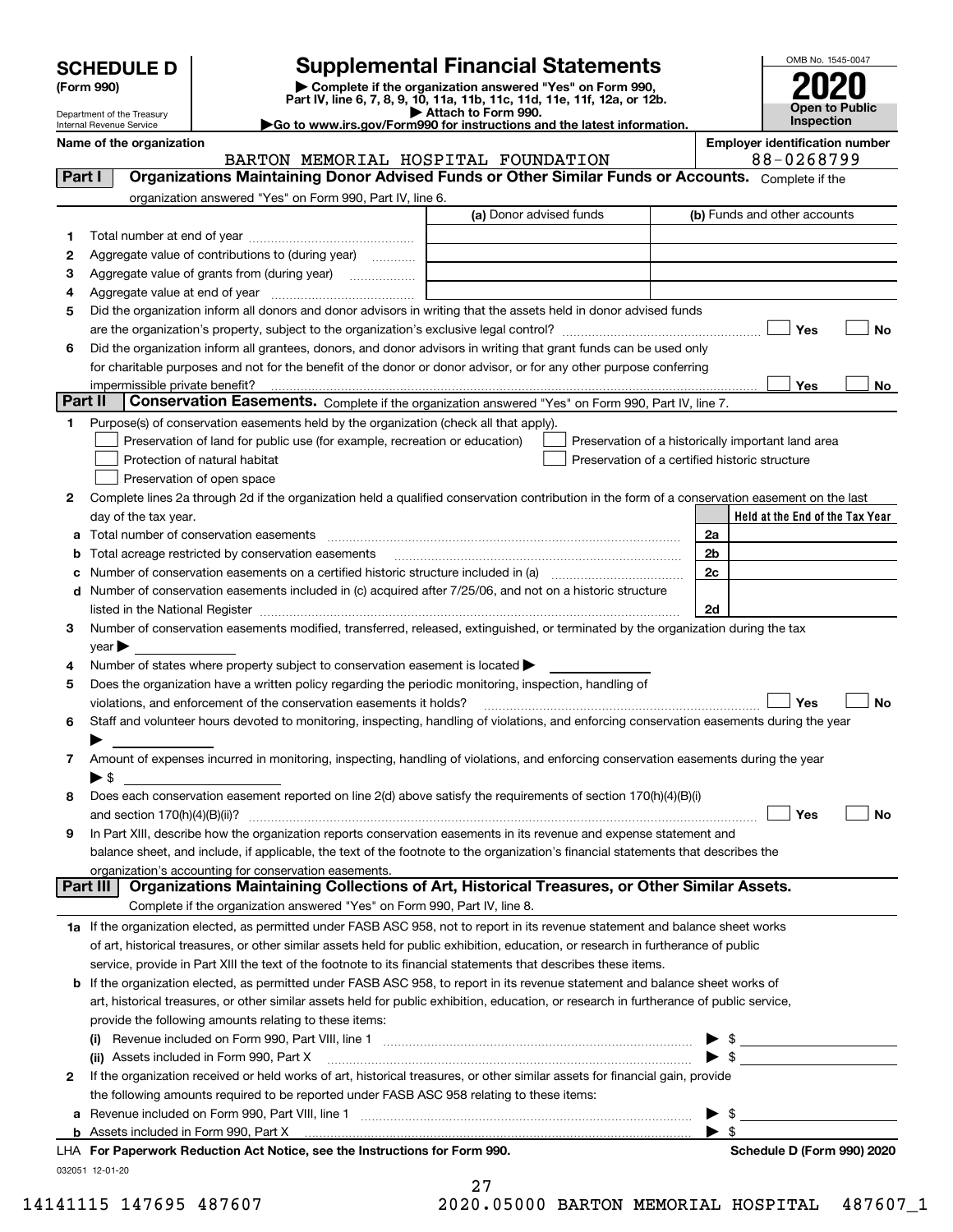# SCHEDULE D (Form 990)

Department of the Treasury
Internal Revenue Service

## Supplemental Financial Statements

▶ Complete if the organization answered "Yes" on Form 990, Part IV, line 6, 7, 8, 9, 10, 11a, 11b, 11c, 11d, 11e, 11f, 12a, or 12b.
▶ Attach to Form 990.
▶Go to www.irs.gov/Form990 for instructions and the latest information.

OMB No. 1545-0047

**2020**

**Open to Public Inspection**

**Name of the organization:** BARTON MEMORIAL HOSPITAL FOUNDATION

**Employer identification number:** 88-0268799

### Part I — Organizations Maintaining Donor Advised Funds or Other Similar Funds or Accounts. Complete if the organization answered "Yes" on Form 990, Part IV, line 6.

| | | (a) Donor advised funds | (b) Funds and other accounts |
|---|---|---|---|
| 1 | Total number at end of year | | |
| 2 | Aggregate value of contributions to (during year) | | |
| 3 | Aggregate value of grants from (during year) | | |
| 4 | Aggregate value at end of year | | |

5 Did the organization inform all donors and donor advisors in writing that the assets held in donor advised funds are the organization's property, subject to the organization's exclusive legal control? ☐ Yes ☐ No

6 Did the organization inform all grantees, donors, and donor advisors in writing that grant funds can be used only for charitable purposes and not for the benefit of the donor or donor advisor, or for any other purpose conferring impermissible private benefit? ☐ Yes ☐ No

### Part II — Conservation Easements. Complete if the organization answered "Yes" on Form 990, Part IV, line 7.

1 Purpose(s) of conservation easements held by the organization (check all that apply).

- ☐ Preservation of land for public use (for example, recreation or education)
- ☐ Preservation of a historically important land area
- ☐ Protection of natural habitat
- ☐ Preservation of a certified historic structure
- ☐ Preservation of open space

2 Complete lines 2a through 2d if the organization held a qualified conservation contribution in the form of a conservation easement on the last day of the tax year.

| | | | Held at the End of the Tax Year |
|---|---|---|---|
| a | Total number of conservation easements | 2a | |
| b | Total acreage restricted by conservation easements | 2b | |
| c | Number of conservation easements on a certified historic structure included in (a) | 2c | |
| d | Number of conservation easements included in (c) acquired after 7/25/06, and not on a historic structure listed in the National Register | 2d | |

3 Number of conservation easements modified, transferred, released, extinguished, or terminated by the organization during the tax year ▶

4 Number of states where property subject to conservation easement is located ▶

5 Does the organization have a written policy regarding the periodic monitoring, inspection, handling of violations, and enforcement of the conservation easements it holds? ☐ Yes ☐ No

6 Staff and volunteer hours devoted to monitoring, inspecting, handling of violations, and enforcing conservation easements during the year ▶

7 Amount of expenses incurred in monitoring, inspecting, handling of violations, and enforcing conservation easements during the year ▶ $

8 Does each conservation easement reported on line 2(d) above satisfy the requirements of section 170(h)(4)(B)(i) and section 170(h)(4)(B)(ii)? ☐ Yes ☐ No

9 In Part XIII, describe how the organization reports conservation easements in its revenue and expense statement and balance sheet, and include, if applicable, the text of the footnote to the organization's financial statements that describes the organization's accounting for conservation easements.

### Part III — Organizations Maintaining Collections of Art, Historical Treasures, or Other Similar Assets. Complete if the organization answered "Yes" on Form 990, Part IV, line 8.

1a If the organization elected, as permitted under FASB ASC 958, not to report in its revenue statement and balance sheet works of art, historical treasures, or other similar assets held for public exhibition, education, or research in furtherance of public service, provide in Part XIII the text of the footnote to its financial statements that describes these items.

b If the organization elected, as permitted under FASB ASC 958, to report in its revenue statement and balance sheet works of art, historical treasures, or other similar assets held for public exhibition, education, or research in furtherance of public service, provide the following amounts relating to these items:

(i) Revenue included on Form 990, Part VIII, line 1 ▶ $

(ii) Assets included in Form 990, Part X ▶ $

2 If the organization received or held works of art, historical treasures, or other similar assets for financial gain, provide the following amounts required to be reported under FASB ASC 958 relating to these items:

a Revenue included on Form 990, Part VIII, line 1 ▶ $

b Assets included in Form 990, Part X ▶ $

**LHA For Paperwork Reduction Act Notice, see the Instructions for Form 990.** **Schedule D (Form 990) 2020**

032051 12-01-20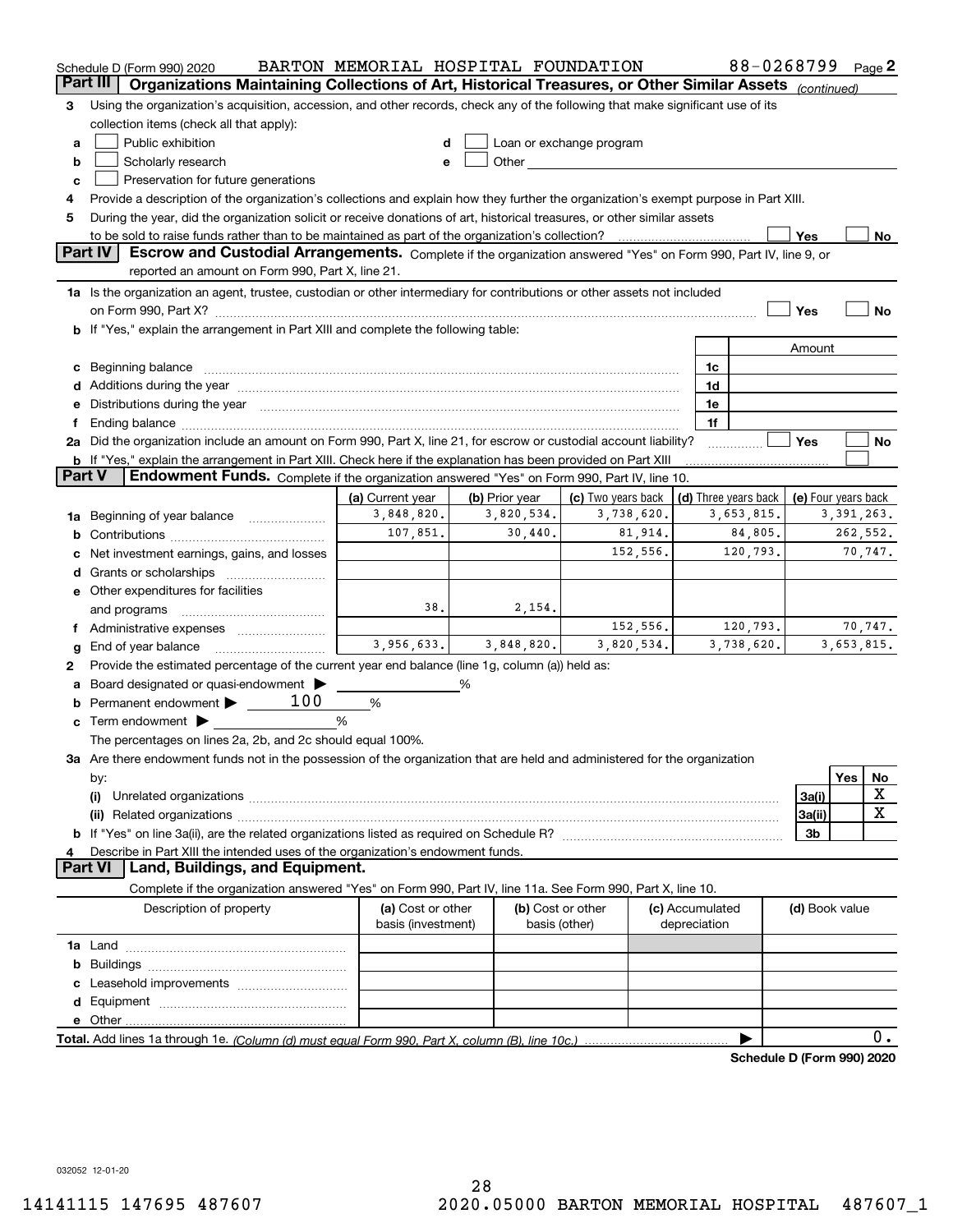Schedule D (Form 990) 2020 BARTON MEMORIAL HOSPITAL FOUNDATION 88-0268799 Page 2

## Part III Organizations Maintaining Collections of Art, Historical Treasures, or Other Similar Assets *(continued)*

3 Using the organization's acquisition, accession, and other records, check any of the following that make significant use of its collection items (check all that apply):

a ☐ Public exhibition
b ☐ Scholarly research
c ☐ Preservation for future generations
d ☐ Loan or exchange program
e ☐ Other

4 Provide a description of the organization's collections and explain how they further the organization's exempt purpose in Part XIII.

5 During the year, did the organization solicit or receive donations of art, historical treasures, or other similar assets to be sold to raise funds rather than to be maintained as part of the organization's collection? ☐ Yes ☐ No

## Part IV Escrow and Custodial Arrangements.

Complete if the organization answered "Yes" on Form 990, Part IV, line 9, or reported an amount on Form 990, Part X, line 21.

1a Is the organization an agent, trustee, custodian or other intermediary for contributions or other assets not included on Form 990, Part X? ☐ Yes ☐ No

b If "Yes," explain the arrangement in Part XIII and complete the following table:

| | | Amount |
|---|---|---|
| c Beginning balance | 1c | |
| d Additions during the year | 1d | |
| e Distributions during the year | 1e | |
| f Ending balance | 1f | |

2a Did the organization include an amount on Form 990, Part X, line 21, for escrow or custodial account liability? ☐ Yes ☐ No

b If "Yes," explain the arrangement in Part XIII. Check here if the explanation has been provided on Part XIII ☐

## Part V Endowment Funds.

Complete if the organization answered "Yes" on Form 990, Part IV, line 10.

| | (a) Current year | (b) Prior year | (c) Two years back | (d) Three years back | (e) Four years back |
|---|---|---|---|---|---|
| 1a Beginning of year balance | 3,848,820. | 3,820,534. | 3,738,620. | 3,653,815. | 3,391,263. |
| b Contributions | 107,851. | 30,440. | 81,914. | 84,805. | 262,552. |
| c Net investment earnings, gains, and losses | | | 152,556. | 120,793. | 70,747. |
| d Grants or scholarships | | | | | |
| e Other expenditures for facilities and programs | 38. | 2,154. | | | |
| f Administrative expenses | | | 152,556. | 120,793. | 70,747. |
| g End of year balance | 3,956,633. | 3,848,820. | 3,820,534. | 3,738,620. | 3,653,815. |

2 Provide the estimated percentage of the current year end balance (line 1g, column (a)) held as:

a Board designated or quasi-endowment ▶ ______ %
b Permanent endowment ▶ 100 %
c Term endowment ▶ ______ %

The percentages on lines 2a, 2b, and 2c should equal 100%.

3a Are there endowment funds not in the possession of the organization that are held and administered for the organization by:

| | | Yes | No |
|---|---|---|---|
| (i) Unrelated organizations | 3a(i) | | X |
| (ii) Related organizations | 3a(ii) | | X |
| b If "Yes" on line 3a(ii), are the related organizations listed as required on Schedule R? | 3b | | |

4 Describe in Part XIII the intended uses of the organization's endowment funds.

## Part VI Land, Buildings, and Equipment.

Complete if the organization answered "Yes" on Form 990, Part IV, line 11a. See Form 990, Part X, line 10.

| Description of property | (a) Cost or other basis (investment) | (b) Cost or other basis (other) | (c) Accumulated depreciation | (d) Book value |
|---|---|---|---|---|
| 1a Land | | | | |
| b Buildings | | | | |
| c Leasehold improvements | | | | |
| d Equipment | | | | |
| e Other | | | | |
| Total. Add lines 1a through 1e. *(Column (d) must equal Form 990, Part X, column (B), line 10c.)* | | | | 0. |

Schedule D (Form 990) 2020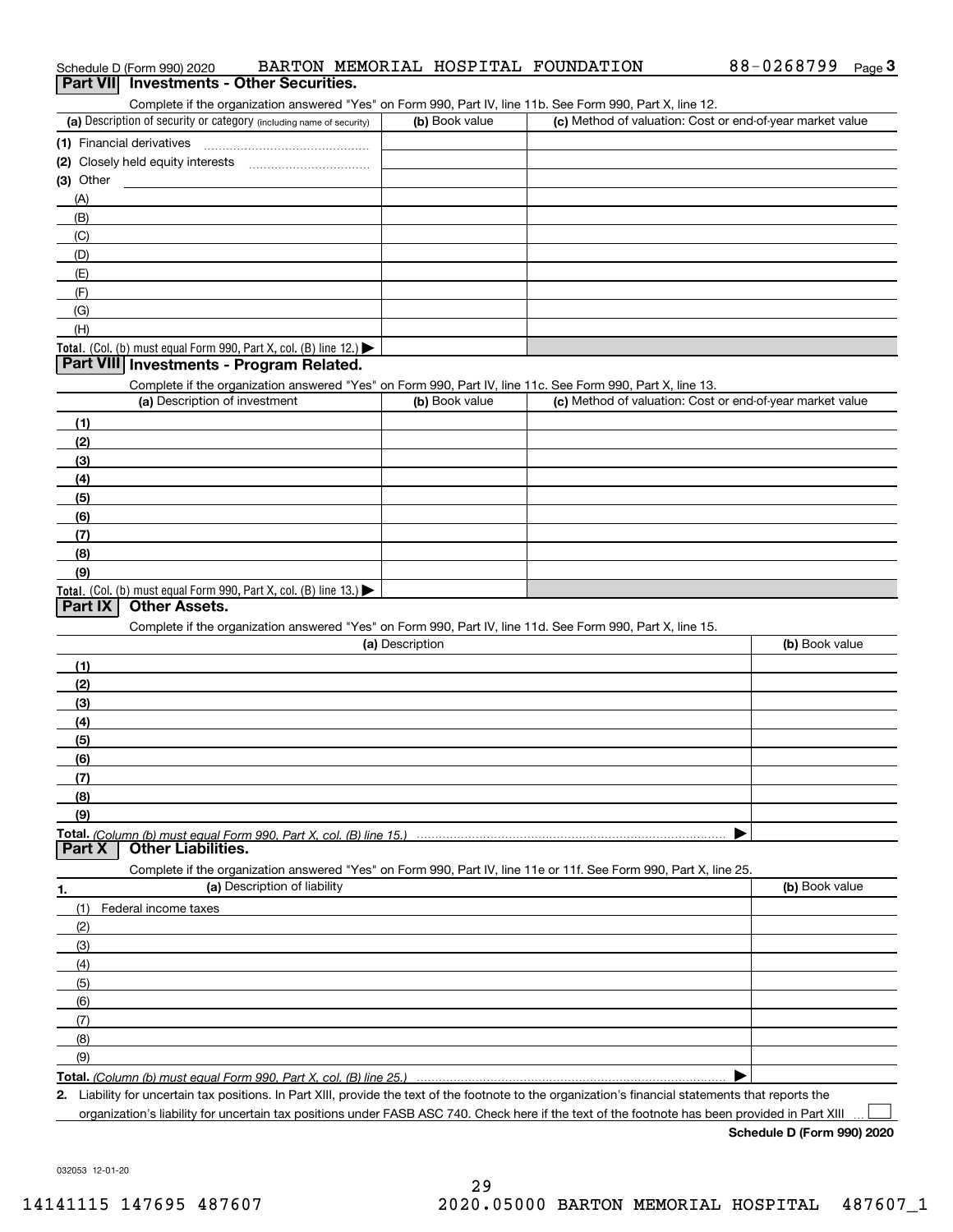Schedule D (Form 990) 2020 BARTON MEMORIAL HOSPITAL FOUNDATION 88-0268799 Page 3

## Part VII Investments - Other Securities.

Complete if the organization answered "Yes" on Form 990, Part IV, line 11b. See Form 990, Part X, line 12.

| (a) Description of security or category (including name of security) | (b) Book value | (c) Method of valuation: Cost or end-of-year market value |
|---|---|---|
| (1) Financial derivatives | | |
| (2) Closely held equity interests | | |
| (3) Other | | |
| (A) | | |
| (B) | | |
| (C) | | |
| (D) | | |
| (E) | | |
| (F) | | |
| (G) | | |
| (H) | | |
| **Total.** (Col. (b) must equal Form 990, Part X, col. (B) line 12.) ▶ | | |

## Part VIII Investments - Program Related.

Complete if the organization answered "Yes" on Form 990, Part IV, line 11c. See Form 990, Part X, line 13.

| (a) Description of investment | (b) Book value | (c) Method of valuation: Cost or end-of-year market value |
|---|---|---|
| (1) | | |
| (2) | | |
| (3) | | |
| (4) | | |
| (5) | | |
| (6) | | |
| (7) | | |
| (8) | | |
| (9) | | |
| **Total.** (Col. (b) must equal Form 990, Part X, col. (B) line 13.) ▶ | | |

## Part IX Other Assets.

Complete if the organization answered "Yes" on Form 990, Part IV, line 11d. See Form 990, Part X, line 15.

| (a) Description | (b) Book value |
|---|---|
| (1) | |
| (2) | |
| (3) | |
| (4) | |
| (5) | |
| (6) | |
| (7) | |
| (8) | |
| (9) | |
| **Total.** *(Column (b) must equal Form 990, Part X, col. (B) line 15.)* ▶ | |

## Part X Other Liabilities.

Complete if the organization answered "Yes" on Form 990, Part IV, line 11e or 11f. See Form 990, Part X, line 25.

| 1. (a) Description of liability | (b) Book value |
|---|---|
| (1) Federal income taxes | |
| (2) | |
| (3) | |
| (4) | |
| (5) | |
| (6) | |
| (7) | |
| (8) | |
| (9) | |
| **Total.** *(Column (b) must equal Form 990, Part X, col. (B) line 25.)* ▶ | |

**2.** Liability for uncertain tax positions. In Part XIII, provide the text of the footnote to the organization's financial statements that reports the organization's liability for uncertain tax positions under FASB ASC 740. Check here if the text of the footnote has been provided in Part XIII ☐

**Schedule D (Form 990) 2020**

032053 12-01-20

14141115 147695 487607 2020.05000 BARTON MEMORIAL HOSPITAL 487607_1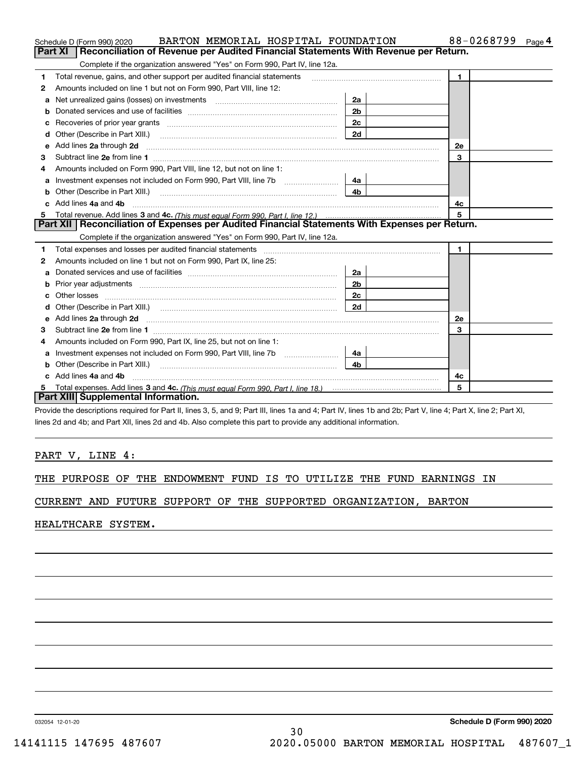Schedule D (Form 990) 2020 BARTON MEMORIAL HOSPITAL FOUNDATION 88-0268799 Page 4

## Part XI Reconciliation of Revenue per Audited Financial Statements With Revenue per Return.

Complete if the organization answered "Yes" on Form 990, Part IV, line 12a.

| | | | | | |
|---|---|---|---|---|---|
| 1 | Total revenue, gains, and other support per audited financial statements | | | 1 | |
| 2 | Amounts included on line 1 but not on Form 990, Part VIII, line 12: | | | | |
| a | Net unrealized gains (losses) on investments | 2a | | | |
| b | Donated services and use of facilities | 2b | | | |
| c | Recoveries of prior year grants | 2c | | | |
| d | Other (Describe in Part XIII.) | 2d | | | |
| e | Add lines **2a** through **2d** | | | 2e | |
| 3 | Subtract line **2e** from line **1** | | | 3 | |
| 4 | Amounts included on Form 990, Part VIII, line 12, but not on line 1: | | | | |
| a | Investment expenses not included on Form 990, Part VIII, line 7b | 4a | | | |
| b | Other (Describe in Part XIII.) | 4b | | | |
| c | Add lines **4a** and **4b** | | | 4c | |
| 5 | Total revenue. Add lines **3** and **4c.** *(This must equal Form 990, Part I, line 12.)* | | | 5 | |

## Part XII Reconciliation of Expenses per Audited Financial Statements With Expenses per Return.

Complete if the organization answered "Yes" on Form 990, Part IV, line 12a.

| | | | | | |
|---|---|---|---|---|---|
| 1 | Total expenses and losses per audited financial statements | | | 1 | |
| 2 | Amounts included on line 1 but not on Form 990, Part IX, line 25: | | | | |
| a | Donated services and use of facilities | 2a | | | |
| b | Prior year adjustments | 2b | | | |
| c | Other losses | 2c | | | |
| d | Other (Describe in Part XIII.) | 2d | | | |
| e | Add lines **2a** through **2d** | | | 2e | |
| 3 | Subtract line **2e** from line **1** | | | 3 | |
| 4 | Amounts included on Form 990, Part IX, line 25, but not on line 1: | | | | |
| a | Investment expenses not included on Form 990, Part VIII, line 7b | 4a | | | |
| b | Other (Describe in Part XIII.) | 4b | | | |
| c | Add lines **4a** and **4b** | | | 4c | |
| 5 | Total expenses. Add lines **3** and **4c.** *(This must equal Form 990, Part I, line 18.)* | | | 5 | |

## Part XIII Supplemental Information.

Provide the descriptions required for Part II, lines 3, 5, and 9; Part III, lines 1a and 4; Part IV, lines 1b and 2b; Part V, line 4; Part X, line 2; Part XI, lines 2d and 4b; and Part XII, lines 2d and 4b. Also complete this part to provide any additional information.

PART V, LINE 4:

THE PURPOSE OF THE ENDOWMENT FUND IS TO UTILIZE THE FUND EARNINGS IN CURRENT AND FUTURE SUPPORT OF THE SUPPORTED ORGANIZATION, BARTON HEALTHCARE SYSTEM.

032054 12-01-20 **Schedule D (Form 990) 2020**

14141115 147695 487607 2020.05000 BARTON MEMORIAL HOSPITAL 487607_1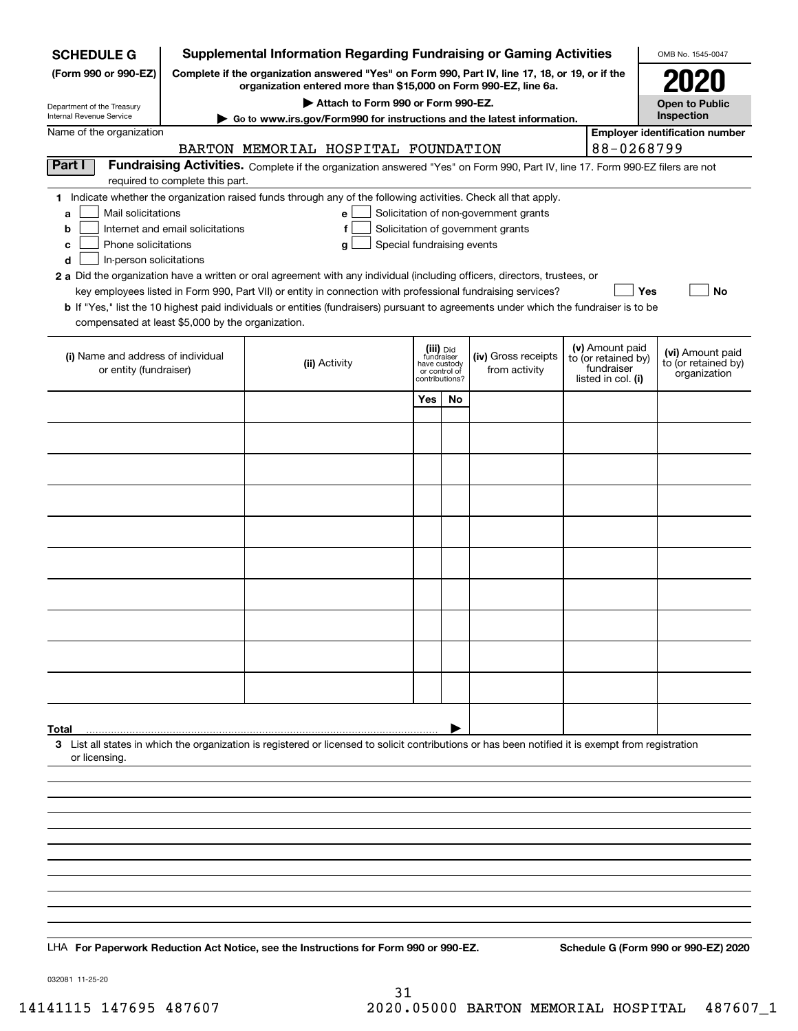**SCHEDULE G (Form 990 or 990-EZ)**

Department of the Treasury
Internal Revenue Service

# Supplemental Information Regarding Fundraising or Gaming Activities

**Complete if the organization answered "Yes" on Form 990, Part IV, line 17, 18, or 19, or if the organization entered more than $15,000 on Form 990-EZ, line 6a.**

**▶ Attach to Form 990 or Form 990-EZ.**

**▶ Go to www.irs.gov/Form990 for instructions and the latest information.**

OMB No. 1545-0047

**2020**

**Open to Public Inspection**

Name of the organization: BARTON MEMORIAL HOSPITAL FOUNDATION

Employer identification number: 88-0268799

## Part I Fundraising Activities.

Complete if the organization answered "Yes" on Form 990, Part IV, line 17. Form 990-EZ filers are not required to complete this part.

**1** Indicate whether the organization raised funds through any of the following activities. Check all that apply.

- **a** ☐ Mail solicitations
- **b** ☐ Internet and email solicitations
- **c** ☐ Phone solicitations
- **d** ☐ In-person solicitations
- **e** ☐ Solicitation of non-government grants
- **f** ☐ Solicitation of government grants
- **g** ☐ Special fundraising events

**2a** Did the organization have a written or oral agreement with any individual (including officers, directors, trustees, or key employees listed in Form 990, Part VII) or entity in connection with professional fundraising services? ☐ Yes ☐ No

**b** If "Yes," list the 10 highest paid individuals or entities (fundraisers) pursuant to agreements under which the fundraiser is to be compensated at least $5,000 by the organization.

| (i) Name and address of individual or entity (fundraiser) | (ii) Activity | (iii) Did fundraiser have custody or control of contributions? | | (iv) Gross receipts from activity | (v) Amount paid to (or retained by) fundraiser listed in col. (i) | (vi) Amount paid to (or retained by) organization |
|---|---|---|---|---|---|---|
| | | Yes | No | | | |
| | | | | | | |
| | | | | | | |
| | | | | | | |
| | | | | | | |
| | | | | | | |
| | | | | | | |
| | | | | | | |
| | | | | | | |
| | | | | | | |
| | | | | | | |
| **Total** ▶ | | | | | | |

**3** List all states in which the organization is registered or licensed to solicit contributions or has been notified it is exempt from registration or licensing.

LHA **For Paperwork Reduction Act Notice, see the Instructions for Form 990 or 990-EZ.** **Schedule G (Form 990 or 990-EZ) 2020**

032081 11-25-20

14141115 147695 487607 2020.05000 BARTON MEMORIAL HOSPITAL 487607_1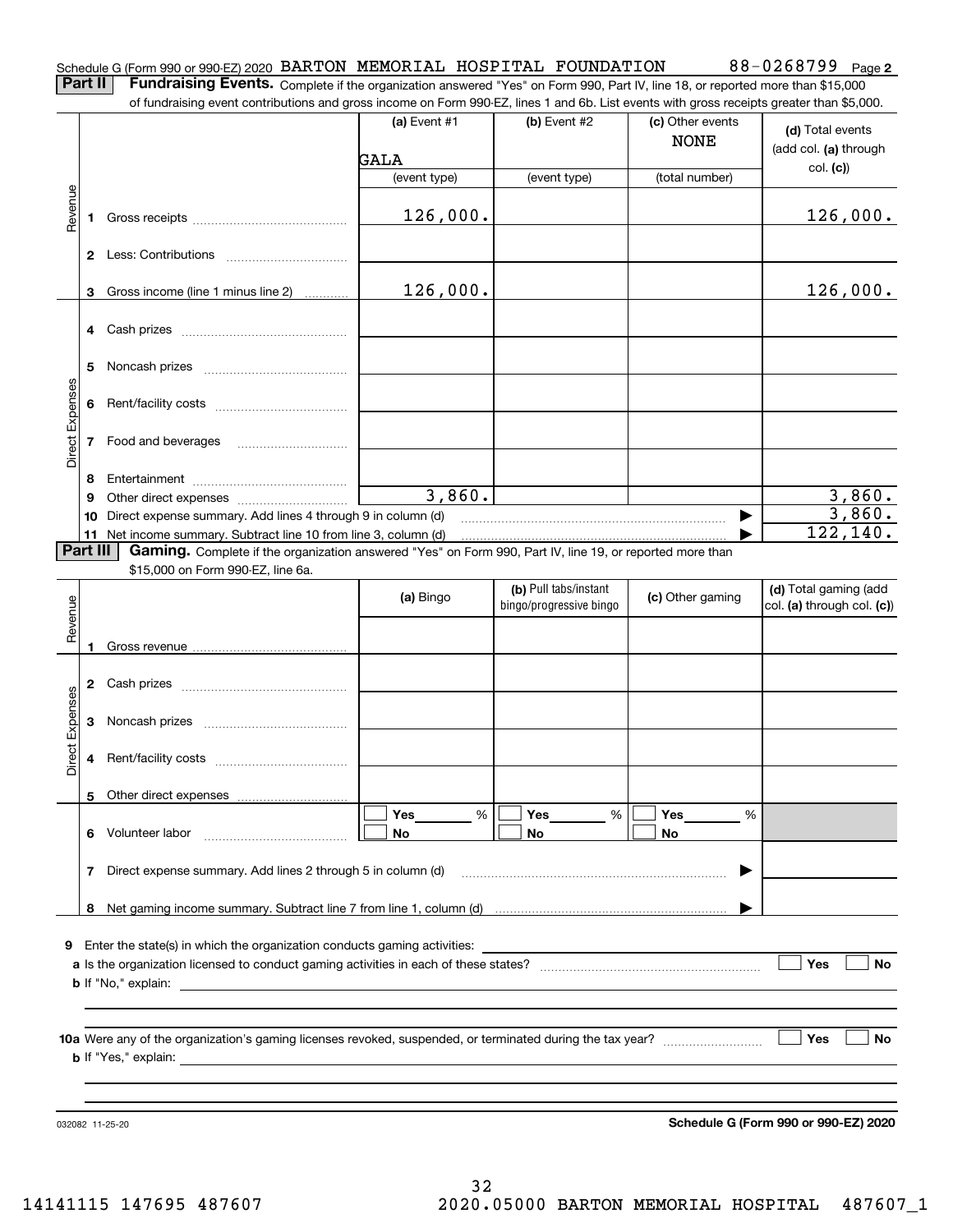Schedule G (Form 990 or 990-EZ) 2020 BARTON MEMORIAL HOSPITAL FOUNDATION 88-0268799 Page **2**

**Part II** **Fundraising Events.** Complete if the organization answered "Yes" on Form 990, Part IV, line 18, or reported more than $15,000 of fundraising event contributions and gross income on Form 990-EZ, lines 1 and 6b. List events with gross receipts greater than $5,000.

| | | (a) Event #1 | (b) Event #2 | (c) Other events | (d) Total events (add col. (a) through col. (c)) |
|---|---|---|---|---|---|
| | | GALA | | NONE | |
| | | (event type) | (event type) | (total number) | |
| Revenue | 1 Gross receipts | 126,000. | | | 126,000. |
| | 2 Less: Contributions | | | | |
| | 3 Gross income (line 1 minus line 2) | 126,000. | | | 126,000. |
| Direct Expenses | 4 Cash prizes | | | | |
| | 5 Noncash prizes | | | | |
| | 6 Rent/facility costs | | | | |
| | 7 Food and beverages | | | | |
| | 8 Entertainment | | | | |
| | 9 Other direct expenses | 3,860. | | | 3,860. |
| | 10 Direct expense summary. Add lines 4 through 9 in column (d) | | | | 3,860. |
| | 11 Net income summary. Subtract line 10 from line 3, column (d) | | | | 122,140. |

**Part III** **Gaming.** Complete if the organization answered "Yes" on Form 990, Part IV, line 19, or reported more than $15,000 on Form 990-EZ, line 6a.

| | | (a) Bingo | (b) Pull tabs/instant bingo/progressive bingo | (c) Other gaming | (d) Total gaming (add col. (a) through col. (c)) |
|---|---|---|---|---|---|
| Revenue | 1 Gross revenue | | | | |
| Direct Expenses | 2 Cash prizes | | | | |
| | 3 Noncash prizes | | | | |
| | 4 Rent/facility costs | | | | |
| | 5 Other direct expenses | | | | |
| | 6 Volunteer labor | ☐ Yes ____ % ☐ No | ☐ Yes ____ % ☐ No | ☐ Yes ____ % ☐ No | |
| | 7 Direct expense summary. Add lines 2 through 5 in column (d) | | | | |
| | 8 Net gaming income summary. Subtract line 7 from line 1, column (d) | | | | |

**9** Enter the state(s) in which the organization conducts gaming activities: ____________

**a** Is the organization licensed to conduct gaming activities in each of these states? ☐ Yes ☐ No

**b** If "No," explain: ____________

**10a** Were any of the organization's gaming licenses revoked, suspended, or terminated during the tax year? ☐ Yes ☐ No

**b** If "Yes," explain: ____________

032082 11-25-20 **Schedule G (Form 990 or 990-EZ) 2020**

14141115 147695 487607 2020.05000 BARTON MEMORIAL HOSPITAL 487607_1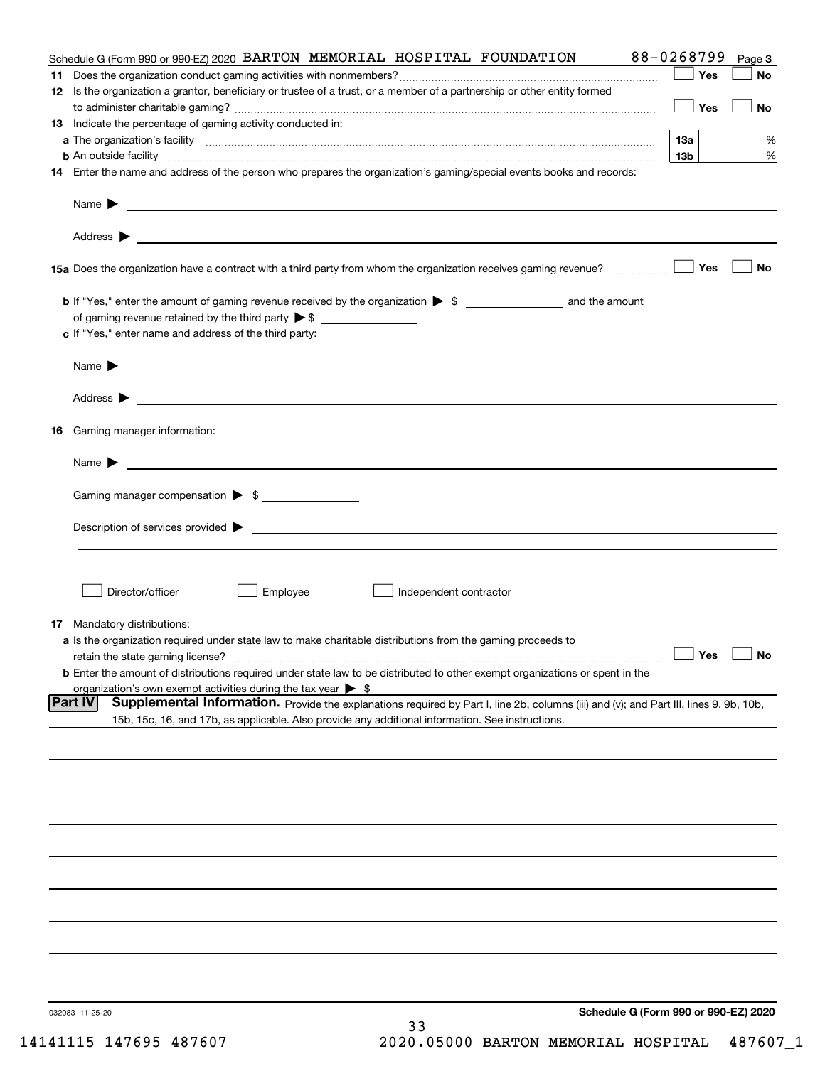Schedule G (Form 990 or 990-EZ) 2020 BARTON MEMORIAL HOSPITAL FOUNDATION 88-0268799 Page 3

**11** Does the organization conduct gaming activities with nonmembers? ☐ Yes ☐ No

**12** Is the organization a grantor, beneficiary or trustee of a trust, or a member of a partnership or other entity formed to administer charitable gaming? ☐ Yes ☐ No

**13** Indicate the percentage of gaming activity conducted in:

**a** The organization's facility **13a** %

**b** An outside facility **13b** %

**14** Enter the name and address of the person who prepares the organization's gaming/special events books and records:

Name ▶

Address ▶

**15a** Does the organization have a contract with a third party from whom the organization receives gaming revenue? ☐ Yes ☐ No

**b** If "Yes," enter the amount of gaming revenue received by the organization ▶ $ ______ and the amount of gaming revenue retained by the third party ▶ $ ______

**c** If "Yes," enter name and address of the third party:

Name ▶

Address ▶

**16** Gaming manager information:

Name ▶

Gaming manager compensation ▶ $

Description of services provided ▶

☐ Director/officer ☐ Employee ☐ Independent contractor

**17** Mandatory distributions:

**a** Is the organization required under state law to make charitable distributions from the gaming proceeds to retain the state gaming license? ☐ Yes ☐ No

**b** Enter the amount of distributions required under state law to be distributed to other exempt organizations or spent in the organization's own exempt activities during the tax year ▶ $

**Part IV** **Supplemental Information.** Provide the explanations required by Part I, line 2b, columns (iii) and (v); and Part III, lines 9, 9b, 10b, 15b, 15c, 16, and 17b, as applicable. Also provide any additional information. See instructions.

032083 11-25-20

**Schedule G (Form 990 or 990-EZ) 2020**

14141115 147695 487607 2020.05000 BARTON MEMORIAL HOSPITAL 487607_1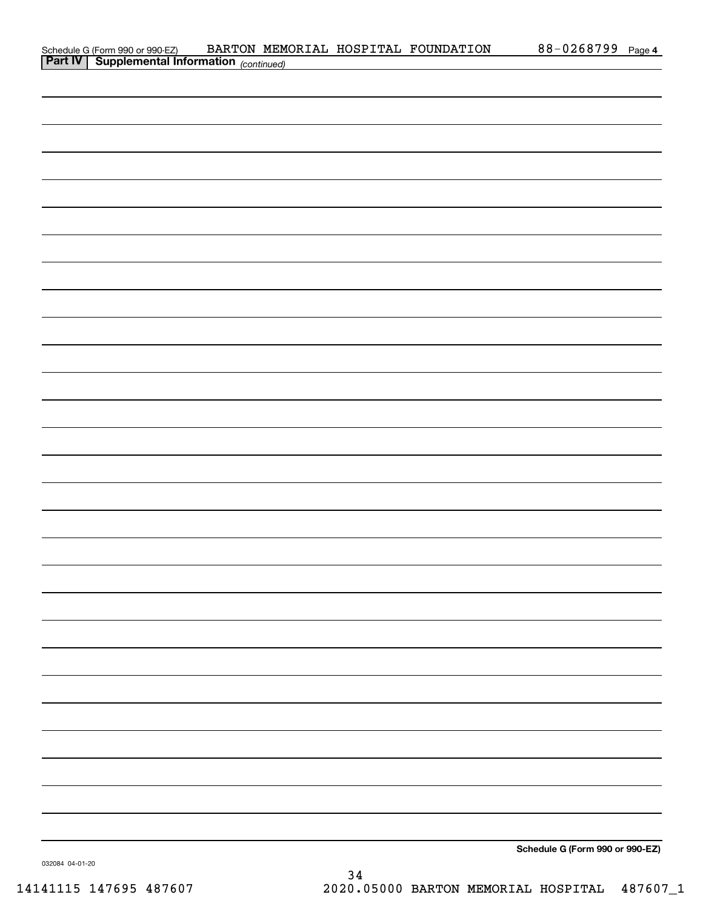Schedule G (Form 990 or 990-EZ) BARTON MEMORIAL HOSPITAL FOUNDATION 88-0268799 Page 4

**Part IV | Supplemental Information** *(continued)*

**Schedule G (Form 990 or 990-EZ)**

032084 04-01-20

14141115 147695 487607 2020.05000 BARTON MEMORIAL HOSPITAL 487607_1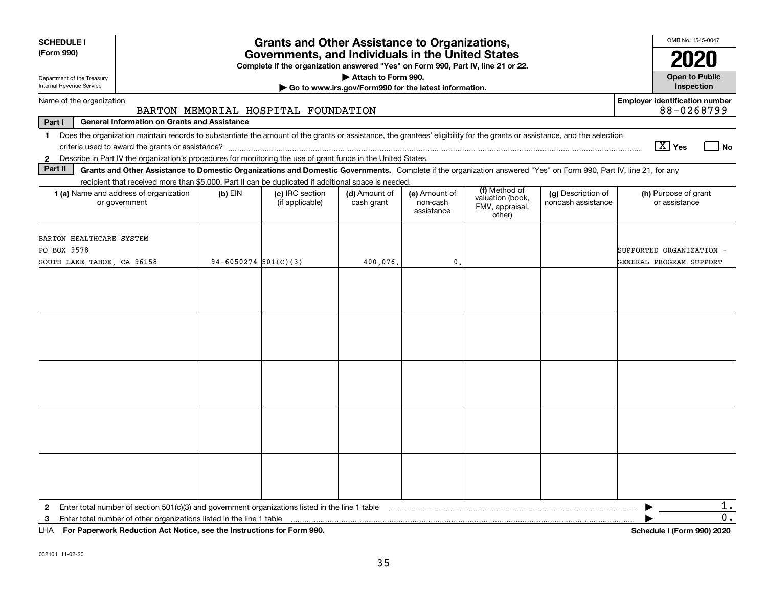**SCHEDULE I**
**(Form 990)**

Department of the Treasury
Internal Revenue Service

# Grants and Other Assistance to Organizations, Governments, and Individuals in the United States

**Complete if the organization answered "Yes" on Form 990, Part IV, line 21 or 22.**
**▶ Attach to Form 990.**
**▶ Go to www.irs.gov/Form990 for the latest information.**

OMB No. 1545-0047
**2020**
**Open to Public Inspection**

Name of the organization: BARTON MEMORIAL HOSPITAL FOUNDATION

**Employer identification number:** 88-0268799

**Part I — General Information on Grants and Assistance**

1 Does the organization maintain records to substantiate the amount of the grants or assistance, the grantees' eligibility for the grants or assistance, and the selection criteria used to award the grants or assistance? [X] Yes [ ] No

2 Describe in Part IV the organization's procedures for monitoring the use of grant funds in the United States.

**Part II — Grants and Other Assistance to Domestic Organizations and Domestic Governments.** Complete if the organization answered "Yes" on Form 990, Part IV, line 21, for any recipient that received more than $5,000. Part II can be duplicated if additional space is needed.

| 1 (a) Name and address of organization or government | (b) EIN | (c) IRC section (if applicable) | (d) Amount of cash grant | (e) Amount of non-cash assistance | (f) Method of valuation (book, FMV, appraisal, other) | (g) Description of noncash assistance | (h) Purpose of grant or assistance |
|---|---|---|---|---|---|---|---|
| BARTON HEALTHCARE SYSTEM<br>PO BOX 9578<br>SOUTH LAKE TAHOE, CA 96158 | 94-6050274 | 501(C)(3) | 400,076. | 0. | | | SUPPORTED ORGANIZATION - GENERAL PROGRAM SUPPORT |
| | | | | | | | |
| | | | | | | | |
| | | | | | | | |
| | | | | | | | |
| | | | | | | | |

2 Enter total number of section 501(c)(3) and government organizations listed in the line 1 table ▶ 1.

3 Enter total number of other organizations listed in the line 1 table ▶ 0.

LHA **For Paperwork Reduction Act Notice, see the Instructions for Form 990.** **Schedule I (Form 990) 2020**

032101 11-02-20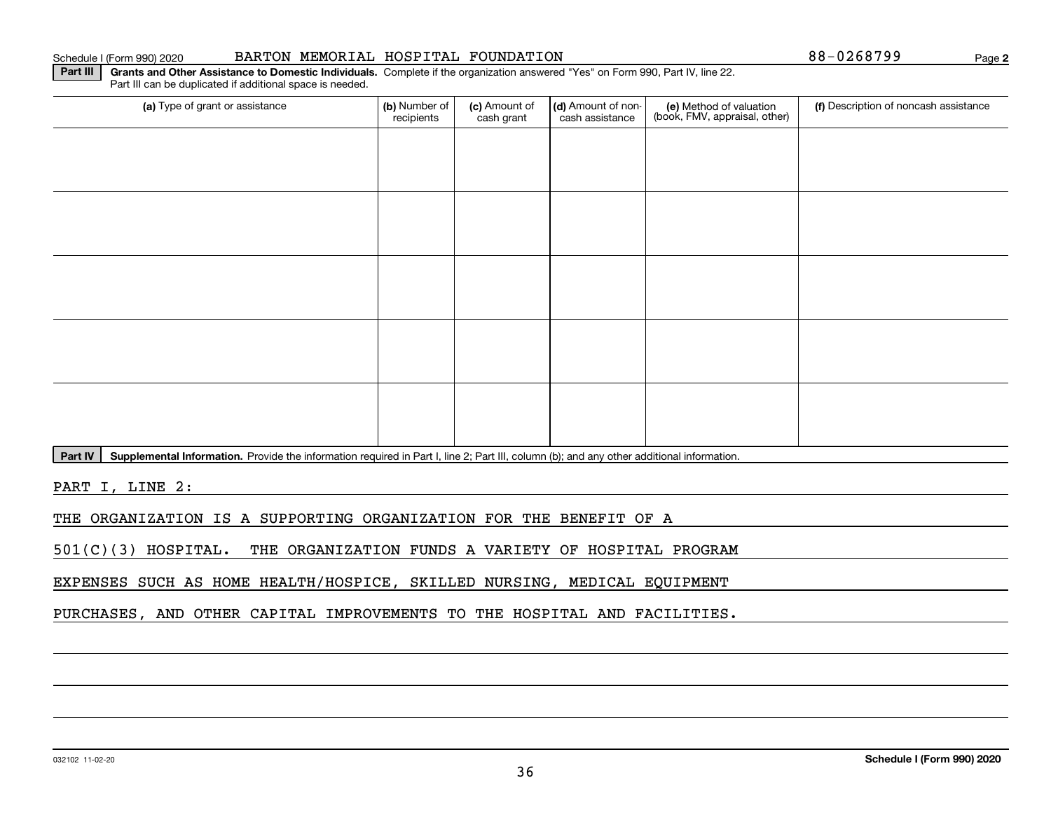Schedule I (Form 990) 2020 BARTON MEMORIAL HOSPITAL FOUNDATION 88-0268799 Page **2**

**Part III** **Grants and Other Assistance to Domestic Individuals.** Complete if the organization answered "Yes" on Form 990, Part IV, line 22. Part III can be duplicated if additional space is needed.

| (a) Type of grant or assistance | (b) Number of recipients | (c) Amount of cash grant | (d) Amount of non-cash assistance | (e) Method of valuation (book, FMV, appraisal, other) | (f) Description of noncash assistance |
|---|---|---|---|---|---|
| | | | | | |
| | | | | | |
| | | | | | |
| | | | | | |
| | | | | | |

**Part IV** **Supplemental Information.** Provide the information required in Part I, line 2; Part III, column (b); and any other additional information.

PART I, LINE 2:

THE ORGANIZATION IS A SUPPORTING ORGANIZATION FOR THE BENEFIT OF A 501(C)(3) HOSPITAL. THE ORGANIZATION FUNDS A VARIETY OF HOSPITAL PROGRAM EXPENSES SUCH AS HOME HEALTH/HOSPICE, SKILLED NURSING, MEDICAL EQUIPMENT PURCHASES, AND OTHER CAPITAL IMPROVEMENTS TO THE HOSPITAL AND FACILITIES.

032102 11-02-20 **Schedule I (Form 990) 2020**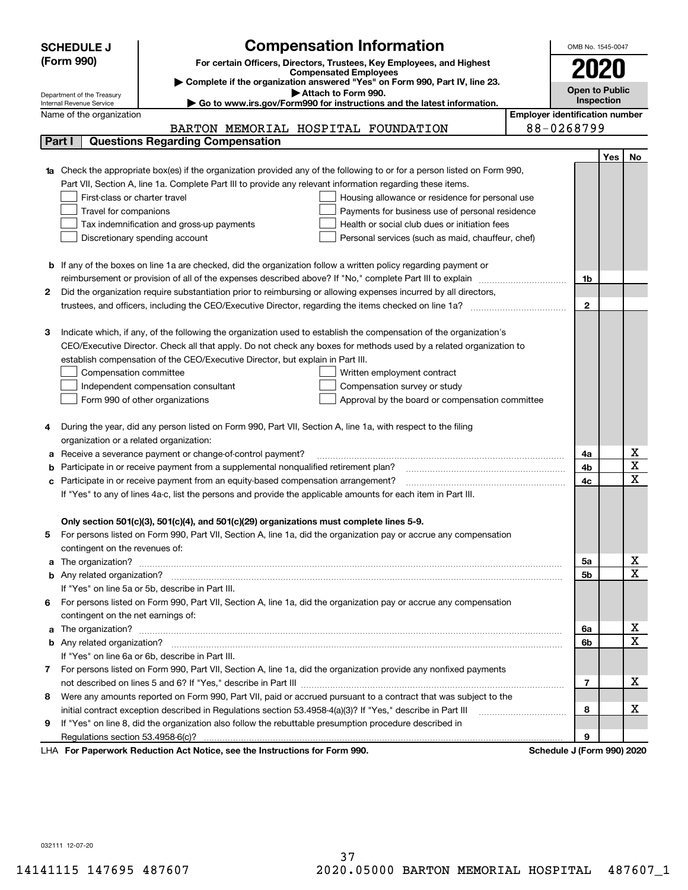# SCHEDULE J (Form 990)

# Compensation Information

**For certain Officers, Directors, Trustees, Key Employees, and Highest Compensated Employees**

▶ Complete if the organization answered "Yes" on Form 990, Part IV, line 23.

▶ Attach to Form 990.

▶ Go to www.irs.gov/Form990 for instructions and the latest information.

Department of the Treasury
Internal Revenue Service

OMB No. 1545-0047

**2020**

**Open to Public Inspection**

Name of the organization: BARTON MEMORIAL HOSPITAL FOUNDATION

Employer identification number: 88-0268799

## Part I Questions Regarding Compensation

| | | | Yes | No |
|---|---|---|---|---|
| **1a** | Check the appropriate box(es) if the organization provided any of the following to or for a person listed on Form 990, Part VII, Section A, line 1a. Complete Part III to provide any relevant information regarding these items.<br>☐ First-class or charter travel &nbsp;&nbsp; ☐ Housing allowance or residence for personal use<br>☐ Travel for companions &nbsp;&nbsp; ☐ Payments for business use of personal residence<br>☐ Tax indemnification and gross-up payments &nbsp;&nbsp; ☐ Health or social club dues or initiation fees<br>☐ Discretionary spending account &nbsp;&nbsp; ☐ Personal services (such as maid, chauffeur, chef) | | | |
| **b** | If any of the boxes on line 1a are checked, did the organization follow a written policy regarding payment or reimbursement or provision of all of the expenses described above? If "No," complete Part III to explain | 1b | | |
| **2** | Did the organization require substantiation prior to reimbursing or allowing expenses incurred by all directors, trustees, and officers, including the CEO/Executive Director, regarding the items checked on line 1a? | 2 | | |
| **3** | Indicate which, if any, of the following the organization used to establish the compensation of the organization's CEO/Executive Director. Check all that apply. Do not check any boxes for methods used by a related organization to establish compensation of the CEO/Executive Director, but explain in Part III.<br>☐ Compensation committee &nbsp;&nbsp; ☐ Written employment contract<br>☐ Independent compensation consultant &nbsp;&nbsp; ☐ Compensation survey or study<br>☐ Form 990 of other organizations &nbsp;&nbsp; ☐ Approval by the board or compensation committee | | | |
| **4** | During the year, did any person listed on Form 990, Part VII, Section A, line 1a, with respect to the filing organization or a related organization: | | | |
| **a** | Receive a severance payment or change-of-control payment? | 4a | | X |
| **b** | Participate in or receive payment from a supplemental nonqualified retirement plan? | 4b | | X |
| **c** | Participate in or receive payment from an equity-based compensation arrangement? | 4c | | X |
| | If "Yes" to any of lines 4a-c, list the persons and provide the applicable amounts for each item in Part III. | | | |
| | **Only section 501(c)(3), 501(c)(4), and 501(c)(29) organizations must complete lines 5-9.** | | | |
| **5** | For persons listed on Form 990, Part VII, Section A, line 1a, did the organization pay or accrue any compensation contingent on the revenues of: | | | |
| **a** | The organization? | 5a | | X |
| **b** | Any related organization? | 5b | | X |
| | If "Yes" on line 5a or 5b, describe in Part III. | | | |
| **6** | For persons listed on Form 990, Part VII, Section A, line 1a, did the organization pay or accrue any compensation contingent on the net earnings of: | | | |
| **a** | The organization? | 6a | | X |
| **b** | Any related organization? | 6b | | X |
| | If "Yes" on line 6a or 6b, describe in Part III. | | | |
| **7** | For persons listed on Form 990, Part VII, Section A, line 1a, did the organization provide any nonfixed payments not described on lines 5 and 6? If "Yes," describe in Part III | 7 | | X |
| **8** | Were any amounts reported on Form 990, Part VII, paid or accrued pursuant to a contract that was subject to the initial contract exception described in Regulations section 53.4958-4(a)(3)? If "Yes," describe in Part III | 8 | | X |
| **9** | If "Yes" on line 8, did the organization also follow the rebuttable presumption procedure described in Regulations section 53.4958-6(c)? | 9 | | |

LHA **For Paperwork Reduction Act Notice, see the Instructions for Form 990.** **Schedule J (Form 990) 2020**

032111 12-07-20

14141115 147695 487607 &nbsp;&nbsp;&nbsp; 2020.05000 BARTON MEMORIAL HOSPITAL &nbsp;&nbsp; 487607_1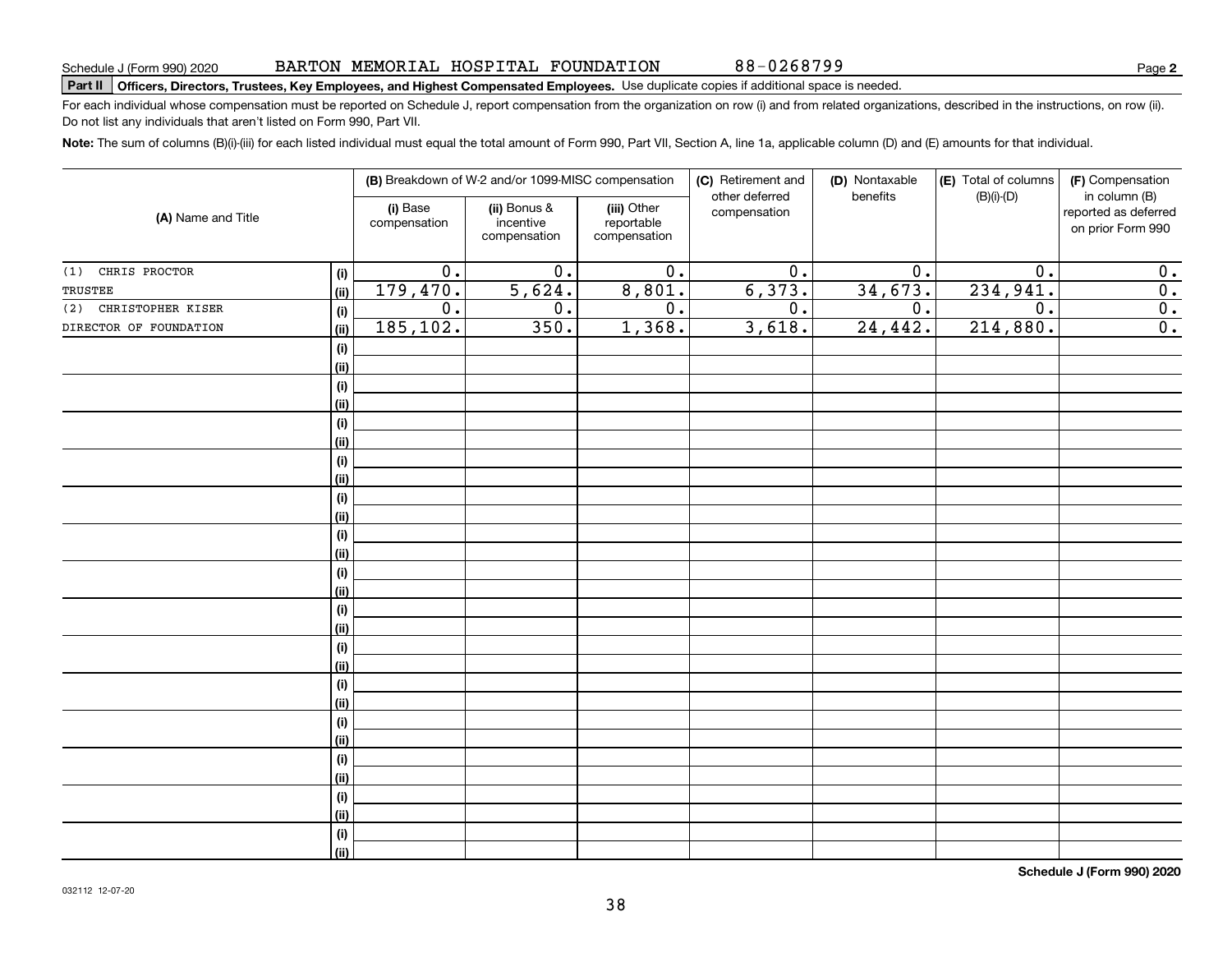Schedule J (Form 990) 2020 BARTON MEMORIAL HOSPITAL FOUNDATION 88-0268799 Page **2**

**Part II Officers, Directors, Trustees, Key Employees, and Highest Compensated Employees.** Use duplicate copies if additional space is needed.

For each individual whose compensation must be reported on Schedule J, report compensation from the organization on row (i) and from related organizations, described in the instructions, on row (ii). Do not list any individuals that aren't listed on Form 990, Part VII.

**Note:** The sum of columns (B)(i)-(iii) for each listed individual must equal the total amount of Form 990, Part VII, Section A, line 1a, applicable column (D) and (E) amounts for that individual.

| (A) Name and Title | | (B) Breakdown of W-2 and/or 1099-MISC compensation | | | (C) Retirement and other deferred compensation | (D) Nontaxable benefits | (E) Total of columns (B)(i)-(D) | (F) Compensation in column (B) reported as deferred on prior Form 990 |
|---|---|---|---|---|---|---|---|---|
| | | (i) Base compensation | (ii) Bonus & incentive compensation | (iii) Other reportable compensation | | | | |
| (1) CHRIS PROCTOR | (i) | 0. | 0. | 0. | 0. | 0. | 0. | 0. |
| TRUSTEE | (ii) | 179,470. | 5,624. | 8,801. | 6,373. | 34,673. | 234,941. | 0. |
| (2) CHRISTOPHER KISER | (i) | 0. | 0. | 0. | 0. | 0. | 0. | 0. |
| DIRECTOR OF FOUNDATION | (ii) | 185,102. | 350. | 1,368. | 3,618. | 24,442. | 214,880. | 0. |

**Schedule J (Form 990) 2020**

032112 12-07-20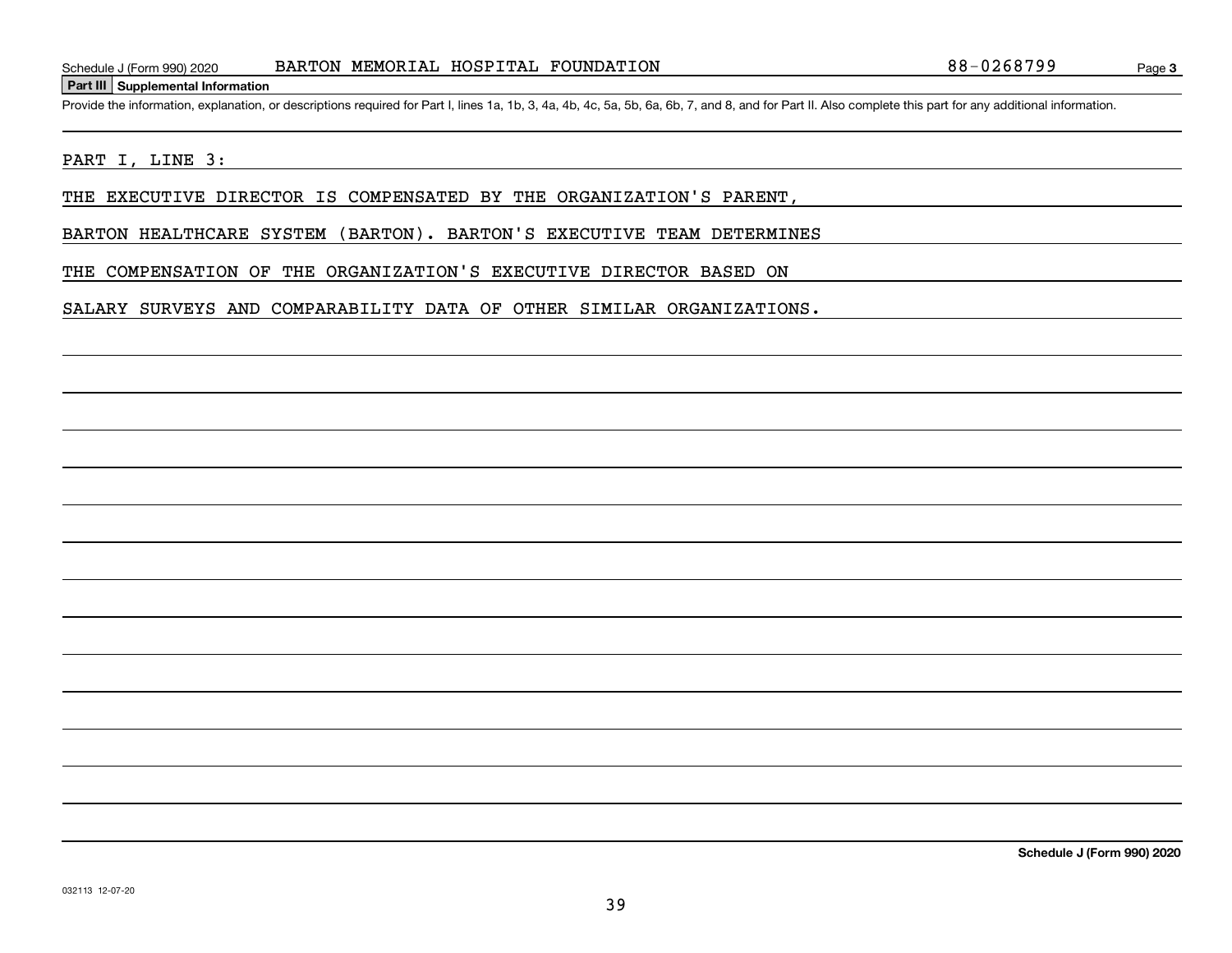Schedule J (Form 990) 2020 BARTON MEMORIAL HOSPITAL FOUNDATION 88-0268799 Page 3

**Part III Supplemental Information**

Provide the information, explanation, or descriptions required for Part I, lines 1a, 1b, 3, 4a, 4b, 4c, 5a, 5b, 6a, 6b, 7, and 8, and for Part II. Also complete this part for any additional information.

PART I, LINE 3:

THE EXECUTIVE DIRECTOR IS COMPENSATED BY THE ORGANIZATION'S PARENT, BARTON HEALTHCARE SYSTEM (BARTON). BARTON'S EXECUTIVE TEAM DETERMINES THE COMPENSATION OF THE ORGANIZATION'S EXECUTIVE DIRECTOR BASED ON SALARY SURVEYS AND COMPARABILITY DATA OF OTHER SIMILAR ORGANIZATIONS.

**Schedule J (Form 990) 2020**

032113 12-07-20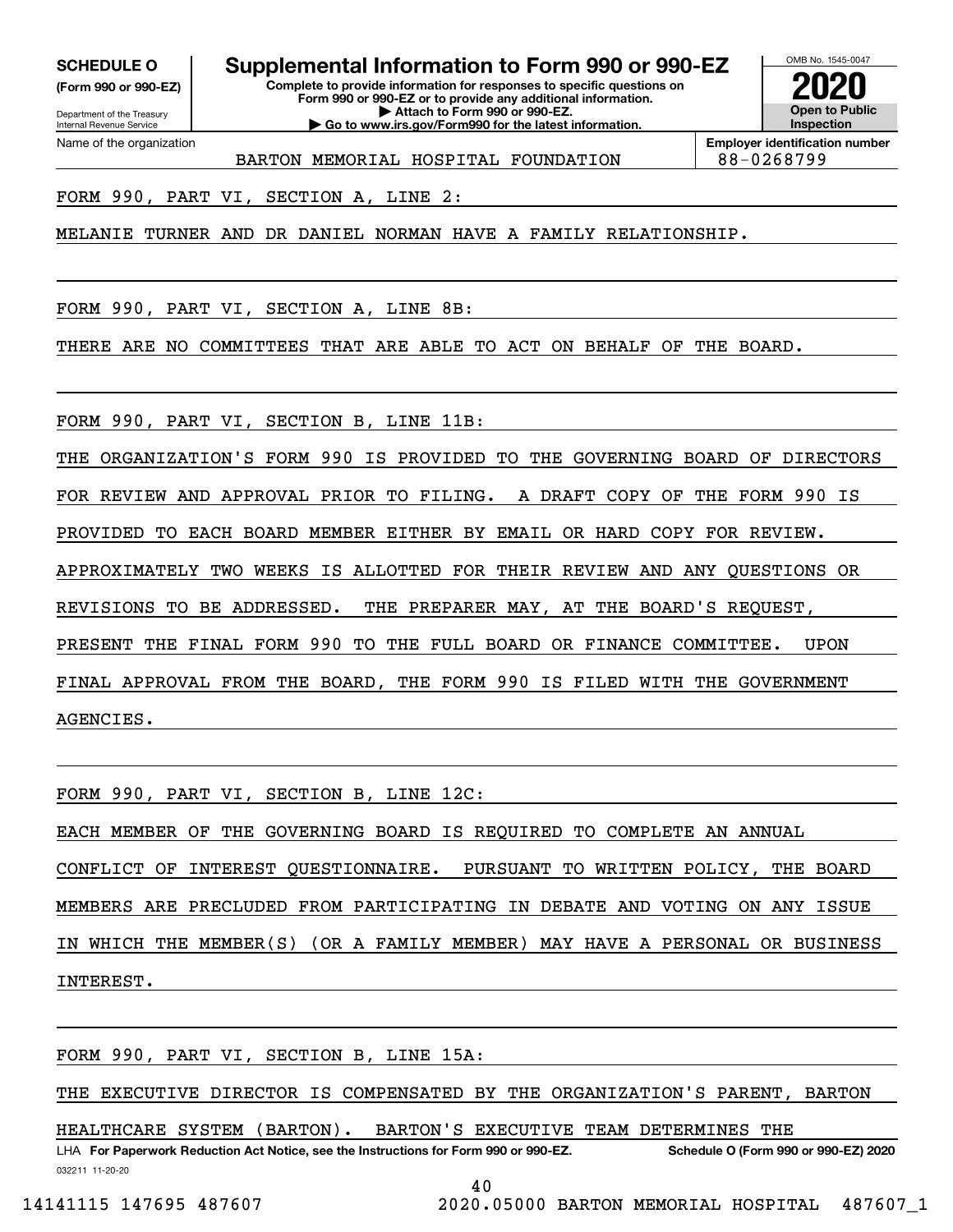**SCHEDULE O**
**(Form 990 or 990-EZ)**

Department of the Treasury
Internal Revenue Service

# Supplemental Information to Form 990 or 990-EZ

**Complete to provide information for responses to specific questions on Form 990 or 990-EZ or to provide any additional information.**
**▶ Attach to Form 990 or 990-EZ.**
**▶ Go to www.irs.gov/Form990 for the latest information.**

OMB No. 1545-0047

**2020**

**Open to Public Inspection**

Name of the organization: BARTON MEMORIAL HOSPITAL FOUNDATION

**Employer identification number**: 88-0268799

FORM 990, PART VI, SECTION A, LINE 2:

MELANIE TURNER AND DR DANIEL NORMAN HAVE A FAMILY RELATIONSHIP.

FORM 990, PART VI, SECTION A, LINE 8B:

THERE ARE NO COMMITTEES THAT ARE ABLE TO ACT ON BEHALF OF THE BOARD.

FORM 990, PART VI, SECTION B, LINE 11B:

THE ORGANIZATION'S FORM 990 IS PROVIDED TO THE GOVERNING BOARD OF DIRECTORS FOR REVIEW AND APPROVAL PRIOR TO FILING. A DRAFT COPY OF THE FORM 990 IS PROVIDED TO EACH BOARD MEMBER EITHER BY EMAIL OR HARD COPY FOR REVIEW. APPROXIMATELY TWO WEEKS IS ALLOTTED FOR THEIR REVIEW AND ANY QUESTIONS OR REVISIONS TO BE ADDRESSED. THE PREPARER MAY, AT THE BOARD'S REQUEST, PRESENT THE FINAL FORM 990 TO THE FULL BOARD OR FINANCE COMMITTEE. UPON FINAL APPROVAL FROM THE BOARD, THE FORM 990 IS FILED WITH THE GOVERNMENT AGENCIES.

FORM 990, PART VI, SECTION B, LINE 12C:

EACH MEMBER OF THE GOVERNING BOARD IS REQUIRED TO COMPLETE AN ANNUAL CONFLICT OF INTEREST QUESTIONNAIRE. PURSUANT TO WRITTEN POLICY, THE BOARD MEMBERS ARE PRECLUDED FROM PARTICIPATING IN DEBATE AND VOTING ON ANY ISSUE IN WHICH THE MEMBER(S) (OR A FAMILY MEMBER) MAY HAVE A PERSONAL OR BUSINESS INTEREST.

FORM 990, PART VI, SECTION B, LINE 15A:

THE EXECUTIVE DIRECTOR IS COMPENSATED BY THE ORGANIZATION'S PARENT, BARTON HEALTHCARE SYSTEM (BARTON). BARTON'S EXECUTIVE TEAM DETERMINES THE

LHA **For Paperwork Reduction Act Notice, see the Instructions for Form 990 or 990-EZ.** **Schedule O (Form 990 or 990-EZ) 2020**

032211 11-20-20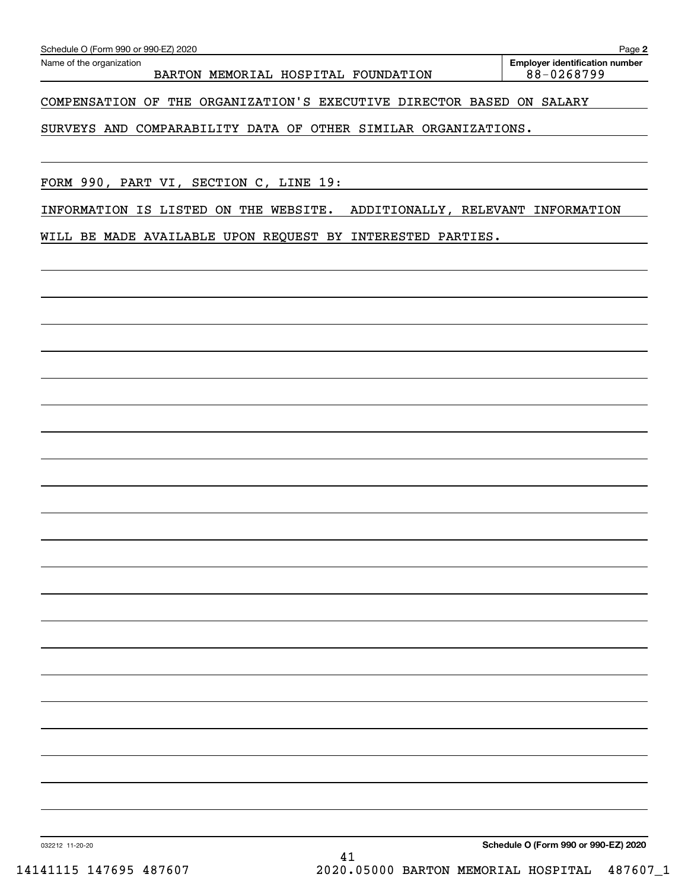Schedule O (Form 990 or 990-EZ) 2020

Name of the organization: BARTON MEMORIAL HOSPITAL FOUNDATION

Employer identification number: 88-0268799

COMPENSATION OF THE ORGANIZATION'S EXECUTIVE DIRECTOR BASED ON SALARY SURVEYS AND COMPARABILITY DATA OF OTHER SIMILAR ORGANIZATIONS.

FORM 990, PART VI, SECTION C, LINE 19:

INFORMATION IS LISTED ON THE WEBSITE. ADDITIONALLY, RELEVANT INFORMATION WILL BE MADE AVAILABLE UPON REQUEST BY INTERESTED PARTIES.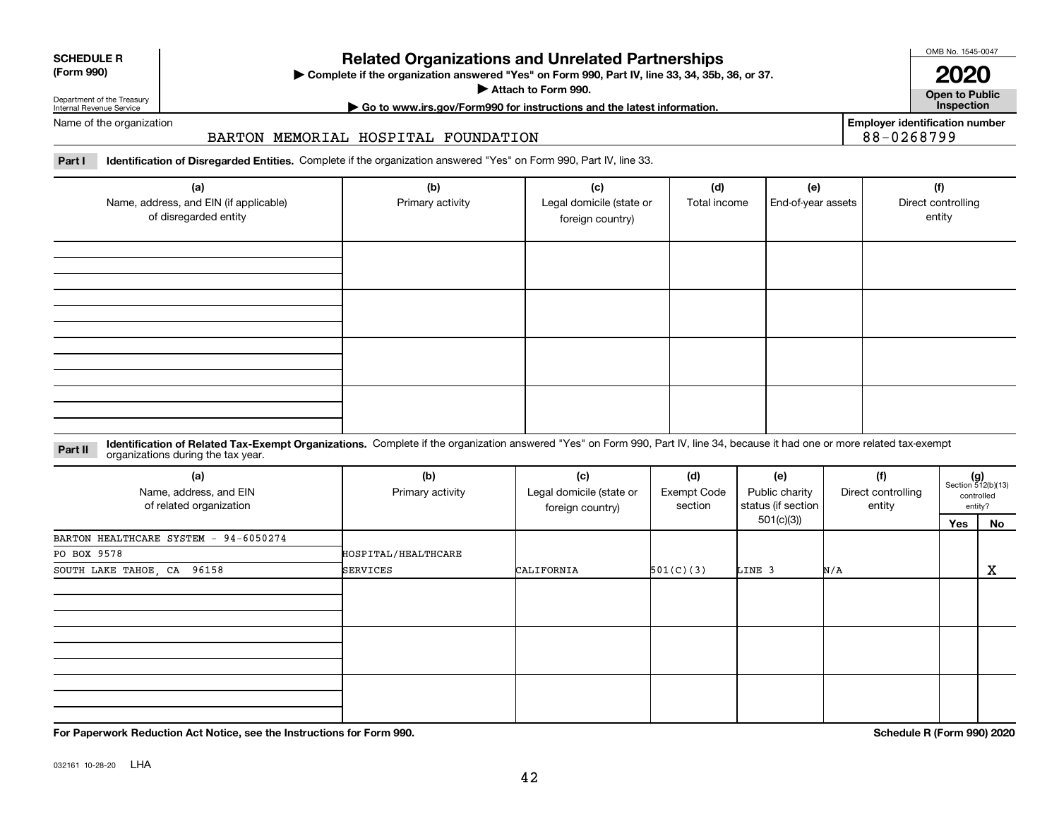**SCHEDULE R (Form 990)**

Department of the Treasury
Internal Revenue Service

# Related Organizations and Unrelated Partnerships

▶ Complete if the organization answered "Yes" on Form 990, Part IV, line 33, 34, 35b, 36, or 37.
▶ Attach to Form 990.
▶ Go to www.irs.gov/Form990 for instructions and the latest information.

OMB No. 1545-0047

**2020**

**Open to Public Inspection**

Name of the organization: BARTON MEMORIAL HOSPITAL FOUNDATION

Employer identification number: 88-0268799

**Part I Identification of Disregarded Entities.** Complete if the organization answered "Yes" on Form 990, Part IV, line 33.

| (a) Name, address, and EIN (if applicable) of disregarded entity | (b) Primary activity | (c) Legal domicile (state or foreign country) | (d) Total income | (e) End-of-year assets | (f) Direct controlling entity |
|---|---|---|---|---|---|
| | | | | | |
| | | | | | |
| | | | | | |
| | | | | | |

**Part II Identification of Related Tax-Exempt Organizations.** Complete if the organization answered "Yes" on Form 990, Part IV, line 34, because it had one or more related tax-exempt organizations during the tax year.

| (a) Name, address, and EIN of related organization | (b) Primary activity | (c) Legal domicile (state or foreign country) | (d) Exempt Code section | (e) Public charity status (if section 501(c)(3)) | (f) Direct controlling entity | (g) Section 512(b)(13) controlled entity? Yes | No |
|---|---|---|---|---|---|---|---|
| BARTON HEALTHCARE SYSTEM - 94-6050274<br>PO BOX 9578<br>SOUTH LAKE TAHOE, CA 96158 | HOSPITAL/HEALTHCARE SERVICES | CALIFORNIA | 501(C)(3) | LINE 3 | N/A | | X |
| | | | | | | | |
| | | | | | | | |
| | | | | | | | |

**For Paperwork Reduction Act Notice, see the Instructions for Form 990.** **Schedule R (Form 990) 2020**

032161 10-28-20 LHA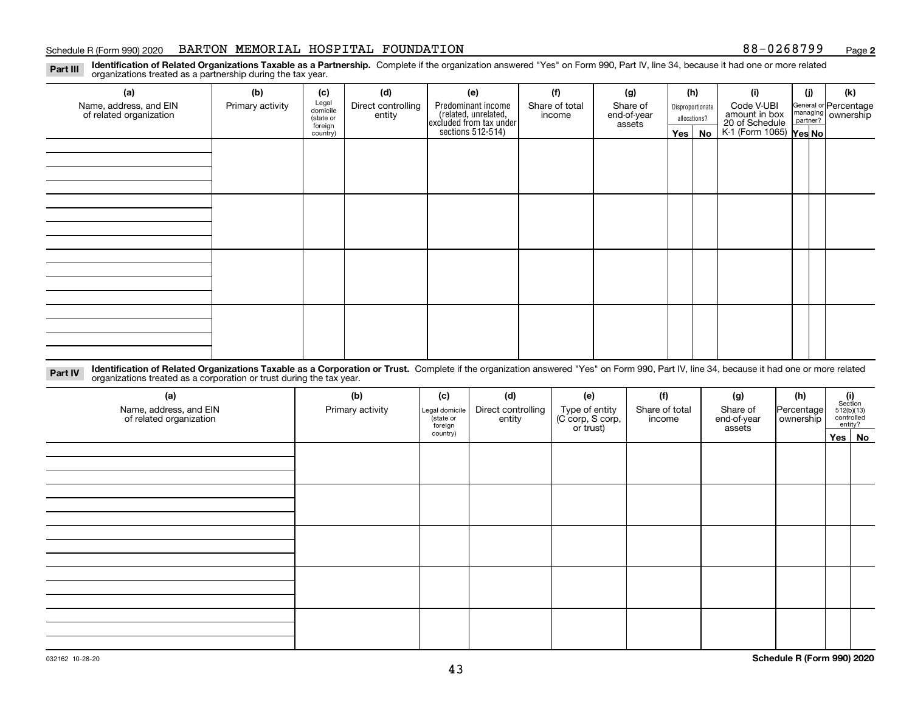Schedule R (Form 990) 2020 BARTON MEMORIAL HOSPITAL FOUNDATION 88-0268799 Page **2**

**Part III** **Identification of Related Organizations Taxable as a Partnership.** Complete if the organization answered "Yes" on Form 990, Part IV, line 34, because it had one or more related organizations treated as a partnership during the tax year.

| (a) Name, address, and EIN of related organization | (b) Primary activity | (c) Legal domicile (state or foreign country) | (d) Direct controlling entity | (e) Predominant income (related, unrelated, excluded from tax under sections 512-514) | (f) Share of total income | (g) Share of end-of-year assets | (h) Disproportionate allocations? | | (i) Code V-UBI amount in box 20 of Schedule K-1 (Form 1065) | (j) General or managing partner? | | (k) Percentage ownership |
|---|---|---|---|---|---|---|---|---|---|---|---|---|
| | | | | | | | Yes | No | | Yes | No | |
| | | | | | | | | | | | | |
| | | | | | | | | | | | | |
| | | | | | | | | | | | | |
| | | | | | | | | | | | | |

**Part IV** **Identification of Related Organizations Taxable as a Corporation or Trust.** Complete if the organization answered "Yes" on Form 990, Part IV, line 34, because it had one or more related organizations treated as a corporation or trust during the tax year.

| (a) Name, address, and EIN of related organization | (b) Primary activity | (c) Legal domicile (state or foreign country) | (d) Direct controlling entity | (e) Type of entity (C corp, S corp, or trust) | (f) Share of total income | (g) Share of end-of-year assets | (h) Percentage ownership | (i) Section 512(b)(13) controlled entity? | |
|---|---|---|---|---|---|---|---|---|---|
| | | | | | | | | Yes | No |
| | | | | | | | | | |
| | | | | | | | | | |
| | | | | | | | | | |
| | | | | | | | | | |
| | | | | | | | | | |

032162 10-28-20 **Schedule R (Form 990) 2020**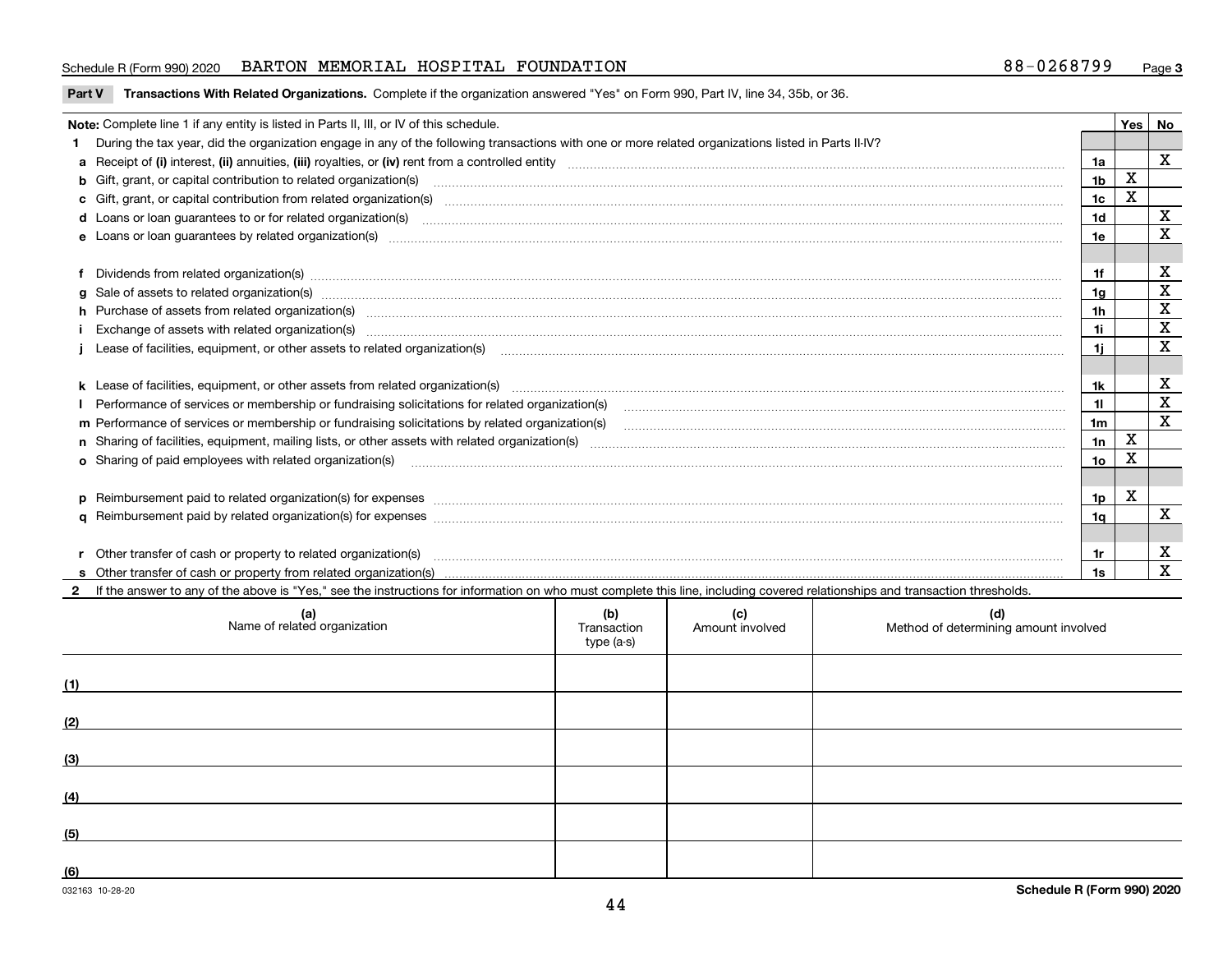Schedule R (Form 990) 2020 BARTON MEMORIAL HOSPITAL FOUNDATION 88-0268799 Page 3

## Part V Transactions With Related Organizations. 

Complete if the organization answered "Yes" on Form 990, Part IV, line 34, 35b, or 36.

| **Note:** Complete line 1 if any entity is listed in Parts II, III, or IV of this schedule. | | Yes | No |
|---|---|---|---|
| **1** During the tax year, did the organization engage in any of the following transactions with one or more related organizations listed in Parts II-IV? | | | |
| **a** Receipt of (i) interest, (ii) annuities, (iii) royalties, or (iv) rent from a controlled entity | 1a | | X |
| **b** Gift, grant, or capital contribution to related organization(s) | 1b | X | |
| **c** Gift, grant, or capital contribution from related organization(s) | 1c | X | |
| **d** Loans or loan guarantees to or for related organization(s) | 1d | | X |
| **e** Loans or loan guarantees by related organization(s) | 1e | | X |
| **f** Dividends from related organization(s) | 1f | | X |
| **g** Sale of assets to related organization(s) | 1g | | X |
| **h** Purchase of assets from related organization(s) | 1h | | X |
| **i** Exchange of assets with related organization(s) | 1i | | X |
| **j** Lease of facilities, equipment, or other assets to related organization(s) | 1j | | X |
| **k** Lease of facilities, equipment, or other assets from related organization(s) | 1k | | X |
| **l** Performance of services or membership or fundraising solicitations for related organization(s) | 1l | | X |
| **m** Performance of services or membership or fundraising solicitations by related organization(s) | 1m | | X |
| **n** Sharing of facilities, equipment, mailing lists, or other assets with related organization(s) | 1n | X | |
| **o** Sharing of paid employees with related organization(s) | 1o | X | |
| **p** Reimbursement paid to related organization(s) for expenses | 1p | X | |
| **q** Reimbursement paid by related organization(s) for expenses | 1q | | X |
| **r** Other transfer of cash or property to related organization(s) | 1r | | X |
| **s** Other transfer of cash or property from related organization(s) | 1s | | X |

**2** If the answer to any of the above is "Yes," see the instructions for information on who must complete this line, including covered relationships and transaction thresholds.

| | (a) Name of related organization | (b) Transaction type (a-s) | (c) Amount involved | (d) Method of determining amount involved |
|---|---|---|---|---|
| (1) | | | | |
| (2) | | | | |
| (3) | | | | |
| (4) | | | | |
| (5) | | | | |
| (6) | | | | |

032163 10-28-20 **Schedule R (Form 990) 2020**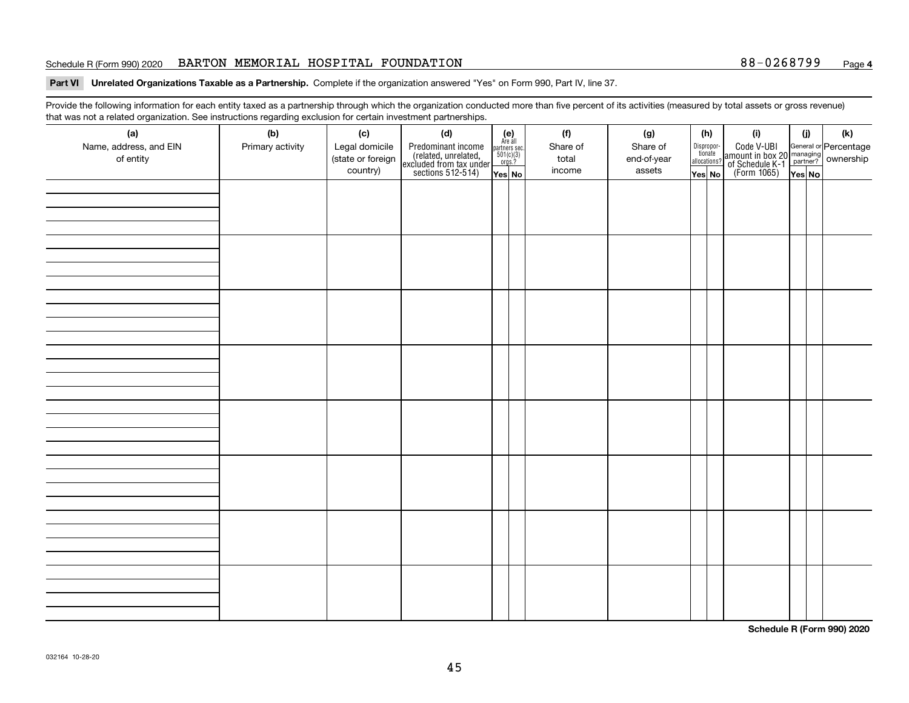Schedule R (Form 990) 2020 BARTON MEMORIAL HOSPITAL FOUNDATION 88-0268799 Page **4**

**Part VI** **Unrelated Organizations Taxable as a Partnership.** Complete if the organization answered "Yes" on Form 990, Part IV, line 37.

Provide the following information for each entity taxed as a partnership through which the organization conducted more than five percent of its activities (measured by total assets or gross revenue) that was not a related organization. See instructions regarding exclusion for certain investment partnerships.

| (a) Name, address, and EIN of entity | (b) Primary activity | (c) Legal domicile (state or foreign country) | (d) Predominant income (related, unrelated, excluded from tax under sections 512-514) | (e) Are all partners sec. 501(c)(3) orgs.? | | (f) Share of total income | (g) Share of end-of-year assets | (h) Disproportionate allocations? | | (i) Code V-UBI amount in box 20 of Schedule K-1 (Form 1065) | (j) General or managing partner? | | (k) Percentage ownership |
|---|---|---|---|---|---|---|---|---|---|---|---|---|---|
| | | | | Yes | No | | | Yes | No | | Yes | No | |
| | | | | | | | | | | | | | |
| | | | | | | | | | | | | | |
| | | | | | | | | | | | | | |
| | | | | | | | | | | | | | |
| | | | | | | | | | | | | | |
| | | | | | | | | | | | | | |
| | | | | | | | | | | | | | |
| | | | | | | | | | | | | | |

**Schedule R (Form 990) 2020**

032164 10-28-20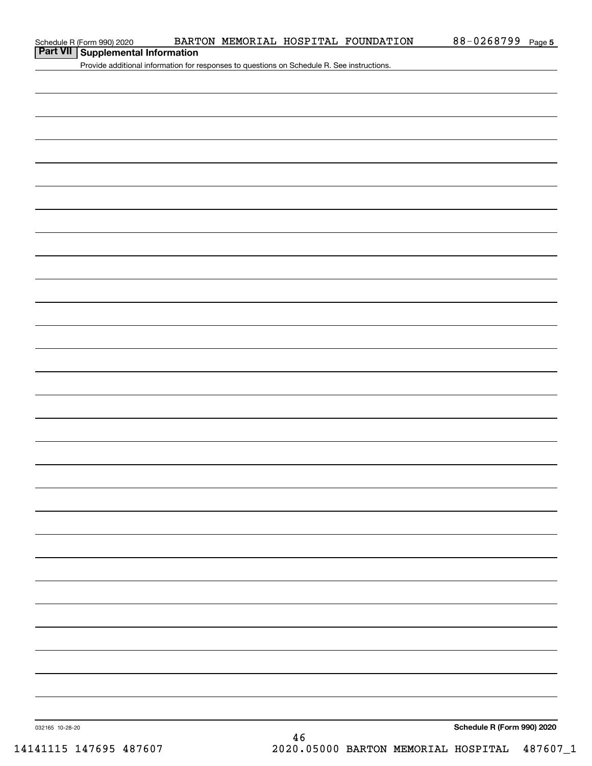Schedule R (Form 990) 2020 BARTON MEMORIAL HOSPITAL FOUNDATION 88-0268799 Page 5

## Part VII Supplemental Information

Provide additional information for responses to questions on Schedule R. See instructions.

032165 10-28-20

**Schedule R (Form 990) 2020**

14141115 147695 487607 2020.05000 BARTON MEMORIAL HOSPITAL 487607_1